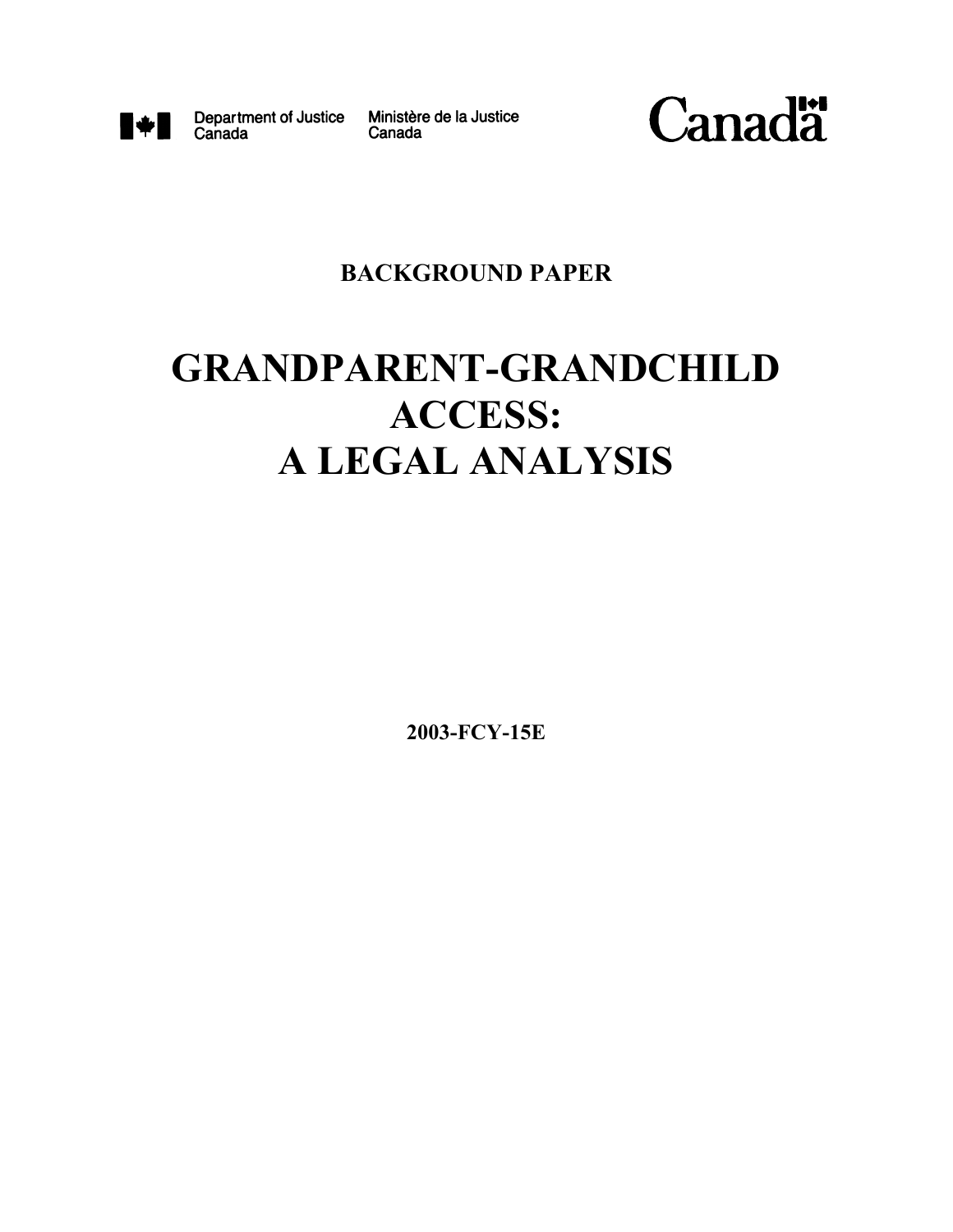Department of Justice Canada    Ministère de la Justice Canada

Canada

**BACKGROUND PAPER**

# GRANDPARENT-GRANDCHILD ACCESS: A LEGAL ANALYSIS

**2003-FCY-15E**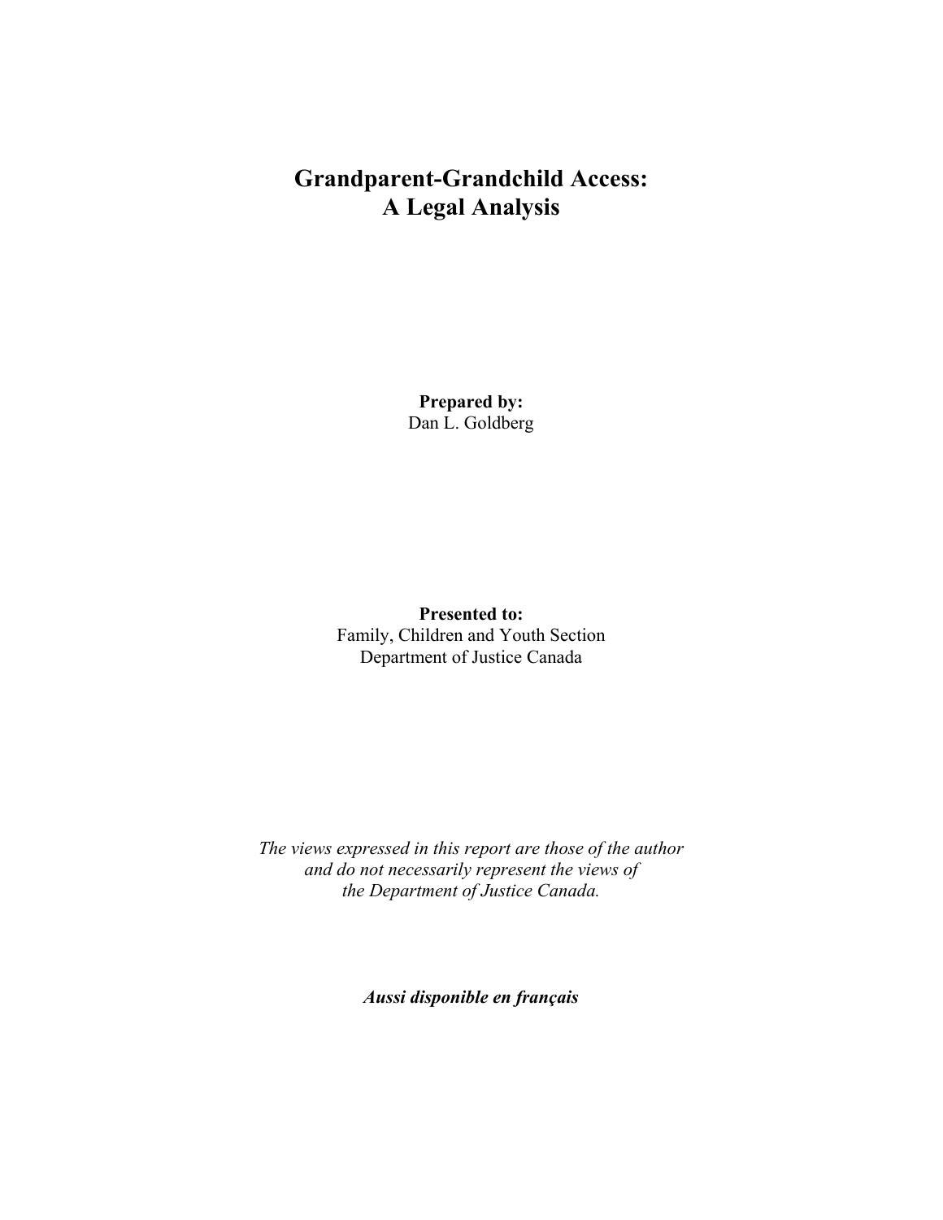# Grandparent-Grandchild Access: A Legal Analysis

**Prepared by:**
Dan L. Goldberg

**Presented to:**
Family, Children and Youth Section
Department of Justice Canada

*The views expressed in this report are those of the author and do not necessarily represent the views of the Department of Justice Canada.*

***Aussi disponible en français***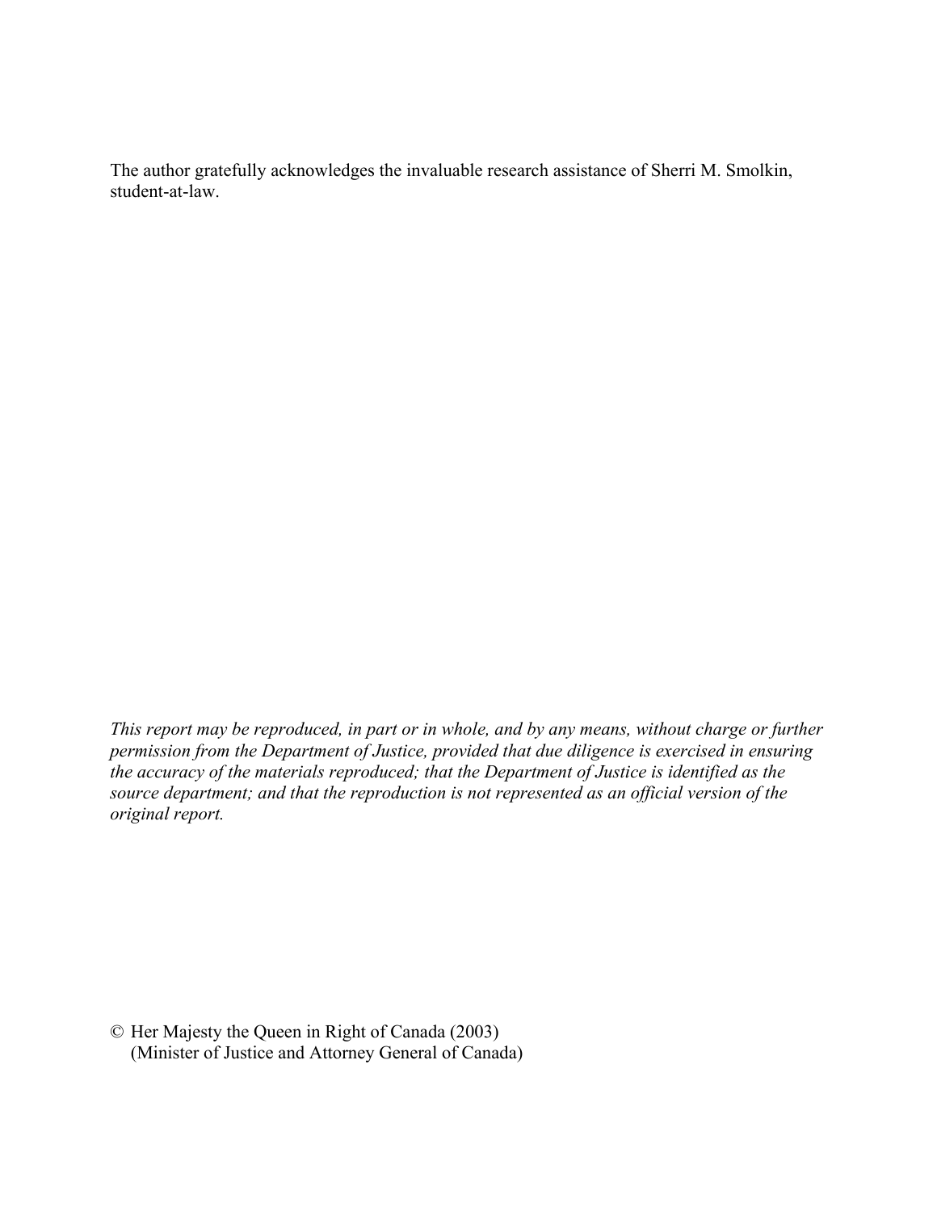The author gratefully acknowledges the invaluable research assistance of Sherri M. Smolkin, student-at-law.

*This report may be reproduced, in part or in whole, and by any means, without charge or further permission from the Department of Justice, provided that due diligence is exercised in ensuring the accuracy of the materials reproduced; that the Department of Justice is identified as the source department; and that the reproduction is not represented as an official version of the original report.*

© Her Majesty the Queen in Right of Canada (2003)
(Minister of Justice and Attorney General of Canada)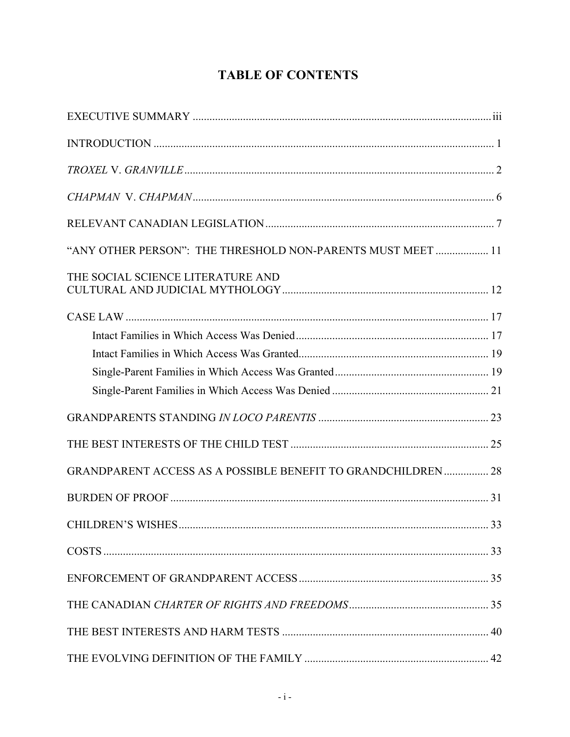# TABLE OF CONTENTS

EXECUTIVE SUMMARY .......... iii

INTRODUCTION .......... 1

*TROXEL* V. *GRANVILLE* .......... 2

*CHAPMAN* V. *CHAPMAN* .......... 6

RELEVANT CANADIAN LEGISLATION .......... 7

"ANY OTHER PERSON": THE THRESHOLD NON-PARENTS MUST MEET .......... 11

THE SOCIAL SCIENCE LITERATURE AND CULTURAL AND JUDICIAL MYTHOLOGY .......... 12

CASE LAW .......... 17

- Intact Families in Which Access Was Denied .......... 17
- Intact Families in Which Access Was Granted .......... 19
- Single-Parent Families in Which Access Was Granted .......... 19
- Single-Parent Families in Which Access Was Denied .......... 21

GRANDPARENTS STANDING *IN LOCO PARENTIS* .......... 23

THE BEST INTERESTS OF THE CHILD TEST .......... 25

GRANDPARENT ACCESS AS A POSSIBLE BENEFIT TO GRANDCHILDREN .......... 28

BURDEN OF PROOF .......... 31

CHILDREN'S WISHES .......... 33

COSTS .......... 33

ENFORCEMENT OF GRANDPARENT ACCESS .......... 35

THE CANADIAN *CHARTER OF RIGHTS AND FREEDOMS* .......... 35

THE BEST INTERESTS AND HARM TESTS .......... 40

THE EVOLVING DEFINITION OF THE FAMILY .......... 42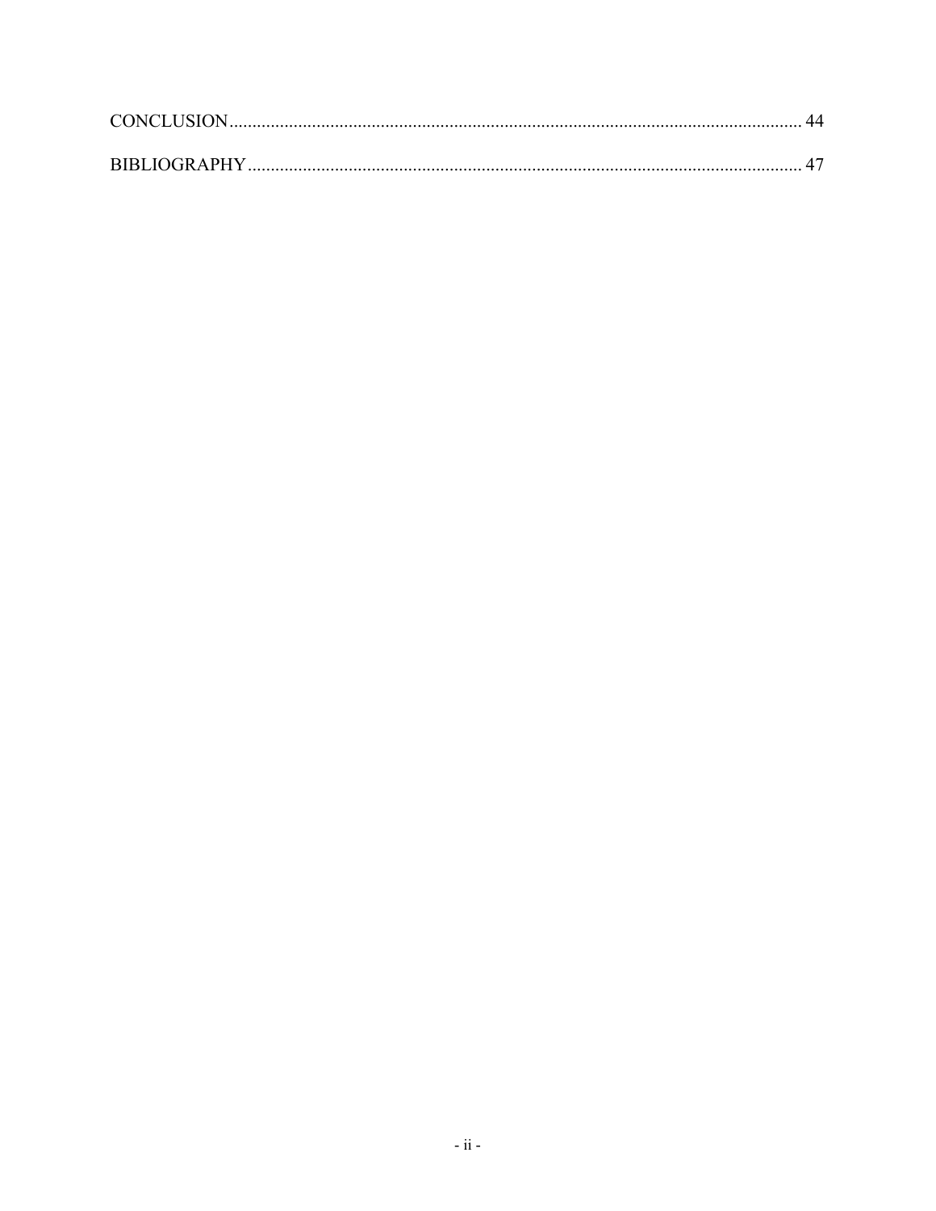CONCLUSION ........................................................................................................................ 44

BIBLIOGRAPHY .................................................................................................................... 47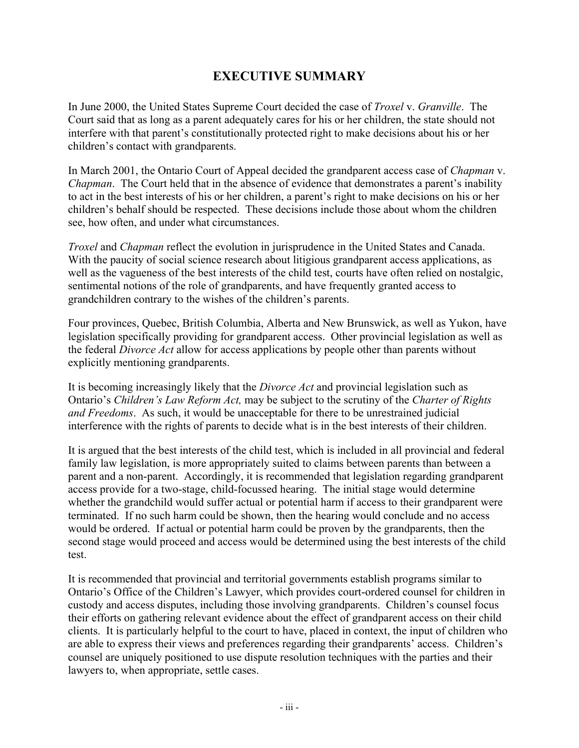# EXECUTIVE SUMMARY

In June 2000, the United States Supreme Court decided the case of *Troxel* v. *Granville*. The Court said that as long as a parent adequately cares for his or her children, the state should not interfere with that parent's constitutionally protected right to make decisions about his or her children's contact with grandparents.

In March 2001, the Ontario Court of Appeal decided the grandparent access case of *Chapman* v. *Chapman*. The Court held that in the absence of evidence that demonstrates a parent's inability to act in the best interests of his or her children, a parent's right to make decisions on his or her children's behalf should be respected. These decisions include those about whom the children see, how often, and under what circumstances.

*Troxel* and *Chapman* reflect the evolution in jurisprudence in the United States and Canada. With the paucity of social science research about litigious grandparent access applications, as well as the vagueness of the best interests of the child test, courts have often relied on nostalgic, sentimental notions of the role of grandparents, and have frequently granted access to grandchildren contrary to the wishes of the children's parents.

Four provinces, Quebec, British Columbia, Alberta and New Brunswick, as well as Yukon, have legislation specifically providing for grandparent access. Other provincial legislation as well as the federal *Divorce Act* allow for access applications by people other than parents without explicitly mentioning grandparents.

It is becoming increasingly likely that the *Divorce Act* and provincial legislation such as Ontario's *Children's Law Reform Act,* may be subject to the scrutiny of the *Charter of Rights and Freedoms*. As such, it would be unacceptable for there to be unrestrained judicial interference with the rights of parents to decide what is in the best interests of their children.

It is argued that the best interests of the child test, which is included in all provincial and federal family law legislation, is more appropriately suited to claims between parents than between a parent and a non-parent. Accordingly, it is recommended that legislation regarding grandparent access provide for a two-stage, child-focussed hearing. The initial stage would determine whether the grandchild would suffer actual or potential harm if access to their grandparent were terminated. If no such harm could be shown, then the hearing would conclude and no access would be ordered. If actual or potential harm could be proven by the grandparents, then the second stage would proceed and access would be determined using the best interests of the child test.

It is recommended that provincial and territorial governments establish programs similar to Ontario's Office of the Children's Lawyer, which provides court-ordered counsel for children in custody and access disputes, including those involving grandparents. Children's counsel focus their efforts on gathering relevant evidence about the effect of grandparent access on their child clients. It is particularly helpful to the court to have, placed in context, the input of children who are able to express their views and preferences regarding their grandparents' access. Children's counsel are uniquely positioned to use dispute resolution techniques with the parties and their lawyers to, when appropriate, settle cases.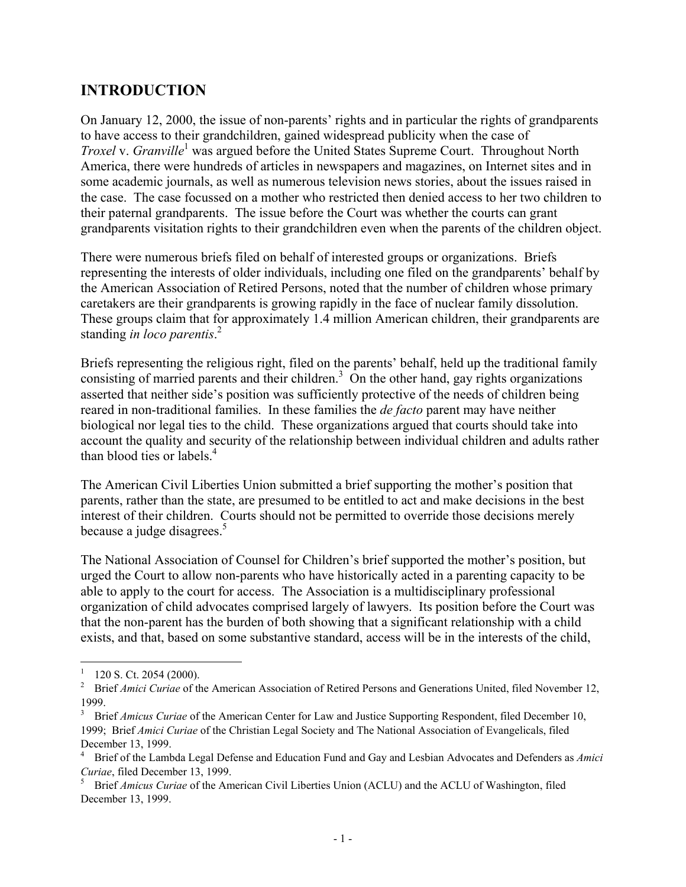## INTRODUCTION

On January 12, 2000, the issue of non-parents' rights and in particular the rights of grandparents to have access to their grandchildren, gained widespread publicity when the case of *Troxel* v. *Granville*[1] was argued before the United States Supreme Court. Throughout North America, there were hundreds of articles in newspapers and magazines, on Internet sites and in some academic journals, as well as numerous television news stories, about the issues raised in the case. The case focussed on a mother who restricted then denied access to her two children to their paternal grandparents. The issue before the Court was whether the courts can grant grandparents visitation rights to their grandchildren even when the parents of the children object.

There were numerous briefs filed on behalf of interested groups or organizations. Briefs representing the interests of older individuals, including one filed on the grandparents' behalf by the American Association of Retired Persons, noted that the number of children whose primary caretakers are their grandparents is growing rapidly in the face of nuclear family dissolution. These groups claim that for approximately 1.4 million American children, their grandparents are standing *in loco parentis*.[2]

Briefs representing the religious right, filed on the parents' behalf, held up the traditional family consisting of married parents and their children.[3] On the other hand, gay rights organizations asserted that neither side's position was sufficiently protective of the needs of children being reared in non-traditional families. In these families the *de facto* parent may have neither biological nor legal ties to the child. These organizations argued that courts should take into account the quality and security of the relationship between individual children and adults rather than blood ties or labels.[4]

The American Civil Liberties Union submitted a brief supporting the mother's position that parents, rather than the state, are presumed to be entitled to act and make decisions in the best interest of their children. Courts should not be permitted to override those decisions merely because a judge disagrees.[5]

The National Association of Counsel for Children's brief supported the mother's position, but urged the Court to allow non-parents who have historically acted in a parenting capacity to be able to apply to the court for access. The Association is a multidisciplinary professional organization of child advocates comprised largely of lawyers. Its position before the Court was that the non-parent has the burden of both showing that a significant relationship with a child exists, and that, based on some substantive standard, access will be in the interests of the child,

---

[1] 120 S. Ct. 2054 (2000).

[2] Brief *Amici Curiae* of the American Association of Retired Persons and Generations United, filed November 12, 1999.

[3] Brief *Amicus Curiae* of the American Center for Law and Justice Supporting Respondent, filed December 10, 1999; Brief *Amici Curiae* of the Christian Legal Society and The National Association of Evangelicals, filed December 13, 1999.

[4] Brief of the Lambda Legal Defense and Education Fund and Gay and Lesbian Advocates and Defenders as *Amici Curiae*, filed December 13, 1999.

[5] Brief *Amicus Curiae* of the American Civil Liberties Union (ACLU) and the ACLU of Washington, filed December 13, 1999.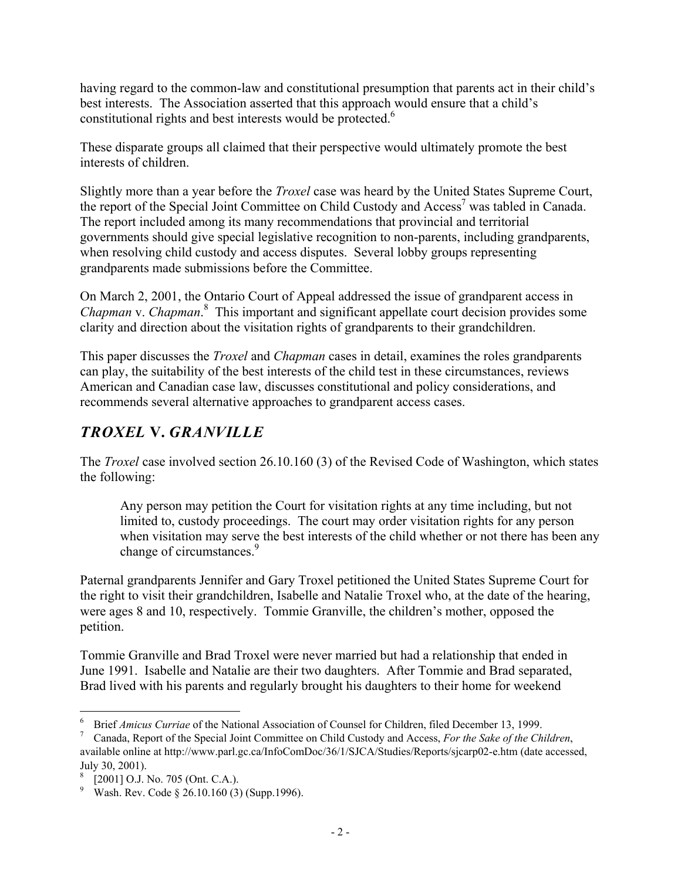having regard to the common-law and constitutional presumption that parents act in their child's best interests. The Association asserted that this approach would ensure that a child's constitutional rights and best interests would be protected.[6]

These disparate groups all claimed that their perspective would ultimately promote the best interests of children.

Slightly more than a year before the *Troxel* case was heard by the United States Supreme Court, the report of the Special Joint Committee on Child Custody and Access[7] was tabled in Canada. The report included among its many recommendations that provincial and territorial governments should give special legislative recognition to non-parents, including grandparents, when resolving child custody and access disputes. Several lobby groups representing grandparents made submissions before the Committee.

On March 2, 2001, the Ontario Court of Appeal addressed the issue of grandparent access in *Chapman* v. *Chapman*.[8] This important and significant appellate court decision provides some clarity and direction about the visitation rights of grandparents to their grandchildren.

This paper discusses the *Troxel* and *Chapman* cases in detail, examines the roles grandparents can play, the suitability of the best interests of the child test in these circumstances, reviews American and Canadian case law, discusses constitutional and policy considerations, and recommends several alternative approaches to grandparent access cases.

## *TROXEL* V. *GRANVILLE*

The *Troxel* case involved section 26.10.160 (3) of the Revised Code of Washington, which states the following:

> Any person may petition the Court for visitation rights at any time including, but not limited to, custody proceedings. The court may order visitation rights for any person when visitation may serve the best interests of the child whether or not there has been any change of circumstances.[9]

Paternal grandparents Jennifer and Gary Troxel petitioned the United States Supreme Court for the right to visit their grandchildren, Isabelle and Natalie Troxel who, at the date of the hearing, were ages 8 and 10, respectively. Tommie Granville, the children's mother, opposed the petition.

Tommie Granville and Brad Troxel were never married but had a relationship that ended in June 1991. Isabelle and Natalie are their two daughters. After Tommie and Brad separated, Brad lived with his parents and regularly brought his daughters to their home for weekend

---

6 Brief *Amicus Curriae* of the National Association of Counsel for Children, filed December 13, 1999.

7 Canada, Report of the Special Joint Committee on Child Custody and Access, *For the Sake of the Children*, available online at http://www.parl.gc.ca/InfoComDoc/36/1/SJCA/Studies/Reports/sjcarp02-e.htm (date accessed, July 30, 2001).

8 [2001] O.J. No. 705 (Ont. C.A.).

9 Wash. Rev. Code § 26.10.160 (3) (Supp.1996).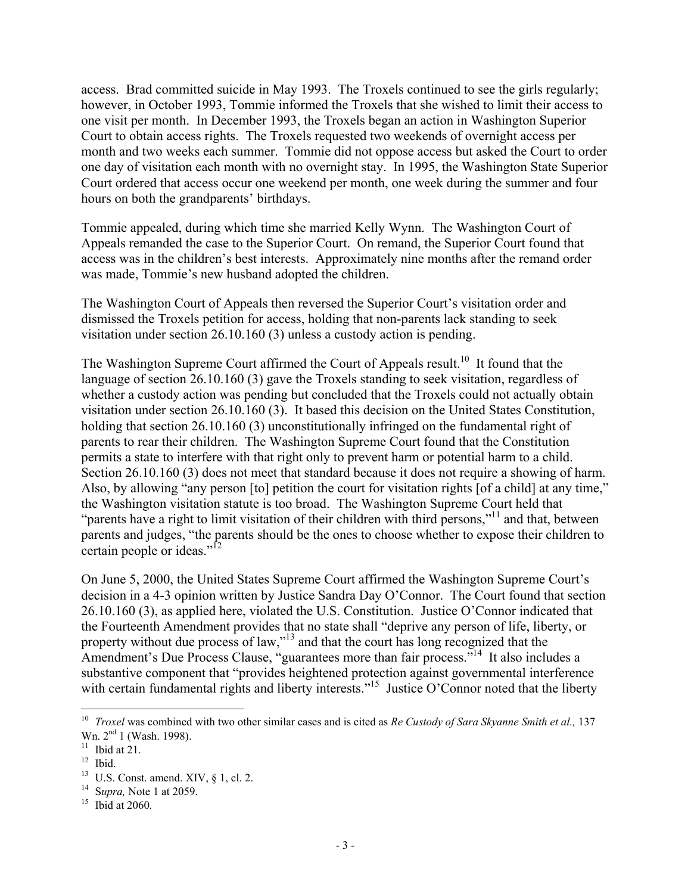access. Brad committed suicide in May 1993. The Troxels continued to see the girls regularly; however, in October 1993, Tommie informed the Troxels that she wished to limit their access to one visit per month. In December 1993, the Troxels began an action in Washington Superior Court to obtain access rights. The Troxels requested two weekends of overnight access per month and two weeks each summer. Tommie did not oppose access but asked the Court to order one day of visitation each month with no overnight stay. In 1995, the Washington State Superior Court ordered that access occur one weekend per month, one week during the summer and four hours on both the grandparents' birthdays.

Tommie appealed, during which time she married Kelly Wynn. The Washington Court of Appeals remanded the case to the Superior Court. On remand, the Superior Court found that access was in the children's best interests. Approximately nine months after the remand order was made, Tommie's new husband adopted the children.

The Washington Court of Appeals then reversed the Superior Court's visitation order and dismissed the Troxels petition for access, holding that non-parents lack standing to seek visitation under section 26.10.160 (3) unless a custody action is pending.

The Washington Supreme Court affirmed the Court of Appeals result.[10] It found that the language of section 26.10.160 (3) gave the Troxels standing to seek visitation, regardless of whether a custody action was pending but concluded that the Troxels could not actually obtain visitation under section 26.10.160 (3). It based this decision on the United States Constitution, holding that section 26.10.160 (3) unconstitutionally infringed on the fundamental right of parents to rear their children. The Washington Supreme Court found that the Constitution permits a state to interfere with that right only to prevent harm or potential harm to a child. Section 26.10.160 (3) does not meet that standard because it does not require a showing of harm. Also, by allowing "any person [to] petition the court for visitation rights [of a child] at any time," the Washington visitation statute is too broad. The Washington Supreme Court held that "parents have a right to limit visitation of their children with third persons,"[11] and that, between parents and judges, "the parents should be the ones to choose whether to expose their children to certain people or ideas."[12]

On June 5, 2000, the United States Supreme Court affirmed the Washington Supreme Court's decision in a 4-3 opinion written by Justice Sandra Day O'Connor. The Court found that section 26.10.160 (3), as applied here, violated the U.S. Constitution. Justice O'Connor indicated that the Fourteenth Amendment provides that no state shall "deprive any person of life, liberty, or property without due process of law,"[13] and that the court has long recognized that the Amendment's Due Process Clause, "guarantees more than fair process."[14] It also includes a substantive component that "provides heightened protection against governmental interference with certain fundamental rights and liberty interests."[15] Justice O'Connor noted that the liberty

---

[10] *Troxel* was combined with two other similar cases and is cited as *Re Custody of Sara Skyanne Smith et al.,* 137 Wn. 2nd 1 (Wash. 1998).

[11] Ibid at 21.

[12] Ibid.

[13] U.S. Const. amend. XIV, § 1, cl. 2.

[14] S*upra,* Note 1 at 2059.

[15] Ibid at 2060*.*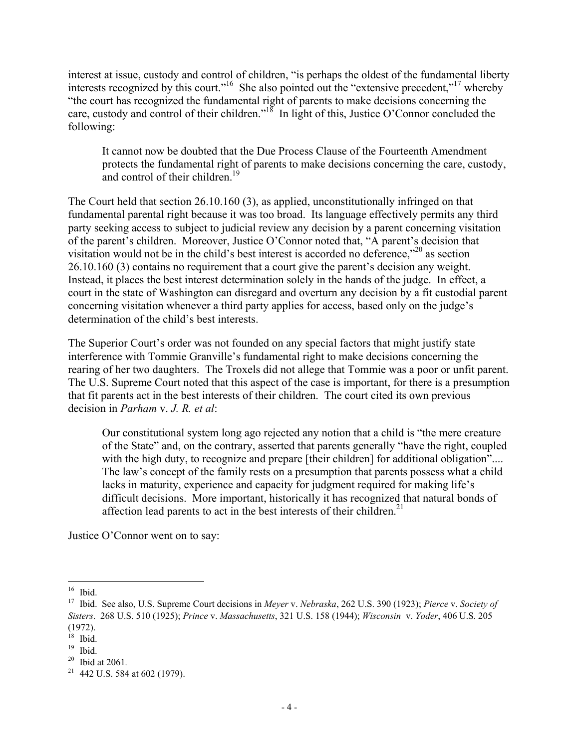interest at issue, custody and control of children, "is perhaps the oldest of the fundamental liberty interests recognized by this court."[16] She also pointed out the "extensive precedent,"[17] whereby "the court has recognized the fundamental right of parents to make decisions concerning the care, custody and control of their children."[18] In light of this, Justice O'Connor concluded the following:

> It cannot now be doubted that the Due Process Clause of the Fourteenth Amendment protects the fundamental right of parents to make decisions concerning the care, custody, and control of their children.[19]

The Court held that section 26.10.160 (3), as applied, unconstitutionally infringed on that fundamental parental right because it was too broad. Its language effectively permits any third party seeking access to subject to judicial review any decision by a parent concerning visitation of the parent's children. Moreover, Justice O'Connor noted that, "A parent's decision that visitation would not be in the child's best interest is accorded no deference,"[20] as section 26.10.160 (3) contains no requirement that a court give the parent's decision any weight. Instead, it places the best interest determination solely in the hands of the judge. In effect, a court in the state of Washington can disregard and overturn any decision by a fit custodial parent concerning visitation whenever a third party applies for access, based only on the judge's determination of the child's best interests.

The Superior Court's order was not founded on any special factors that might justify state interference with Tommie Granville's fundamental right to make decisions concerning the rearing of her two daughters. The Troxels did not allege that Tommie was a poor or unfit parent. The U.S. Supreme Court noted that this aspect of the case is important, for there is a presumption that fit parents act in the best interests of their children. The court cited its own previous decision in *Parham* v. *J. R. et al*:

> Our constitutional system long ago rejected any notion that a child is "the mere creature of the State" and, on the contrary, asserted that parents generally "have the right, coupled with the high duty, to recognize and prepare [their children] for additional obligation".... The law's concept of the family rests on a presumption that parents possess what a child lacks in maturity, experience and capacity for judgment required for making life's difficult decisions. More important, historically it has recognized that natural bonds of affection lead parents to act in the best interests of their children.[21]

Justice O'Connor went on to say:

---

[16] Ibid.

[17] Ibid. See also, U.S. Supreme Court decisions in *Meyer* v. *Nebraska*, 262 U.S. 390 (1923); *Pierce* v. *Society of Sisters*. 268 U.S. 510 (1925); *Prince* v. *Massachusetts*, 321 U.S. 158 (1944); *Wisconsin* v. *Yoder*, 406 U.S. 205 (1972).

[18] Ibid.

[19] Ibid.

[20] Ibid at 2061.

[21] 442 U.S. 584 at 602 (1979).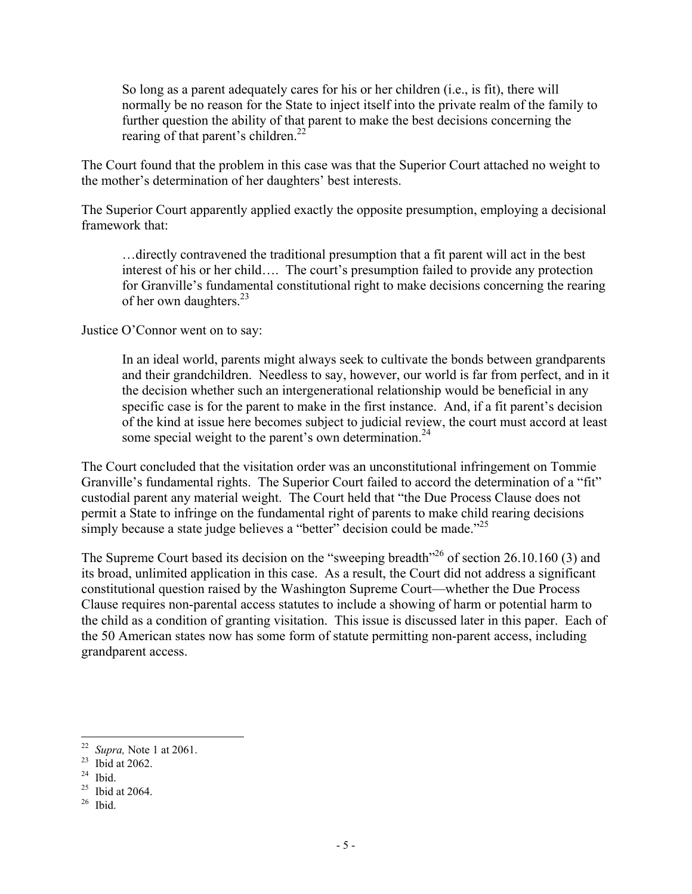> So long as a parent adequately cares for his or her children (i.e., is fit), there will normally be no reason for the State to inject itself into the private realm of the family to further question the ability of that parent to make the best decisions concerning the rearing of that parent's children.[22]

The Court found that the problem in this case was that the Superior Court attached no weight to the mother's determination of her daughters' best interests.

The Superior Court apparently applied exactly the opposite presumption, employing a decisional framework that:

> …directly contravened the traditional presumption that a fit parent will act in the best interest of his or her child…. The court's presumption failed to provide any protection for Granville's fundamental constitutional right to make decisions concerning the rearing of her own daughters.[23]

Justice O'Connor went on to say:

> In an ideal world, parents might always seek to cultivate the bonds between grandparents and their grandchildren. Needless to say, however, our world is far from perfect, and in it the decision whether such an intergenerational relationship would be beneficial in any specific case is for the parent to make in the first instance. And, if a fit parent's decision of the kind at issue here becomes subject to judicial review, the court must accord at least some special weight to the parent's own determination.[24]

The Court concluded that the visitation order was an unconstitutional infringement on Tommie Granville's fundamental rights. The Superior Court failed to accord the determination of a "fit" custodial parent any material weight. The Court held that "the Due Process Clause does not permit a State to infringe on the fundamental right of parents to make child rearing decisions simply because a state judge believes a "better" decision could be made."[25]

The Supreme Court based its decision on the "sweeping breadth"[26] of section 26.10.160 (3) and its broad, unlimited application in this case. As a result, the Court did not address a significant constitutional question raised by the Washington Supreme Court—whether the Due Process Clause requires non-parental access statutes to include a showing of harm or potential harm to the child as a condition of granting visitation. This issue is discussed later in this paper. Each of the 50 American states now has some form of statute permitting non-parent access, including grandparent access.

---

[22] *Supra,* Note 1 at 2061.

[23] Ibid at 2062.

[24] Ibid.

[25] Ibid at 2064.

[26] Ibid.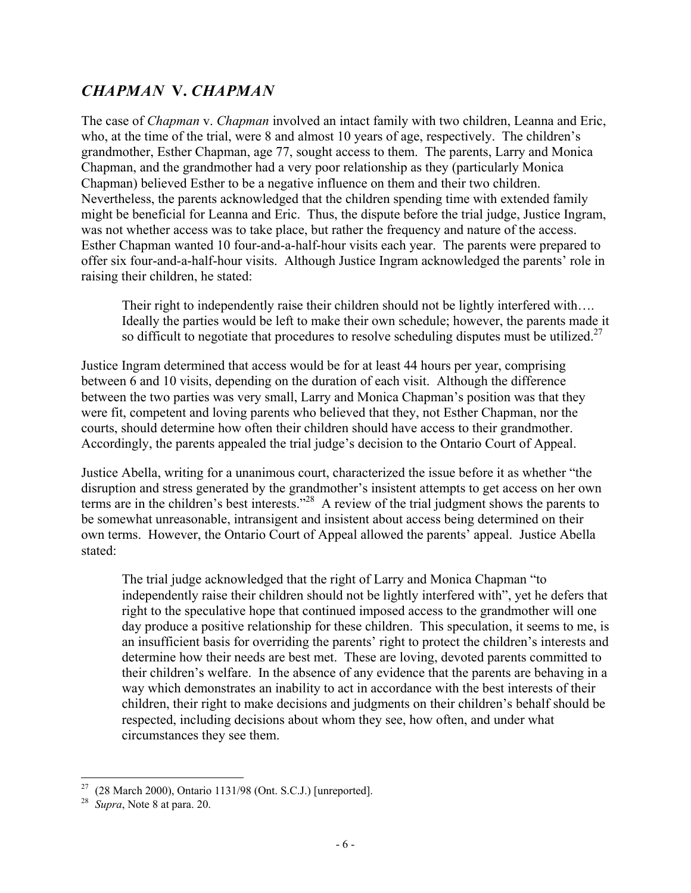## *CHAPMAN* V. *CHAPMAN*

The case of *Chapman* v. *Chapman* involved an intact family with two children, Leanna and Eric, who, at the time of the trial, were 8 and almost 10 years of age, respectively. The children's grandmother, Esther Chapman, age 77, sought access to them. The parents, Larry and Monica Chapman, and the grandmother had a very poor relationship as they (particularly Monica Chapman) believed Esther to be a negative influence on them and their two children. Nevertheless, the parents acknowledged that the children spending time with extended family might be beneficial for Leanna and Eric. Thus, the dispute before the trial judge, Justice Ingram, was not whether access was to take place, but rather the frequency and nature of the access. Esther Chapman wanted 10 four-and-a-half-hour visits each year. The parents were prepared to offer six four-and-a-half-hour visits. Although Justice Ingram acknowledged the parents' role in raising their children, he stated:

> Their right to independently raise their children should not be lightly interfered with…. Ideally the parties would be left to make their own schedule; however, the parents made it so difficult to negotiate that procedures to resolve scheduling disputes must be utilized.[27]

Justice Ingram determined that access would be for at least 44 hours per year, comprising between 6 and 10 visits, depending on the duration of each visit. Although the difference between the two parties was very small, Larry and Monica Chapman's position was that they were fit, competent and loving parents who believed that they, not Esther Chapman, nor the courts, should determine how often their children should have access to their grandmother. Accordingly, the parents appealed the trial judge's decision to the Ontario Court of Appeal.

Justice Abella, writing for a unanimous court, characterized the issue before it as whether "the disruption and stress generated by the grandmother's insistent attempts to get access on her own terms are in the children's best interests."[28] A review of the trial judgment shows the parents to be somewhat unreasonable, intransigent and insistent about access being determined on their own terms. However, the Ontario Court of Appeal allowed the parents' appeal. Justice Abella stated:

> The trial judge acknowledged that the right of Larry and Monica Chapman "to independently raise their children should not be lightly interfered with", yet he defers that right to the speculative hope that continued imposed access to the grandmother will one day produce a positive relationship for these children. This speculation, it seems to me, is an insufficient basis for overriding the parents' right to protect the children's interests and determine how their needs are best met. These are loving, devoted parents committed to their children's welfare. In the absence of any evidence that the parents are behaving in a way which demonstrates an inability to act in accordance with the best interests of their children, their right to make decisions and judgments on their children's behalf should be respected, including decisions about whom they see, how often, and under what circumstances they see them.

---

[27] (28 March 2000), Ontario 1131/98 (Ont. S.C.J.) [unreported].

[28] *Supra*, Note 8 at para. 20.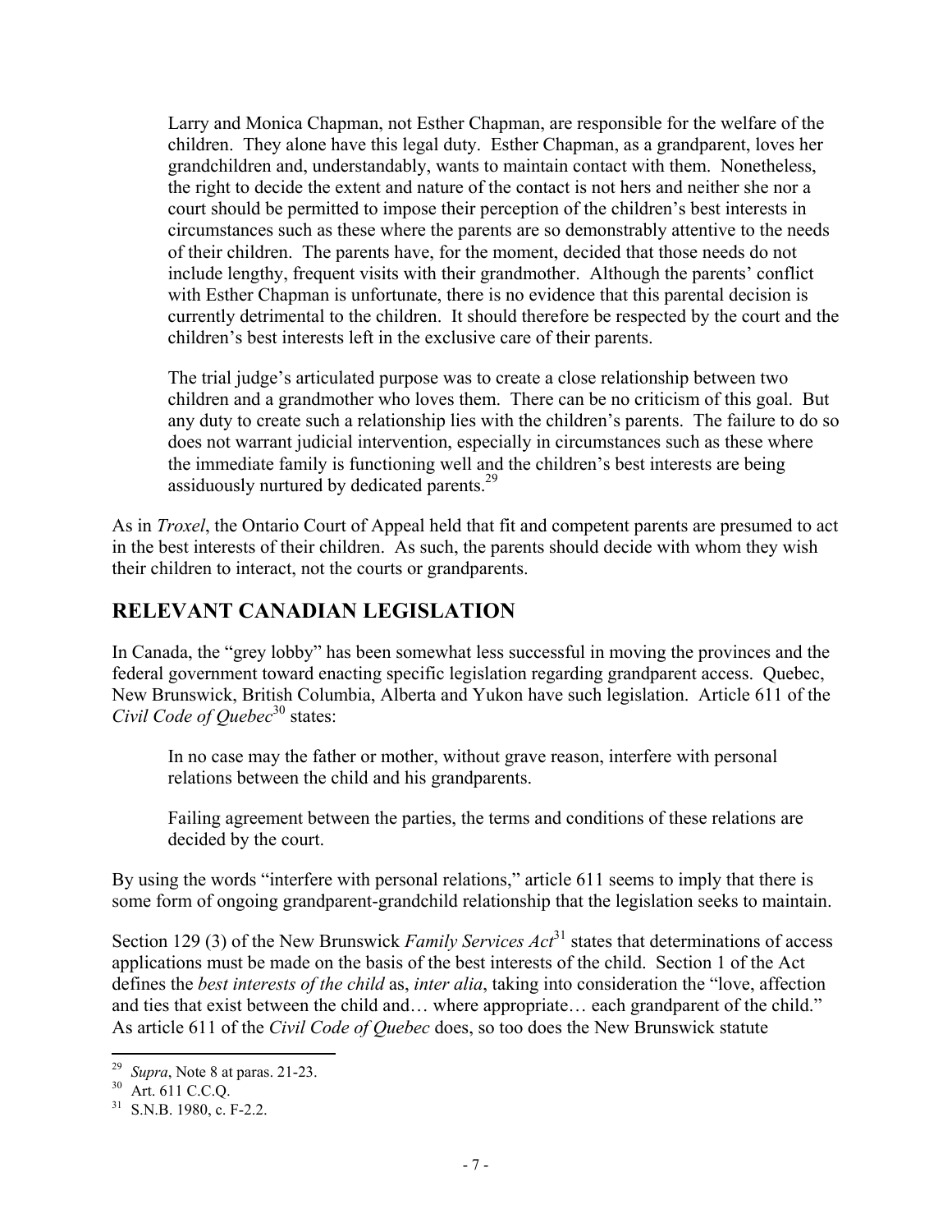> Larry and Monica Chapman, not Esther Chapman, are responsible for the welfare of the children. They alone have this legal duty. Esther Chapman, as a grandparent, loves her grandchildren and, understandably, wants to maintain contact with them. Nonetheless, the right to decide the extent and nature of the contact is not hers and neither she nor a court should be permitted to impose their perception of the children's best interests in circumstances such as these where the parents are so demonstrably attentive to the needs of their children. The parents have, for the moment, decided that those needs do not include lengthy, frequent visits with their grandmother. Although the parents' conflict with Esther Chapman is unfortunate, there is no evidence that this parental decision is currently detrimental to the children. It should therefore be respected by the court and the children's best interests left in the exclusive care of their parents.
>
> The trial judge's articulated purpose was to create a close relationship between two children and a grandmother who loves them. There can be no criticism of this goal. But any duty to create such a relationship lies with the children's parents. The failure to do so does not warrant judicial intervention, especially in circumstances such as these where the immediate family is functioning well and the children's best interests are being assiduously nurtured by dedicated parents.[29]

As in *Troxel*, the Ontario Court of Appeal held that fit and competent parents are presumed to act in the best interests of their children. As such, the parents should decide with whom they wish their children to interact, not the courts or grandparents.

## RELEVANT CANADIAN LEGISLATION

In Canada, the "grey lobby" has been somewhat less successful in moving the provinces and the federal government toward enacting specific legislation regarding grandparent access. Quebec, New Brunswick, British Columbia, Alberta and Yukon have such legislation. Article 611 of the *Civil Code of Quebec*[30] states:

> In no case may the father or mother, without grave reason, interfere with personal relations between the child and his grandparents.
>
> Failing agreement between the parties, the terms and conditions of these relations are decided by the court.

By using the words "interfere with personal relations," article 611 seems to imply that there is some form of ongoing grandparent-grandchild relationship that the legislation seeks to maintain.

Section 129 (3) of the New Brunswick *Family Services Act*[31] states that determinations of access applications must be made on the basis of the best interests of the child. Section 1 of the Act defines the *best interests of the child* as, *inter alia*, taking into consideration the "love, affection and ties that exist between the child and… where appropriate… each grandparent of the child." As article 611 of the *Civil Code of Quebec* does, so too does the New Brunswick statute

---

[29] *Supra*, Note 8 at paras. 21-23.

[30] Art. 611 C.C.Q.

[31] S.N.B. 1980, c. F-2.2.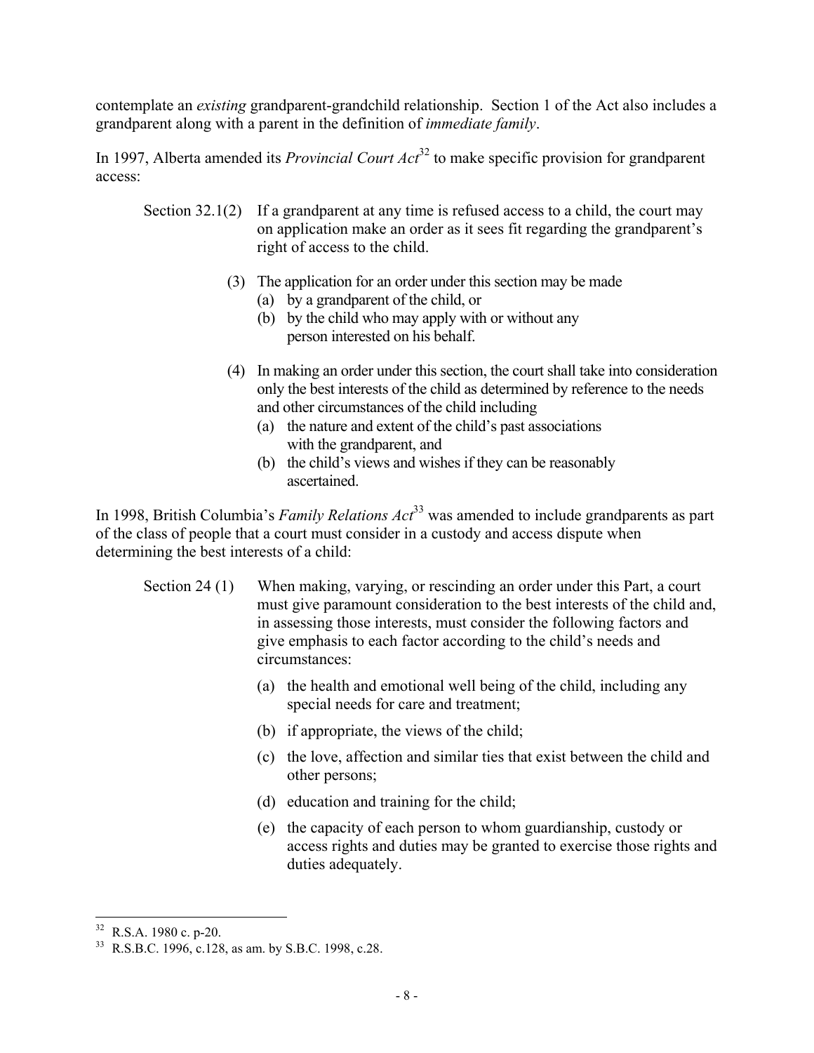contemplate an *existing* grandparent-grandchild relationship. Section 1 of the Act also includes a grandparent along with a parent in the definition of *immediate family*.

In 1997, Alberta amended its *Provincial Court Act*[32] to make specific provision for grandparent access:

> Section 32.1(2) If a grandparent at any time is refused access to a child, the court may on application make an order as it sees fit regarding the grandparent's right of access to the child.
>
> (3) The application for an order under this section may be made
> (a) by a grandparent of the child, or
> (b) by the child who may apply with or without any person interested on his behalf.
>
> (4) In making an order under this section, the court shall take into consideration only the best interests of the child as determined by reference to the needs and other circumstances of the child including
> (a) the nature and extent of the child's past associations with the grandparent, and
> (b) the child's views and wishes if they can be reasonably ascertained.

In 1998, British Columbia's *Family Relations Act*[33] was amended to include grandparents as part of the class of people that a court must consider in a custody and access dispute when determining the best interests of a child:

> Section 24 (1) When making, varying, or rescinding an order under this Part, a court must give paramount consideration to the best interests of the child and, in assessing those interests, must consider the following factors and give emphasis to each factor according to the child's needs and circumstances:
>
> (a) the health and emotional well being of the child, including any special needs for care and treatment;
>
> (b) if appropriate, the views of the child;
>
> (c) the love, affection and similar ties that exist between the child and other persons;
>
> (d) education and training for the child;
>
> (e) the capacity of each person to whom guardianship, custody or access rights and duties may be granted to exercise those rights and duties adequately.

---

[32] R.S.A. 1980 c. p-20.

[33] R.S.B.C. 1996, c.128, as am. by S.B.C. 1998, c.28.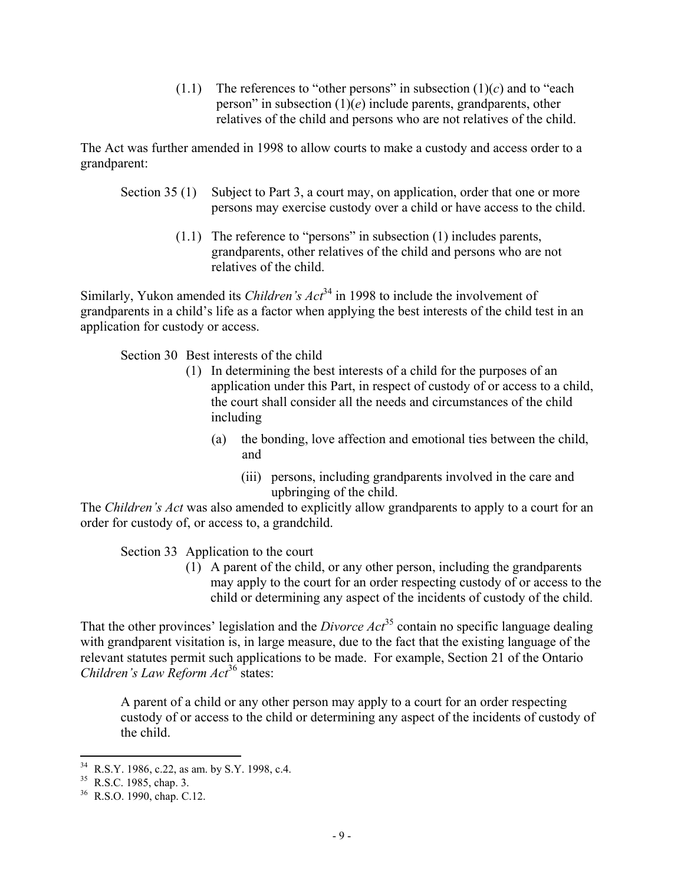(1.1) The references to "other persons" in subsection (1)(*c*) and to "each person" in subsection (1)(*e*) include parents, grandparents, other relatives of the child and persons who are not relatives of the child.

The Act was further amended in 1998 to allow courts to make a custody and access order to a grandparent:

> Section 35 (1) Subject to Part 3, a court may, on application, order that one or more persons may exercise custody over a child or have access to the child.
>
> (1.1) The reference to "persons" in subsection (1) includes parents, grandparents, other relatives of the child and persons who are not relatives of the child.

Similarly, Yukon amended its *Children's Act*[34] in 1998 to include the involvement of grandparents in a child's life as a factor when applying the best interests of the child test in an application for custody or access.

> Section 30 Best interests of the child
>
> (1) In determining the best interests of a child for the purposes of an application under this Part, in respect of custody of or access to a child, the court shall consider all the needs and circumstances of the child including
>
> (a) the bonding, love affection and emotional ties between the child, and
>
> (iii) persons, including grandparents involved in the care and upbringing of the child.

The *Children's Act* was also amended to explicitly allow grandparents to apply to a court for an order for custody of, or access to, a grandchild.

> Section 33 Application to the court
>
> (1) A parent of the child, or any other person, including the grandparents may apply to the court for an order respecting custody of or access to the child or determining any aspect of the incidents of custody of the child.

That the other provinces' legislation and the *Divorce Act*[35] contain no specific language dealing with grandparent visitation is, in large measure, due to the fact that the existing language of the relevant statutes permit such applications to be made. For example, Section 21 of the Ontario *Children's Law Reform Act*[36] states:

> A parent of a child or any other person may apply to a court for an order respecting custody of or access to the child or determining any aspect of the incidents of custody of the child.

---

[34] R.S.Y. 1986, c.22, as am. by S.Y. 1998, c.4.

[35] R.S.C. 1985, chap. 3.

[36] R.S.O. 1990, chap. C.12.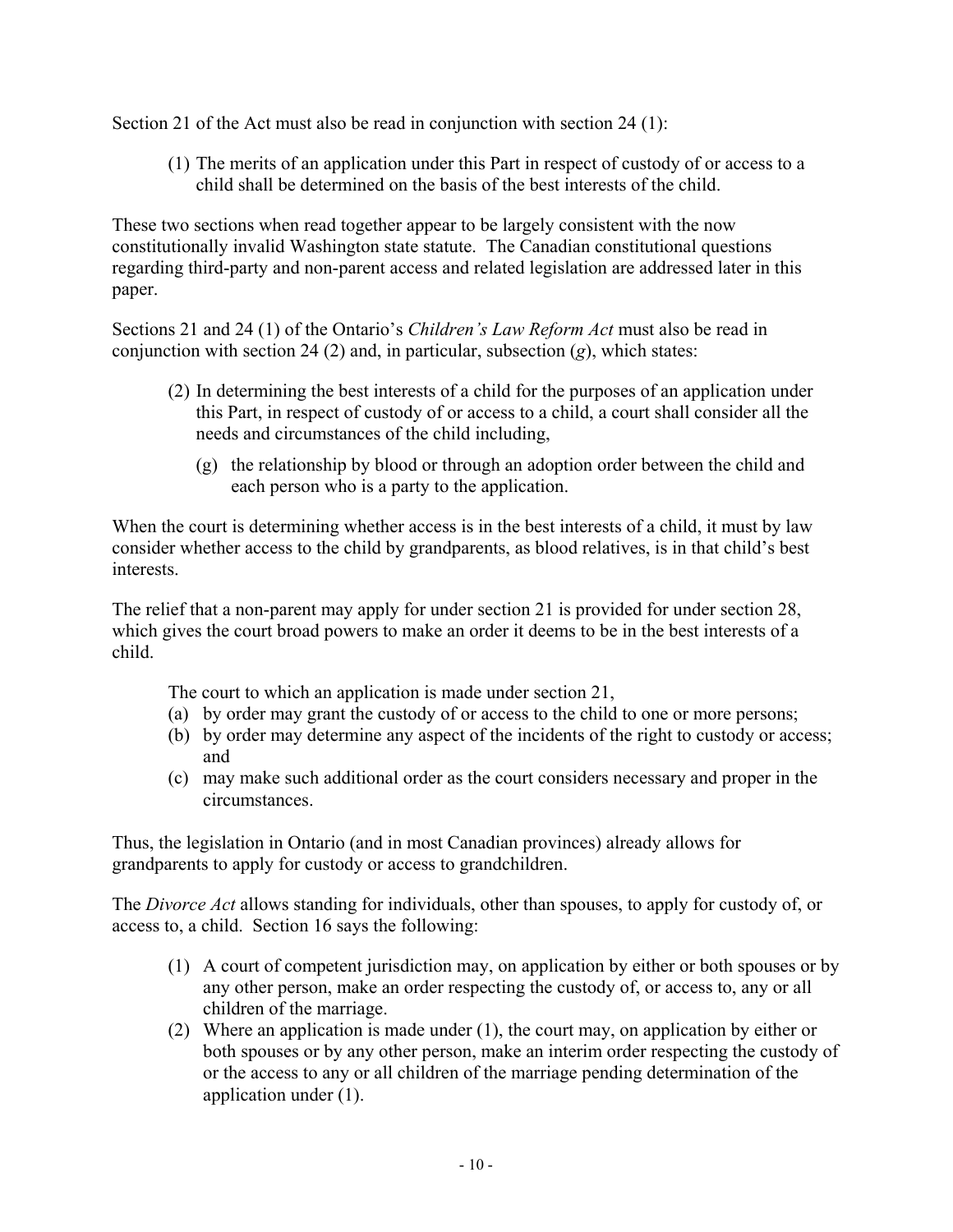Section 21 of the Act must also be read in conjunction with section 24 (1):

> (1) The merits of an application under this Part in respect of custody of or access to a child shall be determined on the basis of the best interests of the child.

These two sections when read together appear to be largely consistent with the now constitutionally invalid Washington state statute. The Canadian constitutional questions regarding third-party and non-parent access and related legislation are addressed later in this paper.

Sections 21 and 24 (1) of the Ontario's *Children's Law Reform Act* must also be read in conjunction with section 24 (2) and, in particular, subsection (*g*), which states:

> (2) In determining the best interests of a child for the purposes of an application under this Part, in respect of custody of or access to a child, a court shall consider all the needs and circumstances of the child including,
>
> (g) the relationship by blood or through an adoption order between the child and each person who is a party to the application.

When the court is determining whether access is in the best interests of a child, it must by law consider whether access to the child by grandparents, as blood relatives, is in that child's best interests.

The relief that a non-parent may apply for under section 21 is provided for under section 28, which gives the court broad powers to make an order it deems to be in the best interests of a child.

> The court to which an application is made under section 21,
>
> (a) by order may grant the custody of or access to the child to one or more persons;
> (b) by order may determine any aspect of the incidents of the right to custody or access; and
> (c) may make such additional order as the court considers necessary and proper in the circumstances.

Thus, the legislation in Ontario (and in most Canadian provinces) already allows for grandparents to apply for custody or access to grandchildren.

The *Divorce Act* allows standing for individuals, other than spouses, to apply for custody of, or access to, a child. Section 16 says the following:

> (1) A court of competent jurisdiction may, on application by either or both spouses or by any other person, make an order respecting the custody of, or access to, any or all children of the marriage.
> (2) Where an application is made under (1), the court may, on application by either or both spouses or by any other person, make an interim order respecting the custody of or the access to any or all children of the marriage pending determination of the application under (1).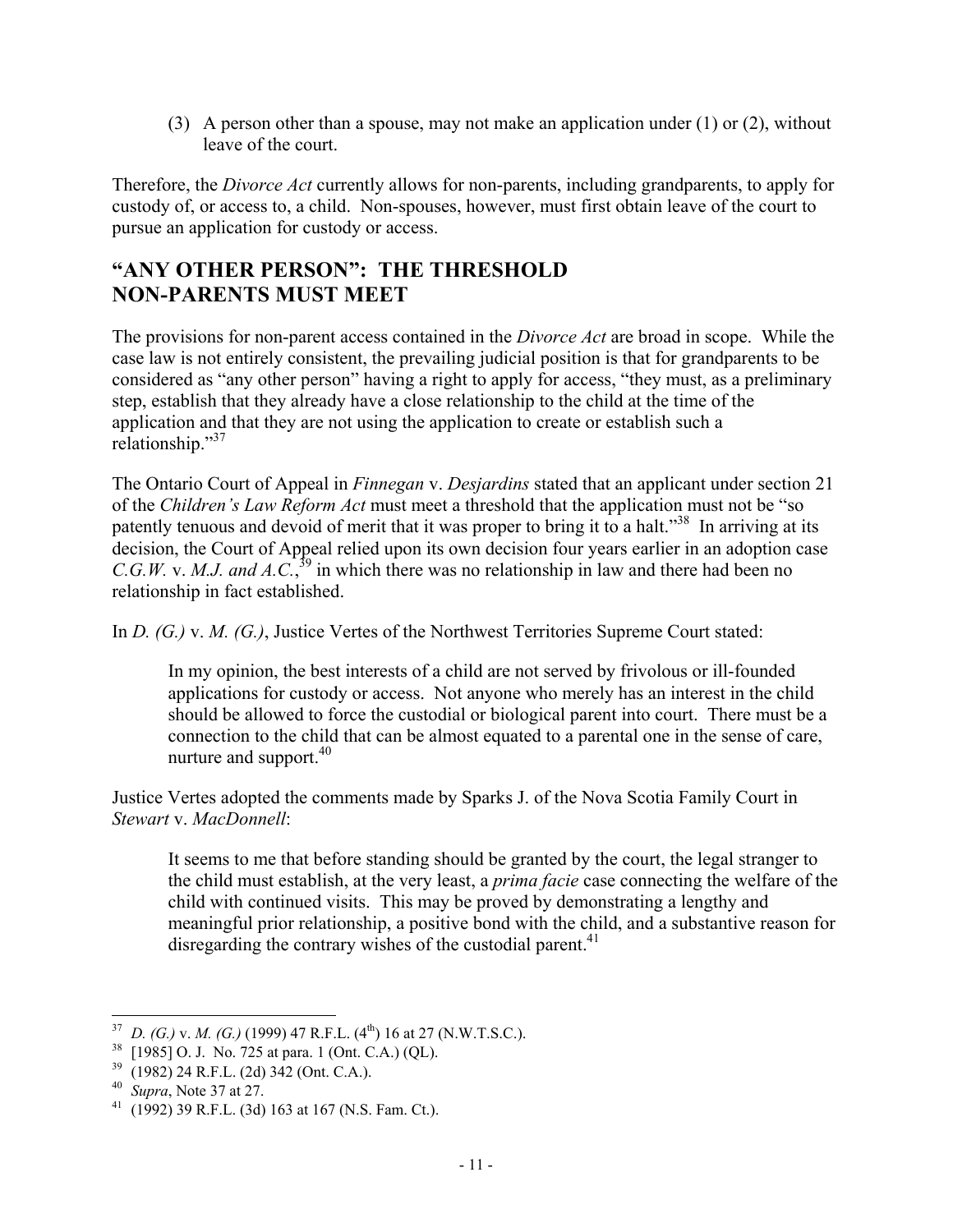(3) A person other than a spouse, may not make an application under (1) or (2), without leave of the court.

Therefore, the *Divorce Act* currently allows for non-parents, including grandparents, to apply for custody of, or access to, a child. Non-spouses, however, must first obtain leave of the court to pursue an application for custody or access.

## "ANY OTHER PERSON": THE THRESHOLD NON-PARENTS MUST MEET

The provisions for non-parent access contained in the *Divorce Act* are broad in scope. While the case law is not entirely consistent, the prevailing judicial position is that for grandparents to be considered as "any other person" having a right to apply for access, "they must, as a preliminary step, establish that they already have a close relationship to the child at the time of the application and that they are not using the application to create or establish such a relationship."[37]

The Ontario Court of Appeal in *Finnegan* v. *Desjardins* stated that an applicant under section 21 of the *Children's Law Reform Act* must meet a threshold that the application must not be "so patently tenuous and devoid of merit that it was proper to bring it to a halt."[38] In arriving at its decision, the Court of Appeal relied upon its own decision four years earlier in an adoption case *C.G.W.* v. *M.J. and A.C.*,[39] in which there was no relationship in law and there had been no relationship in fact established.

In *D. (G.)* v. *M. (G.)*, Justice Vertes of the Northwest Territories Supreme Court stated:

> In my opinion, the best interests of a child are not served by frivolous or ill-founded applications for custody or access. Not anyone who merely has an interest in the child should be allowed to force the custodial or biological parent into court. There must be a connection to the child that can be almost equated to a parental one in the sense of care, nurture and support.[40]

Justice Vertes adopted the comments made by Sparks J. of the Nova Scotia Family Court in *Stewart* v. *MacDonnell*:

> It seems to me that before standing should be granted by the court, the legal stranger to the child must establish, at the very least, a *prima facie* case connecting the welfare of the child with continued visits. This may be proved by demonstrating a lengthy and meaningful prior relationship, a positive bond with the child, and a substantive reason for disregarding the contrary wishes of the custodial parent.[41]

---

[37] *D. (G.)* v. *M. (G.)* (1999) 47 R.F.L. (4th) 16 at 27 (N.W.T.S.C.).
[38] [1985] O. J. No. 725 at para. 1 (Ont. C.A.) (QL).
[39] (1982) 24 R.F.L. (2d) 342 (Ont. C.A.).
[40] *Supra*, Note 37 at 27.
[41] (1992) 39 R.F.L. (3d) 163 at 167 (N.S. Fam. Ct.).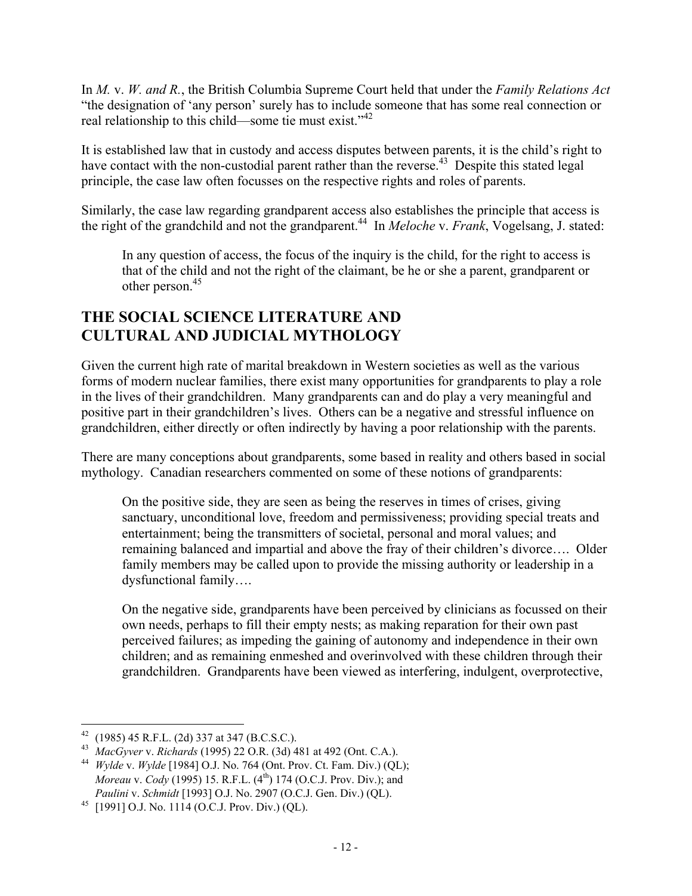In *M.* v. *W. and R.*, the British Columbia Supreme Court held that under the *Family Relations Act* "the designation of 'any person' surely has to include someone that has some real connection or real relationship to this child—some tie must exist."[42]

It is established law that in custody and access disputes between parents, it is the child's right to have contact with the non-custodial parent rather than the reverse.[43] Despite this stated legal principle, the case law often focusses on the respective rights and roles of parents.

Similarly, the case law regarding grandparent access also establishes the principle that access is the right of the grandchild and not the grandparent.[44] In *Meloche* v. *Frank*, Vogelsang, J. stated:

> In any question of access, the focus of the inquiry is the child, for the right to access is that of the child and not the right of the claimant, be he or she a parent, grandparent or other person.[45]

## THE SOCIAL SCIENCE LITERATURE AND CULTURAL AND JUDICIAL MYTHOLOGY

Given the current high rate of marital breakdown in Western societies as well as the various forms of modern nuclear families, there exist many opportunities for grandparents to play a role in the lives of their grandchildren. Many grandparents can and do play a very meaningful and positive part in their grandchildren's lives. Others can be a negative and stressful influence on grandchildren, either directly or often indirectly by having a poor relationship with the parents.

There are many conceptions about grandparents, some based in reality and others based in social mythology. Canadian researchers commented on some of these notions of grandparents:

> On the positive side, they are seen as being the reserves in times of crises, giving sanctuary, unconditional love, freedom and permissiveness; providing special treats and entertainment; being the transmitters of societal, personal and moral values; and remaining balanced and impartial and above the fray of their children's divorce…. Older family members may be called upon to provide the missing authority or leadership in a dysfunctional family….
>
> On the negative side, grandparents have been perceived by clinicians as focussed on their own needs, perhaps to fill their empty nests; as making reparation for their own past perceived failures; as impeding the gaining of autonomy and independence in their own children; and as remaining enmeshed and overinvolved with these children through their grandchildren. Grandparents have been viewed as interfering, indulgent, overprotective,

---

[42] (1985) 45 R.F.L. (2d) 337 at 347 (B.C.S.C.).

[43] *MacGyver* v. *Richards* (1995) 22 O.R. (3d) 481 at 492 (Ont. C.A.).

[44] *Wylde* v. *Wylde* [1984] O.J. No. 764 (Ont. Prov. Ct. Fam. Div.) (QL); *Moreau* v. *Cody* (1995) 15. R.F.L. (4th) 174 (O.C.J. Prov. Div.); and *Paulini* v. *Schmidt* [1993] O.J. No. 2907 (O.C.J. Gen. Div.) (QL).

[45] [1991] O.J. No. 1114 (O.C.J. Prov. Div.) (QL).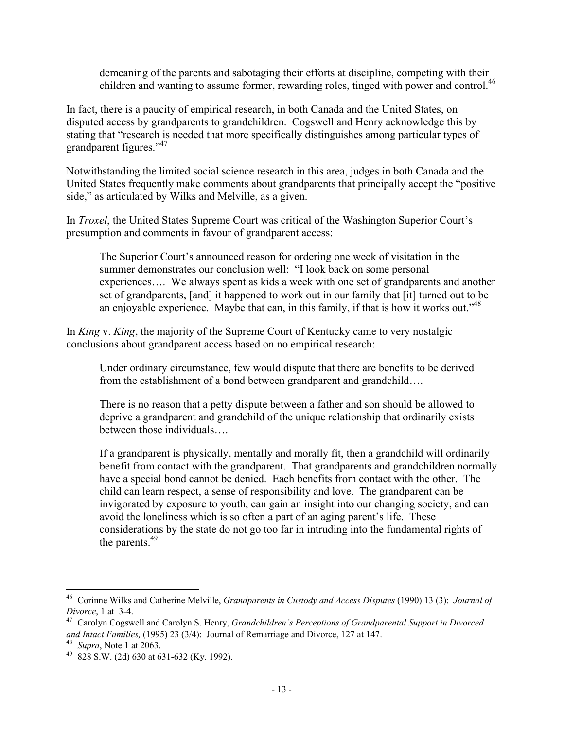> demeaning of the parents and sabotaging their efforts at discipline, competing with their children and wanting to assume former, rewarding roles, tinged with power and control.[46]

In fact, there is a paucity of empirical research, in both Canada and the United States, on disputed access by grandparents to grandchildren. Cogswell and Henry acknowledge this by stating that "research is needed that more specifically distinguishes among particular types of grandparent figures."[47]

Notwithstanding the limited social science research in this area, judges in both Canada and the United States frequently make comments about grandparents that principally accept the "positive side," as articulated by Wilks and Melville, as a given.

In *Troxel*, the United States Supreme Court was critical of the Washington Superior Court's presumption and comments in favour of grandparent access:

> The Superior Court's announced reason for ordering one week of visitation in the summer demonstrates our conclusion well: "I look back on some personal experiences…. We always spent as kids a week with one set of grandparents and another set of grandparents, [and] it happened to work out in our family that [it] turned out to be an enjoyable experience. Maybe that can, in this family, if that is how it works out."[48]

In *King* v. *King*, the majority of the Supreme Court of Kentucky came to very nostalgic conclusions about grandparent access based on no empirical research:

> Under ordinary circumstance, few would dispute that there are benefits to be derived from the establishment of a bond between grandparent and grandchild….
>
> There is no reason that a petty dispute between a father and son should be allowed to deprive a grandparent and grandchild of the unique relationship that ordinarily exists between those individuals….
>
> If a grandparent is physically, mentally and morally fit, then a grandchild will ordinarily benefit from contact with the grandparent. That grandparents and grandchildren normally have a special bond cannot be denied. Each benefits from contact with the other. The child can learn respect, a sense of responsibility and love. The grandparent can be invigorated by exposure to youth, can gain an insight into our changing society, and can avoid the loneliness which is so often a part of an aging parent's life. These considerations by the state do not go too far in intruding into the fundamental rights of the parents.[49]

---

[46] Corinne Wilks and Catherine Melville, *Grandparents in Custody and Access Disputes* (1990) 13 (3): *Journal of Divorce*, 1 at 3-4.

[47] Carolyn Cogswell and Carolyn S. Henry, *Grandchildren's Perceptions of Grandparental Support in Divorced and Intact Families,* (1995) 23 (3/4): Journal of Remarriage and Divorce, 127 at 147.

[48] *Supra*, Note 1 at 2063.

[49] 828 S.W. (2d) 630 at 631-632 (Ky. 1992).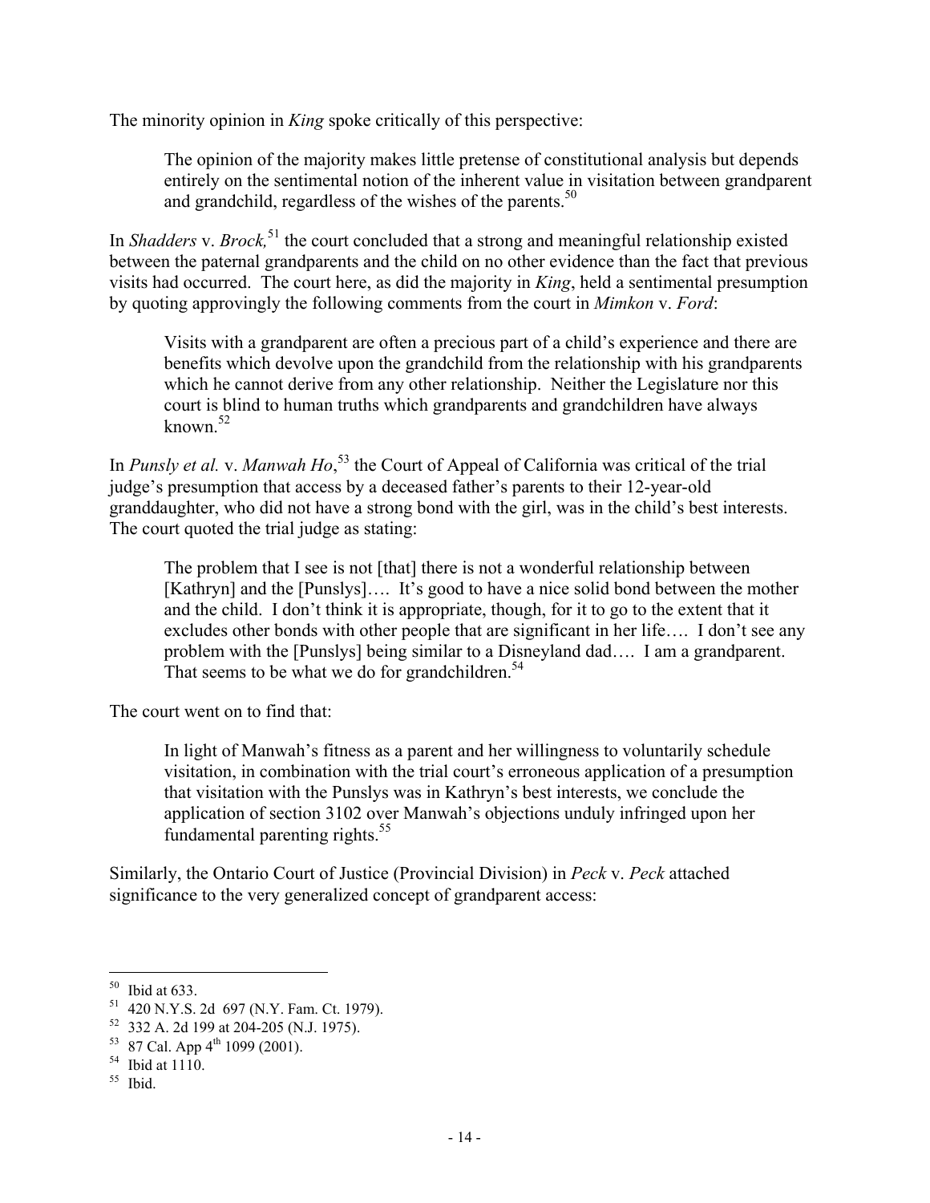The minority opinion in *King* spoke critically of this perspective:

> The opinion of the majority makes little pretense of constitutional analysis but depends entirely on the sentimental notion of the inherent value in visitation between grandparent and grandchild, regardless of the wishes of the parents.[50]

In *Shadders* v. *Brock,*[51] the court concluded that a strong and meaningful relationship existed between the paternal grandparents and the child on no other evidence than the fact that previous visits had occurred. The court here, as did the majority in *King*, held a sentimental presumption by quoting approvingly the following comments from the court in *Mimkon* v. *Ford*:

> Visits with a grandparent are often a precious part of a child's experience and there are benefits which devolve upon the grandchild from the relationship with his grandparents which he cannot derive from any other relationship. Neither the Legislature nor this court is blind to human truths which grandparents and grandchildren have always known.[52]

In *Punsly et al.* v. *Manwah Ho*,[53] the Court of Appeal of California was critical of the trial judge's presumption that access by a deceased father's parents to their 12-year-old granddaughter, who did not have a strong bond with the girl, was in the child's best interests. The court quoted the trial judge as stating:

> The problem that I see is not [that] there is not a wonderful relationship between [Kathryn] and the [Punslys]…. It's good to have a nice solid bond between the mother and the child. I don't think it is appropriate, though, for it to go to the extent that it excludes other bonds with other people that are significant in her life…. I don't see any problem with the [Punslys] being similar to a Disneyland dad…. I am a grandparent. That seems to be what we do for grandchildren.[54]

The court went on to find that:

> In light of Manwah's fitness as a parent and her willingness to voluntarily schedule visitation, in combination with the trial court's erroneous application of a presumption that visitation with the Punslys was in Kathryn's best interests, we conclude the application of section 3102 over Manwah's objections unduly infringed upon her fundamental parenting rights.[55]

Similarly, the Ontario Court of Justice (Provincial Division) in *Peck* v. *Peck* attached significance to the very generalized concept of grandparent access:

---

[50] Ibid at 633.

[51] 420 N.Y.S. 2d 697 (N.Y. Fam. Ct. 1979).

[52] 332 A. 2d 199 at 204-205 (N.J. 1975).

[53] 87 Cal. App 4th 1099 (2001).

[54] Ibid at 1110.

[55] Ibid.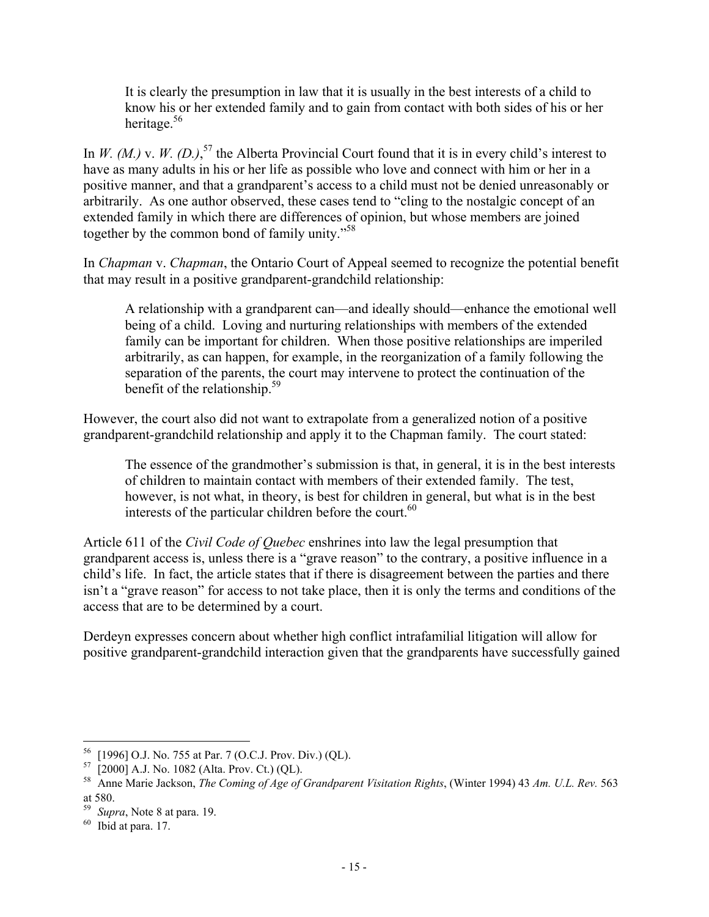> It is clearly the presumption in law that it is usually in the best interests of a child to know his or her extended family and to gain from contact with both sides of his or her heritage.[56]

In *W. (M.)* v. *W. (D.)*,[57] the Alberta Provincial Court found that it is in every child's interest to have as many adults in his or her life as possible who love and connect with him or her in a positive manner, and that a grandparent's access to a child must not be denied unreasonably or arbitrarily. As one author observed, these cases tend to "cling to the nostalgic concept of an extended family in which there are differences of opinion, but whose members are joined together by the common bond of family unity."[58]

In *Chapman* v. *Chapman*, the Ontario Court of Appeal seemed to recognize the potential benefit that may result in a positive grandparent-grandchild relationship:

> A relationship with a grandparent can—and ideally should—enhance the emotional well being of a child. Loving and nurturing relationships with members of the extended family can be important for children. When those positive relationships are imperiled arbitrarily, as can happen, for example, in the reorganization of a family following the separation of the parents, the court may intervene to protect the continuation of the benefit of the relationship.[59]

However, the court also did not want to extrapolate from a generalized notion of a positive grandparent-grandchild relationship and apply it to the Chapman family. The court stated:

> The essence of the grandmother's submission is that, in general, it is in the best interests of children to maintain contact with members of their extended family. The test, however, is not what, in theory, is best for children in general, but what is in the best interests of the particular children before the court.[60]

Article 611 of the *Civil Code of Quebec* enshrines into law the legal presumption that grandparent access is, unless there is a "grave reason" to the contrary, a positive influence in a child's life. In fact, the article states that if there is disagreement between the parties and there isn't a "grave reason" for access to not take place, then it is only the terms and conditions of the access that are to be determined by a court.

Derdeyn expresses concern about whether high conflict intrafamilial litigation will allow for positive grandparent-grandchild interaction given that the grandparents have successfully gained

---

[56] [1996] O.J. No. 755 at Par. 7 (O.C.J. Prov. Div.) (QL).

[57] [2000] A.J. No. 1082 (Alta. Prov. Ct.) (QL).

[58] Anne Marie Jackson, *The Coming of Age of Grandparent Visitation Rights*, (Winter 1994) 43 *Am. U.L. Rev.* 563 at 580.

[59] *Supra*, Note 8 at para. 19.

[60] Ibid at para. 17.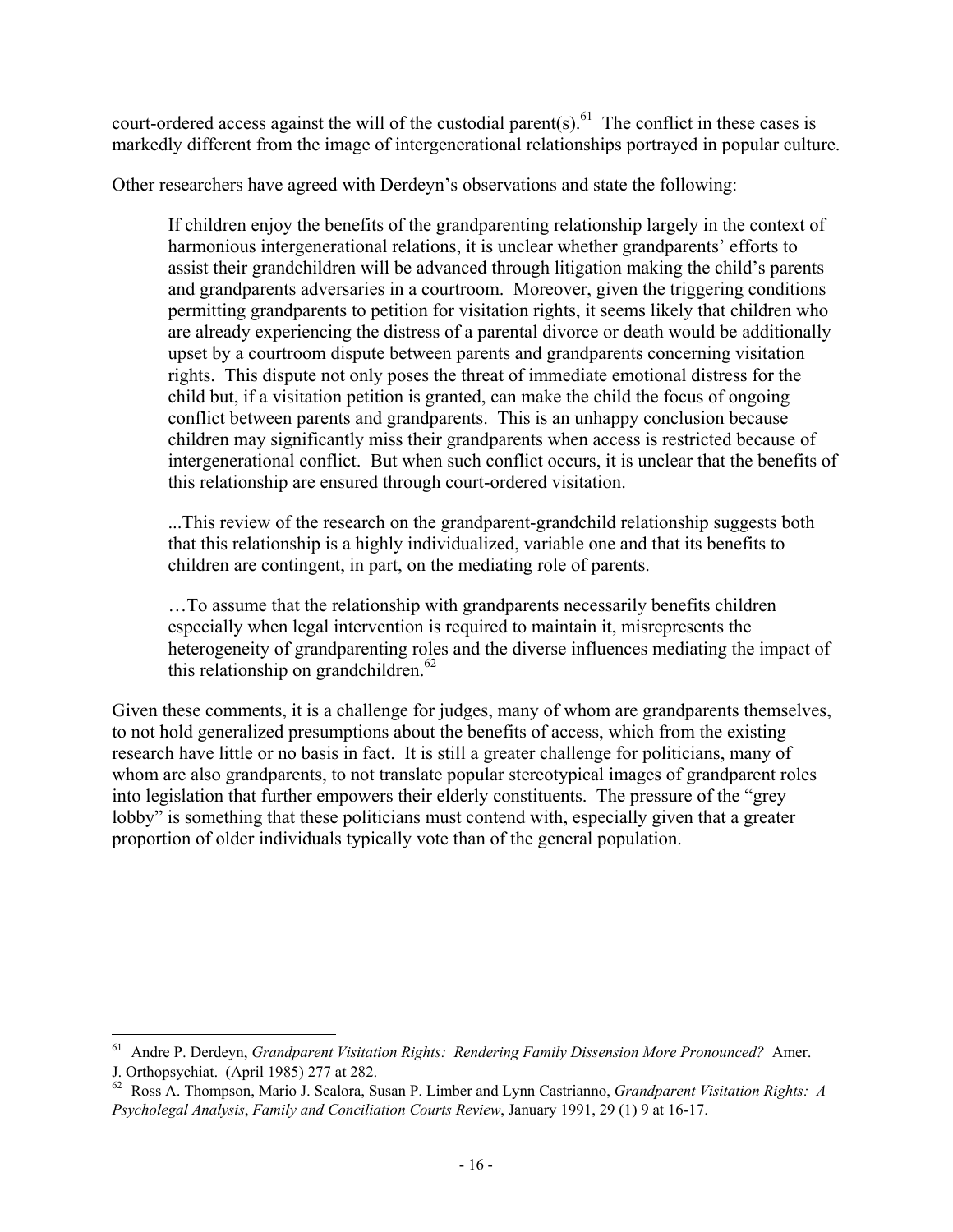court-ordered access against the will of the custodial parent(s).[61] The conflict in these cases is markedly different from the image of intergenerational relationships portrayed in popular culture.

Other researchers have agreed with Derdeyn's observations and state the following:

> If children enjoy the benefits of the grandparenting relationship largely in the context of harmonious intergenerational relations, it is unclear whether grandparents' efforts to assist their grandchildren will be advanced through litigation making the child's parents and grandparents adversaries in a courtroom. Moreover, given the triggering conditions permitting grandparents to petition for visitation rights, it seems likely that children who are already experiencing the distress of a parental divorce or death would be additionally upset by a courtroom dispute between parents and grandparents concerning visitation rights. This dispute not only poses the threat of immediate emotional distress for the child but, if a visitation petition is granted, can make the child the focus of ongoing conflict between parents and grandparents. This is an unhappy conclusion because children may significantly miss their grandparents when access is restricted because of intergenerational conflict. But when such conflict occurs, it is unclear that the benefits of this relationship are ensured through court-ordered visitation.
>
> ...This review of the research on the grandparent-grandchild relationship suggests both that this relationship is a highly individualized, variable one and that its benefits to children are contingent, in part, on the mediating role of parents.
>
> …To assume that the relationship with grandparents necessarily benefits children especially when legal intervention is required to maintain it, misrepresents the heterogeneity of grandparenting roles and the diverse influences mediating the impact of this relationship on grandchildren.[62]

Given these comments, it is a challenge for judges, many of whom are grandparents themselves, to not hold generalized presumptions about the benefits of access, which from the existing research have little or no basis in fact. It is still a greater challenge for politicians, many of whom are also grandparents, to not translate popular stereotypical images of grandparent roles into legislation that further empowers their elderly constituents. The pressure of the "grey lobby" is something that these politicians must contend with, especially given that a greater proportion of older individuals typically vote than of the general population.

---

[61] Andre P. Derdeyn, *Grandparent Visitation Rights: Rendering Family Dissension More Pronounced?* Amer. J. Orthopsychiat. (April 1985) 277 at 282.

[62] Ross A. Thompson, Mario J. Scalora, Susan P. Limber and Lynn Castrianno, *Grandparent Visitation Rights: A Psycholegal Analysis*, *Family and Conciliation Courts Review*, January 1991, 29 (1) 9 at 16-17.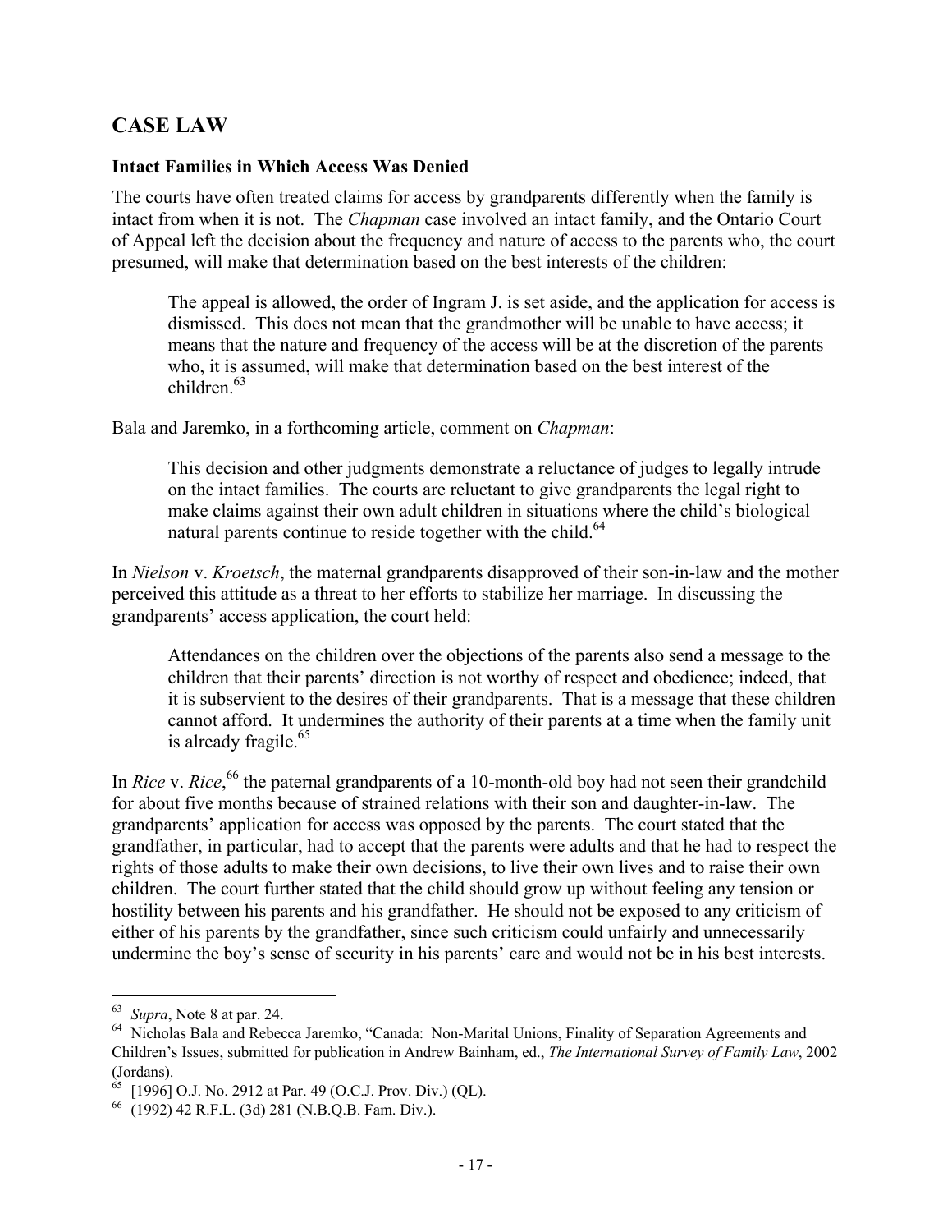## CASE LAW

### Intact Families in Which Access Was Denied

The courts have often treated claims for access by grandparents differently when the family is intact from when it is not. The *Chapman* case involved an intact family, and the Ontario Court of Appeal left the decision about the frequency and nature of access to the parents who, the court presumed, will make that determination based on the best interests of the children:

> The appeal is allowed, the order of Ingram J. is set aside, and the application for access is dismissed. This does not mean that the grandmother will be unable to have access; it means that the nature and frequency of the access will be at the discretion of the parents who, it is assumed, will make that determination based on the best interest of the children.[63]

Bala and Jaremko, in a forthcoming article, comment on *Chapman*:

> This decision and other judgments demonstrate a reluctance of judges to legally intrude on the intact families. The courts are reluctant to give grandparents the legal right to make claims against their own adult children in situations where the child's biological natural parents continue to reside together with the child.[64]

In *Nielson* v. *Kroetsch*, the maternal grandparents disapproved of their son-in-law and the mother perceived this attitude as a threat to her efforts to stabilize her marriage. In discussing the grandparents' access application, the court held:

> Attendances on the children over the objections of the parents also send a message to the children that their parents' direction is not worthy of respect and obedience; indeed, that it is subservient to the desires of their grandparents. That is a message that these children cannot afford. It undermines the authority of their parents at a time when the family unit is already fragile.[65]

In *Rice* v. *Rice*,[66] the paternal grandparents of a 10-month-old boy had not seen their grandchild for about five months because of strained relations with their son and daughter-in-law. The grandparents' application for access was opposed by the parents. The court stated that the grandfather, in particular, had to accept that the parents were adults and that he had to respect the rights of those adults to make their own decisions, to live their own lives and to raise their own children. The court further stated that the child should grow up without feeling any tension or hostility between his parents and his grandfather. He should not be exposed to any criticism of either of his parents by the grandfather, since such criticism could unfairly and unnecessarily undermine the boy's sense of security in his parents' care and would not be in his best interests.

---

[63] *Supra*, Note 8 at par. 24.

[64] Nicholas Bala and Rebecca Jaremko, "Canada: Non-Marital Unions, Finality of Separation Agreements and Children's Issues, submitted for publication in Andrew Bainham, ed., *The International Survey of Family Law*, 2002 (Jordans).

[65] [1996] O.J. No. 2912 at Par. 49 (O.C.J. Prov. Div.) (QL).

[66] (1992) 42 R.F.L. (3d) 281 (N.B.Q.B. Fam. Div.).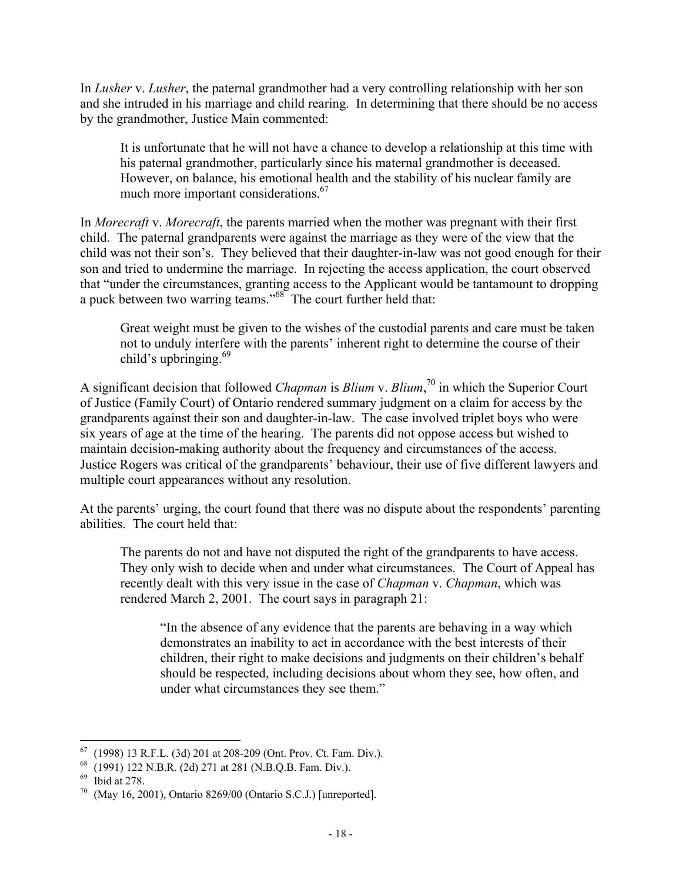In *Lusher* v. *Lusher*, the paternal grandmother had a very controlling relationship with her son and she intruded in his marriage and child rearing. In determining that there should be no access by the grandmother, Justice Main commented:

> It is unfortunate that he will not have a chance to develop a relationship at this time with his paternal grandmother, particularly since his maternal grandmother is deceased. However, on balance, his emotional health and the stability of his nuclear family are much more important considerations.[67]

In *Morecraft* v. *Morecraft*, the parents married when the mother was pregnant with their first child. The paternal grandparents were against the marriage as they were of the view that the child was not their son's. They believed that their daughter-in-law was not good enough for their son and tried to undermine the marriage. In rejecting the access application, the court observed that "under the circumstances, granting access to the Applicant would be tantamount to dropping a puck between two warring teams."[68] The court further held that:

> Great weight must be given to the wishes of the custodial parents and care must be taken not to unduly interfere with the parents' inherent right to determine the course of their child's upbringing.[69]

A significant decision that followed *Chapman* is *Blium* v. *Blium*,[70] in which the Superior Court of Justice (Family Court) of Ontario rendered summary judgment on a claim for access by the grandparents against their son and daughter-in-law. The case involved triplet boys who were six years of age at the time of the hearing. The parents did not oppose access but wished to maintain decision-making authority about the frequency and circumstances of the access. Justice Rogers was critical of the grandparents' behaviour, their use of five different lawyers and multiple court appearances without any resolution.

At the parents' urging, the court found that there was no dispute about the respondents' parenting abilities. The court held that:

> The parents do not and have not disputed the right of the grandparents to have access. They only wish to decide when and under what circumstances. The Court of Appeal has recently dealt with this very issue in the case of *Chapman* v. *Chapman*, which was rendered March 2, 2001. The court says in paragraph 21:
>
> > "In the absence of any evidence that the parents are behaving in a way which demonstrates an inability to act in accordance with the best interests of their children, their right to make decisions and judgments on their children's behalf should be respected, including decisions about whom they see, how often, and under what circumstances they see them."

---

[67] (1998) 13 R.F.L. (3d) 201 at 208-209 (Ont. Prov. Ct. Fam. Div.).

[68] (1991) 122 N.B.R. (2d) 271 at 281 (N.B.Q.B. Fam. Div.).

[69] Ibid at 278.

[70] (May 16, 2001), Ontario 8269/00 (Ontario S.C.J.) [unreported].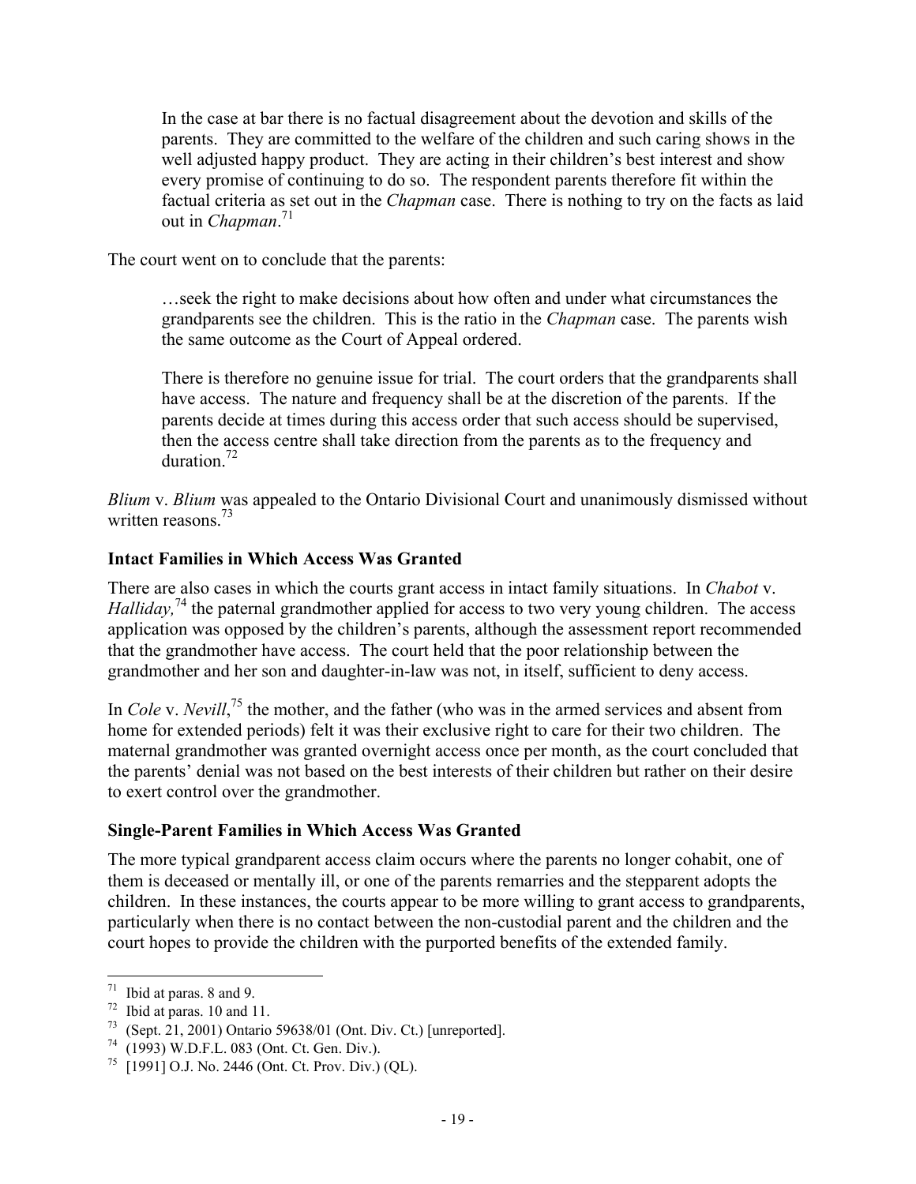> In the case at bar there is no factual disagreement about the devotion and skills of the parents. They are committed to the welfare of the children and such caring shows in the well adjusted happy product. They are acting in their children's best interest and show every promise of continuing to do so. The respondent parents therefore fit within the factual criteria as set out in the *Chapman* case. There is nothing to try on the facts as laid out in *Chapman*.[71]

The court went on to conclude that the parents:

> …seek the right to make decisions about how often and under what circumstances the grandparents see the children. This is the ratio in the *Chapman* case. The parents wish the same outcome as the Court of Appeal ordered.
>
> There is therefore no genuine issue for trial. The court orders that the grandparents shall have access. The nature and frequency shall be at the discretion of the parents. If the parents decide at times during this access order that such access should be supervised, then the access centre shall take direction from the parents as to the frequency and duration.[72]

*Blium* v. *Blium* was appealed to the Ontario Divisional Court and unanimously dismissed without written reasons.[73]

**Intact Families in Which Access Was Granted**

There are also cases in which the courts grant access in intact family situations. In *Chabot* v. *Halliday,*[74] the paternal grandmother applied for access to two very young children. The access application was opposed by the children's parents, although the assessment report recommended that the grandmother have access. The court held that the poor relationship between the grandmother and her son and daughter-in-law was not, in itself, sufficient to deny access.

In *Cole* v. *Nevill*,[75] the mother, and the father (who was in the armed services and absent from home for extended periods) felt it was their exclusive right to care for their two children. The maternal grandmother was granted overnight access once per month, as the court concluded that the parents' denial was not based on the best interests of their children but rather on their desire to exert control over the grandmother.

**Single-Parent Families in Which Access Was Granted**

The more typical grandparent access claim occurs where the parents no longer cohabit, one of them is deceased or mentally ill, or one of the parents remarries and the stepparent adopts the children. In these instances, the courts appear to be more willing to grant access to grandparents, particularly when there is no contact between the non-custodial parent and the children and the court hopes to provide the children with the purported benefits of the extended family.

---

[71] Ibid at paras. 8 and 9.

[72] Ibid at paras. 10 and 11.

[73] (Sept. 21, 2001) Ontario 59638/01 (Ont. Div. Ct.) [unreported].

[74] (1993) W.D.F.L. 083 (Ont. Ct. Gen. Div.).

[75] [1991] O.J. No. 2446 (Ont. Ct. Prov. Div.) (QL).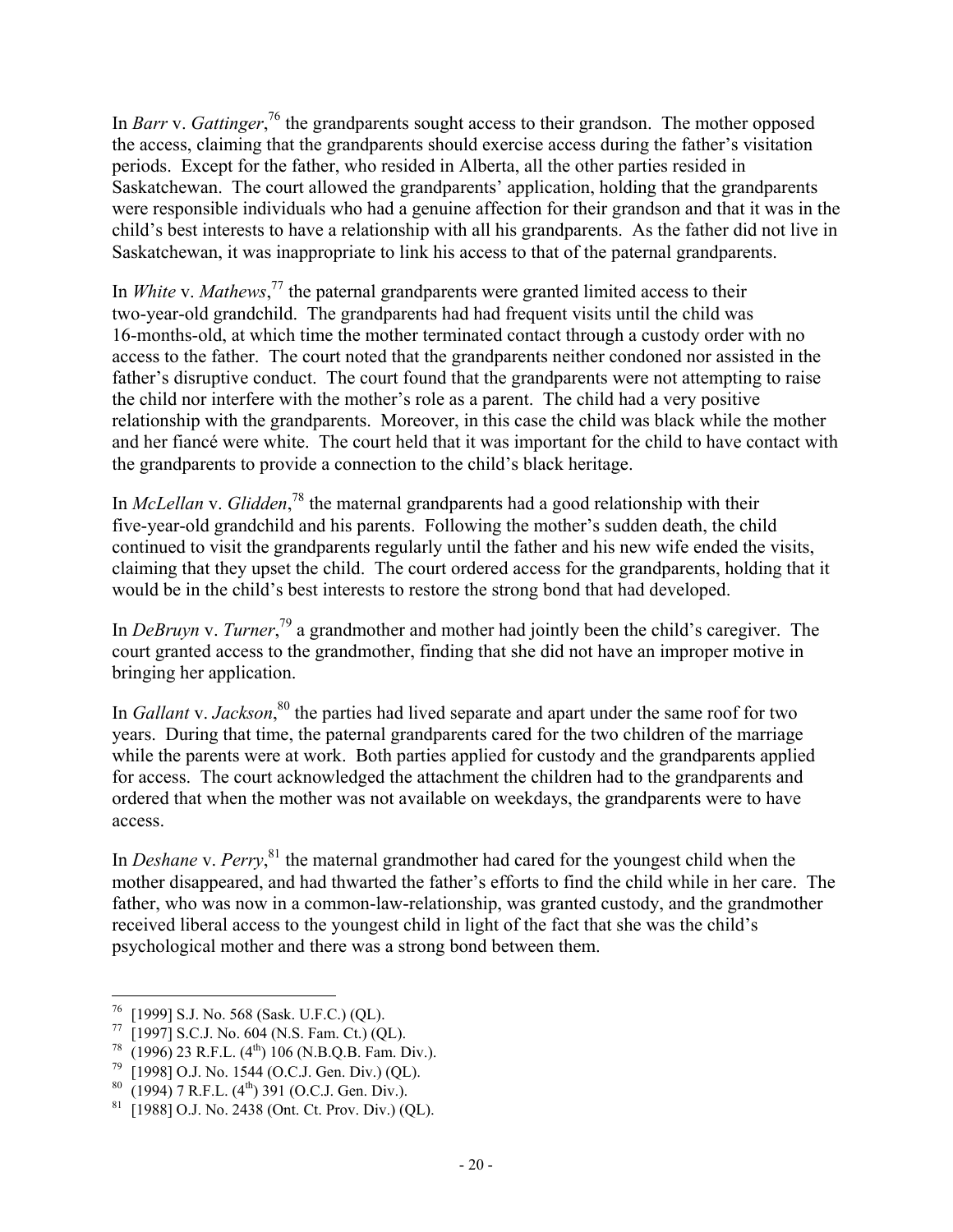In *Barr* v. *Gattinger*,[76] the grandparents sought access to their grandson. The mother opposed the access, claiming that the grandparents should exercise access during the father's visitation periods. Except for the father, who resided in Alberta, all the other parties resided in Saskatchewan. The court allowed the grandparents' application, holding that the grandparents were responsible individuals who had a genuine affection for their grandson and that it was in the child's best interests to have a relationship with all his grandparents. As the father did not live in Saskatchewan, it was inappropriate to link his access to that of the paternal grandparents.

In *White* v. *Mathews*,[77] the paternal grandparents were granted limited access to their two-year-old grandchild. The grandparents had had frequent visits until the child was 16-months-old, at which time the mother terminated contact through a custody order with no access to the father. The court noted that the grandparents neither condoned nor assisted in the father's disruptive conduct. The court found that the grandparents were not attempting to raise the child nor interfere with the mother's role as a parent. The child had a very positive relationship with the grandparents. Moreover, in this case the child was black while the mother and her fiancé were white. The court held that it was important for the child to have contact with the grandparents to provide a connection to the child's black heritage.

In *McLellan* v. *Glidden*,[78] the maternal grandparents had a good relationship with their five-year-old grandchild and his parents. Following the mother's sudden death, the child continued to visit the grandparents regularly until the father and his new wife ended the visits, claiming that they upset the child. The court ordered access for the grandparents, holding that it would be in the child's best interests to restore the strong bond that had developed.

In *DeBruyn* v. *Turner*,[79] a grandmother and mother had jointly been the child's caregiver. The court granted access to the grandmother, finding that she did not have an improper motive in bringing her application.

In *Gallant* v. *Jackson*,[80] the parties had lived separate and apart under the same roof for two years. During that time, the paternal grandparents cared for the two children of the marriage while the parents were at work. Both parties applied for custody and the grandparents applied for access. The court acknowledged the attachment the children had to the grandparents and ordered that when the mother was not available on weekdays, the grandparents were to have access.

In *Deshane* v. *Perry*,[81] the maternal grandmother had cared for the youngest child when the mother disappeared, and had thwarted the father's efforts to find the child while in her care. The father, who was now in a common-law-relationship, was granted custody, and the grandmother received liberal access to the youngest child in light of the fact that she was the child's psychological mother and there was a strong bond between them.

---

[76] [1999] S.J. No. 568 (Sask. U.F.C.) (QL).

[77] [1997] S.C.J. No. 604 (N.S. Fam. Ct.) (QL).

[78] (1996) 23 R.F.L. (4th) 106 (N.B.Q.B. Fam. Div.).

[79] [1998] O.J. No. 1544 (O.C.J. Gen. Div.) (QL).

[80] (1994) 7 R.F.L. (4th) 391 (O.C.J. Gen. Div.).

[81] [1988] O.J. No. 2438 (Ont. Ct. Prov. Div.) (QL).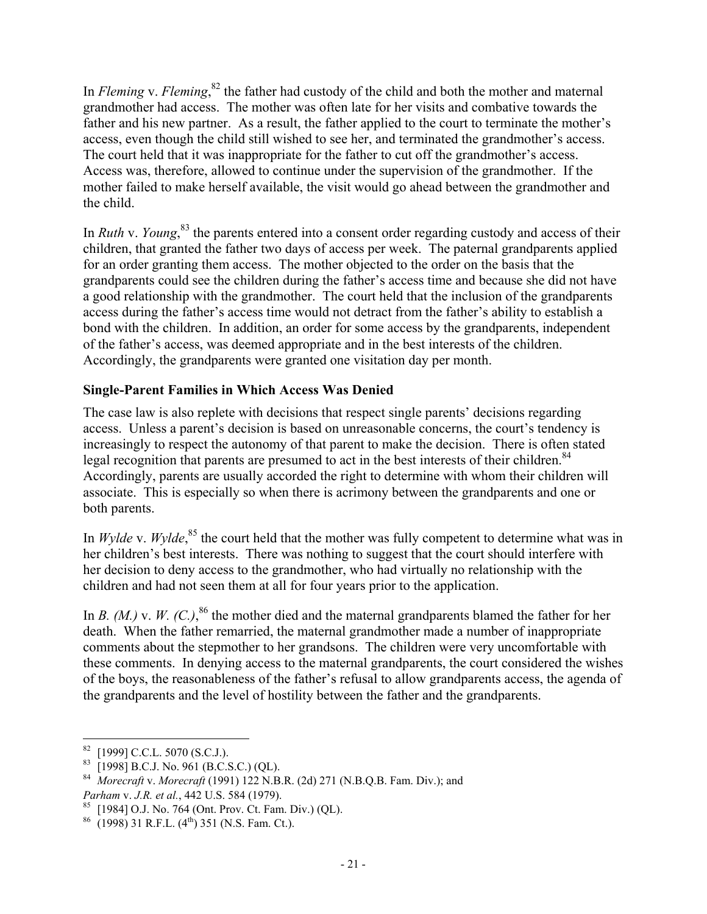In *Fleming* v. *Fleming*,[82] the father had custody of the child and both the mother and maternal grandmother had access. The mother was often late for her visits and combative towards the father and his new partner. As a result, the father applied to the court to terminate the mother's access, even though the child still wished to see her, and terminated the grandmother's access. The court held that it was inappropriate for the father to cut off the grandmother's access. Access was, therefore, allowed to continue under the supervision of the grandmother. If the mother failed to make herself available, the visit would go ahead between the grandmother and the child.

In *Ruth* v. *Young*,[83] the parents entered into a consent order regarding custody and access of their children, that granted the father two days of access per week. The paternal grandparents applied for an order granting them access. The mother objected to the order on the basis that the grandparents could see the children during the father's access time and because she did not have a good relationship with the grandmother. The court held that the inclusion of the grandparents access during the father's access time would not detract from the father's ability to establish a bond with the children. In addition, an order for some access by the grandparents, independent of the father's access, was deemed appropriate and in the best interests of the children. Accordingly, the grandparents were granted one visitation day per month.

### Single-Parent Families in Which Access Was Denied

The case law is also replete with decisions that respect single parents' decisions regarding access. Unless a parent's decision is based on unreasonable concerns, the court's tendency is increasingly to respect the autonomy of that parent to make the decision. There is often stated legal recognition that parents are presumed to act in the best interests of their children.[84] Accordingly, parents are usually accorded the right to determine with whom their children will associate. This is especially so when there is acrimony between the grandparents and one or both parents.

In *Wylde* v. *Wylde*,[85] the court held that the mother was fully competent to determine what was in her children's best interests. There was nothing to suggest that the court should interfere with her decision to deny access to the grandmother, who had virtually no relationship with the children and had not seen them at all for four years prior to the application.

In *B. (M.)* v. *W. (C.)*,[86] the mother died and the maternal grandparents blamed the father for her death. When the father remarried, the maternal grandmother made a number of inappropriate comments about the stepmother to her grandsons. The children were very uncomfortable with these comments. In denying access to the maternal grandparents, the court considered the wishes of the boys, the reasonableness of the father's refusal to allow grandparents access, the agenda of the grandparents and the level of hostility between the father and the grandparents.

---

[82] [1999] C.C.L. 5070 (S.C.J.).

[83] [1998] B.C.J. No. 961 (B.C.S.C.) (QL).

[84] *Morecraft* v. *Morecraft* (1991) 122 N.B.R. (2d) 271 (N.B.Q.B. Fam. Div.); and *Parham* v. *J.R. et al.*, 442 U.S. 584 (1979).

[85] [1984] O.J. No. 764 (Ont. Prov. Ct. Fam. Div.) (QL).

[86] (1998) 31 R.F.L. (4th) 351 (N.S. Fam. Ct.).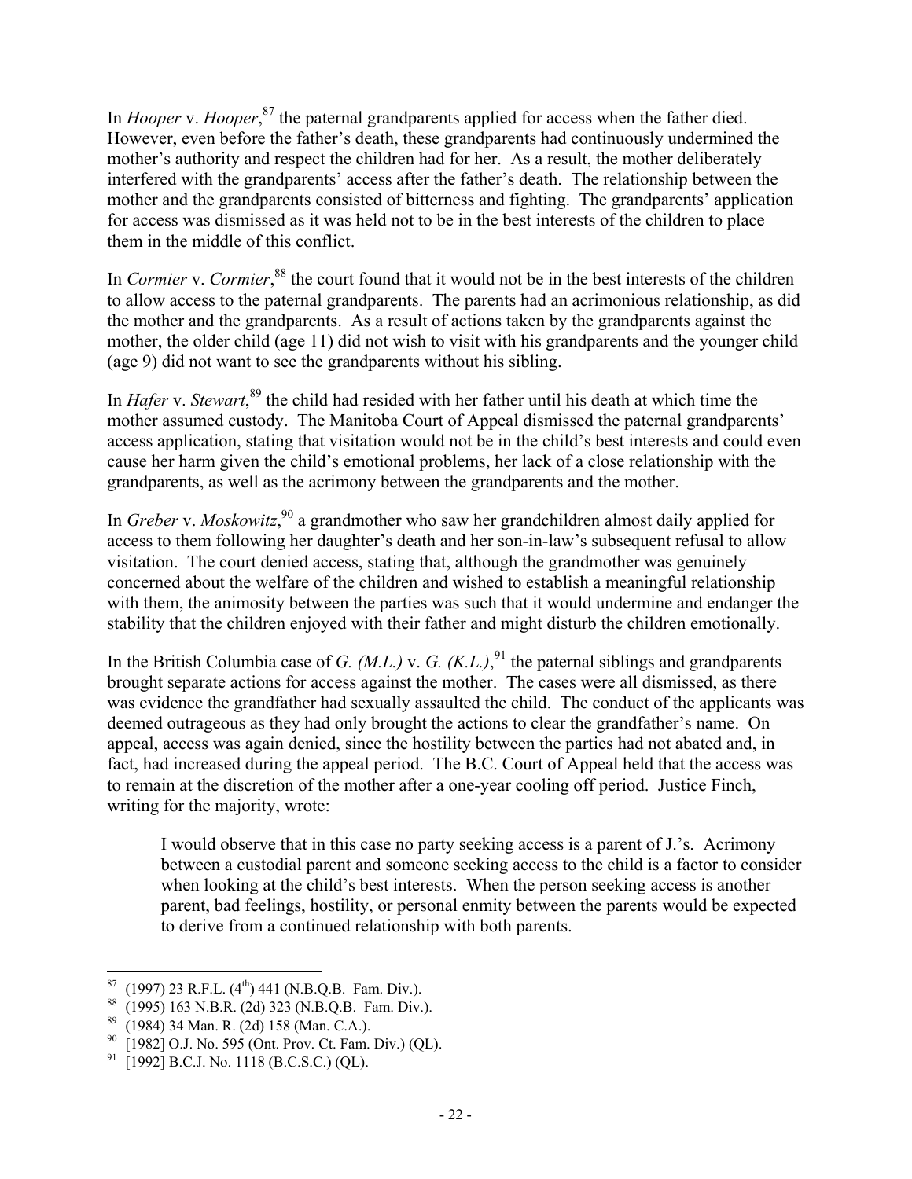In *Hooper* v. *Hooper*,[87] the paternal grandparents applied for access when the father died. However, even before the father's death, these grandparents had continuously undermined the mother's authority and respect the children had for her. As a result, the mother deliberately interfered with the grandparents' access after the father's death. The relationship between the mother and the grandparents consisted of bitterness and fighting. The grandparents' application for access was dismissed as it was held not to be in the best interests of the children to place them in the middle of this conflict.

In *Cormier* v. *Cormier*,[88] the court found that it would not be in the best interests of the children to allow access to the paternal grandparents. The parents had an acrimonious relationship, as did the mother and the grandparents. As a result of actions taken by the grandparents against the mother, the older child (age 11) did not wish to visit with his grandparents and the younger child (age 9) did not want to see the grandparents without his sibling.

In *Hafer* v. *Stewart*,[89] the child had resided with her father until his death at which time the mother assumed custody. The Manitoba Court of Appeal dismissed the paternal grandparents' access application, stating that visitation would not be in the child's best interests and could even cause her harm given the child's emotional problems, her lack of a close relationship with the grandparents, as well as the acrimony between the grandparents and the mother.

In *Greber* v. *Moskowitz*,[90] a grandmother who saw her grandchildren almost daily applied for access to them following her daughter's death and her son-in-law's subsequent refusal to allow visitation. The court denied access, stating that, although the grandmother was genuinely concerned about the welfare of the children and wished to establish a meaningful relationship with them, the animosity between the parties was such that it would undermine and endanger the stability that the children enjoyed with their father and might disturb the children emotionally.

In the British Columbia case of *G. (M.L.)* v. *G. (K.L.)*,[91] the paternal siblings and grandparents brought separate actions for access against the mother. The cases were all dismissed, as there was evidence the grandfather had sexually assaulted the child. The conduct of the applicants was deemed outrageous as they had only brought the actions to clear the grandfather's name. On appeal, access was again denied, since the hostility between the parties had not abated and, in fact, had increased during the appeal period. The B.C. Court of Appeal held that the access was to remain at the discretion of the mother after a one-year cooling off period. Justice Finch, writing for the majority, wrote:

> I would observe that in this case no party seeking access is a parent of J.'s. Acrimony between a custodial parent and someone seeking access to the child is a factor to consider when looking at the child's best interests. When the person seeking access is another parent, bad feelings, hostility, or personal enmity between the parents would be expected to derive from a continued relationship with both parents.

---

[87] (1997) 23 R.F.L. (4th) 441 (N.B.Q.B. Fam. Div.).

[88] (1995) 163 N.B.R. (2d) 323 (N.B.Q.B. Fam. Div.).

[89] (1984) 34 Man. R. (2d) 158 (Man. C.A.).

[90] [1982] O.J. No. 595 (Ont. Prov. Ct. Fam. Div.) (QL).

[91] [1992] B.C.J. No. 1118 (B.C.S.C.) (QL).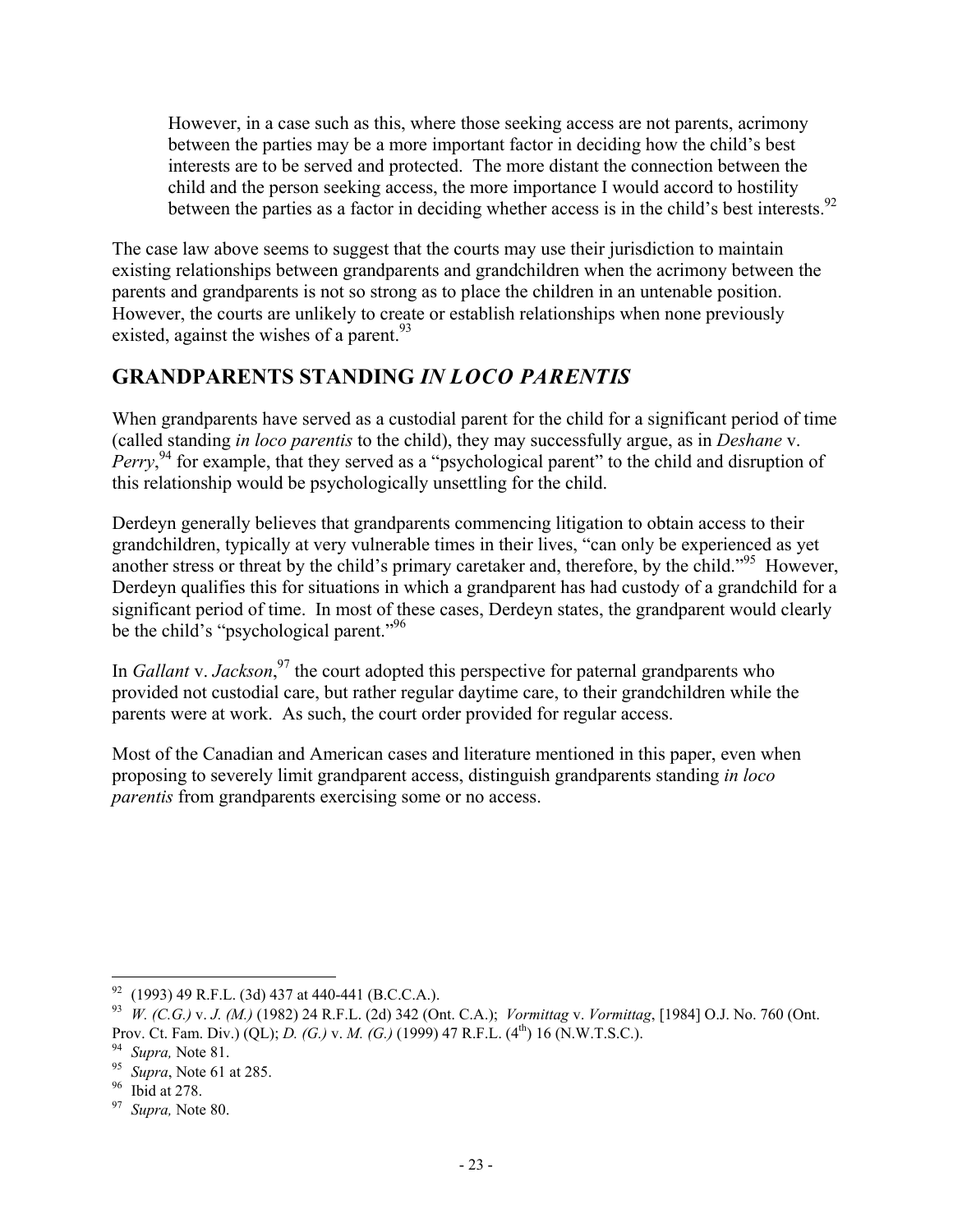> However, in a case such as this, where those seeking access are not parents, acrimony between the parties may be a more important factor in deciding how the child's best interests are to be served and protected. The more distant the connection between the child and the person seeking access, the more importance I would accord to hostility between the parties as a factor in deciding whether access is in the child's best interests.[92]

The case law above seems to suggest that the courts may use their jurisdiction to maintain existing relationships between grandparents and grandchildren when the acrimony between the parents and grandparents is not so strong as to place the children in an untenable position. However, the courts are unlikely to create or establish relationships when none previously existed, against the wishes of a parent.[93]

## GRANDPARENTS STANDING *IN LOCO PARENTIS*

When grandparents have served as a custodial parent for the child for a significant period of time (called standing *in loco parentis* to the child), they may successfully argue, as in *Deshane* v. *Perry*,[94] for example, that they served as a "psychological parent" to the child and disruption of this relationship would be psychologically unsettling for the child.

Derdeyn generally believes that grandparents commencing litigation to obtain access to their grandchildren, typically at very vulnerable times in their lives, "can only be experienced as yet another stress or threat by the child's primary caretaker and, therefore, by the child."[95] However, Derdeyn qualifies this for situations in which a grandparent has had custody of a grandchild for a significant period of time. In most of these cases, Derdeyn states, the grandparent would clearly be the child's "psychological parent."[96]

In *Gallant* v. *Jackson*,[97] the court adopted this perspective for paternal grandparents who provided not custodial care, but rather regular daytime care, to their grandchildren while the parents were at work. As such, the court order provided for regular access.

Most of the Canadian and American cases and literature mentioned in this paper, even when proposing to severely limit grandparent access, distinguish grandparents standing *in loco parentis* from grandparents exercising some or no access.

---

[92] (1993) 49 R.F.L. (3d) 437 at 440-441 (B.C.C.A.).

[93] *W. (C.G.)* v. *J. (M.)* (1982) 24 R.F.L. (2d) 342 (Ont. C.A.); *Vormittag* v. *Vormittag*, [1984] O.J. No. 760 (Ont. Prov. Ct. Fam. Div.) (QL); *D. (G.)* v. *M. (G.)* (1999) 47 R.F.L. (4th) 16 (N.W.T.S.C.).

[94] *Supra,* Note 81.

[95] *Supra*, Note 61 at 285.

[96] Ibid at 278.

[97] *Supra,* Note 80.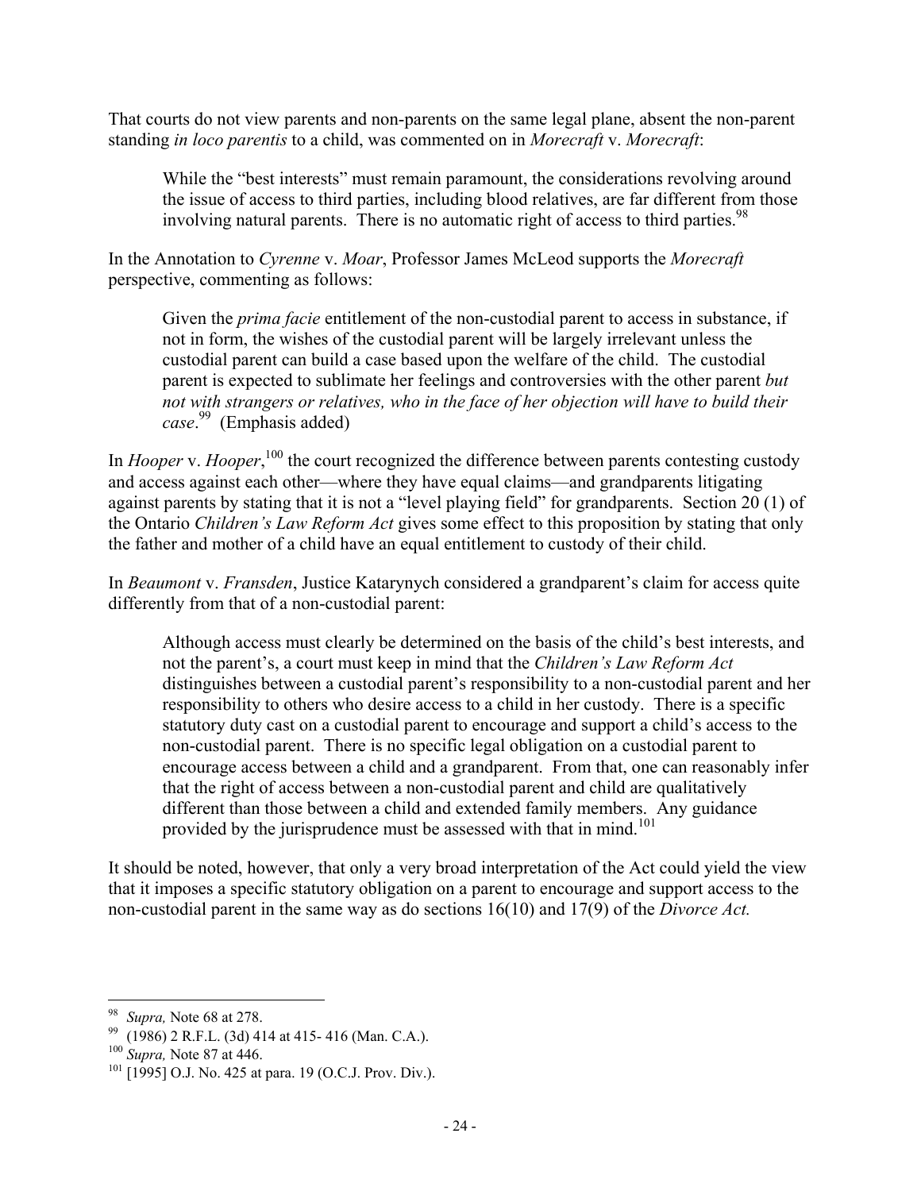That courts do not view parents and non-parents on the same legal plane, absent the non-parent standing *in loco parentis* to a child, was commented on in *Morecraft* v. *Morecraft*:

> While the "best interests" must remain paramount, the considerations revolving around the issue of access to third parties, including blood relatives, are far different from those involving natural parents. There is no automatic right of access to third parties.[98]

In the Annotation to *Cyrenne* v. *Moar*, Professor James McLeod supports the *Morecraft* perspective, commenting as follows:

> Given the *prima facie* entitlement of the non-custodial parent to access in substance, if not in form, the wishes of the custodial parent will be largely irrelevant unless the custodial parent can build a case based upon the welfare of the child. The custodial parent is expected to sublimate her feelings and controversies with the other parent *but not with strangers or relatives, who in the face of her objection will have to build their case*.[99] (Emphasis added)

In *Hooper* v. *Hooper*,[100] the court recognized the difference between parents contesting custody and access against each other—where they have equal claims—and grandparents litigating against parents by stating that it is not a "level playing field" for grandparents. Section 20 (1) of the Ontario *Children's Law Reform Act* gives some effect to this proposition by stating that only the father and mother of a child have an equal entitlement to custody of their child.

In *Beaumont* v. *Fransden*, Justice Katarynych considered a grandparent's claim for access quite differently from that of a non-custodial parent:

> Although access must clearly be determined on the basis of the child's best interests, and not the parent's, a court must keep in mind that the *Children's Law Reform Act* distinguishes between a custodial parent's responsibility to a non-custodial parent and her responsibility to others who desire access to a child in her custody. There is a specific statutory duty cast on a custodial parent to encourage and support a child's access to the non-custodial parent. There is no specific legal obligation on a custodial parent to encourage access between a child and a grandparent. From that, one can reasonably infer that the right of access between a non-custodial parent and child are qualitatively different than those between a child and extended family members. Any guidance provided by the jurisprudence must be assessed with that in mind.[101]

It should be noted, however, that only a very broad interpretation of the Act could yield the view that it imposes a specific statutory obligation on a parent to encourage and support access to the non-custodial parent in the same way as do sections 16(10) and 17(9) of the *Divorce Act.*

---

[98] *Supra,* Note 68 at 278.

[99] (1986) 2 R.F.L. (3d) 414 at 415- 416 (Man. C.A.).

[100] *Supra,* Note 87 at 446.

[101] [1995] O.J. No. 425 at para. 19 (O.C.J. Prov. Div.).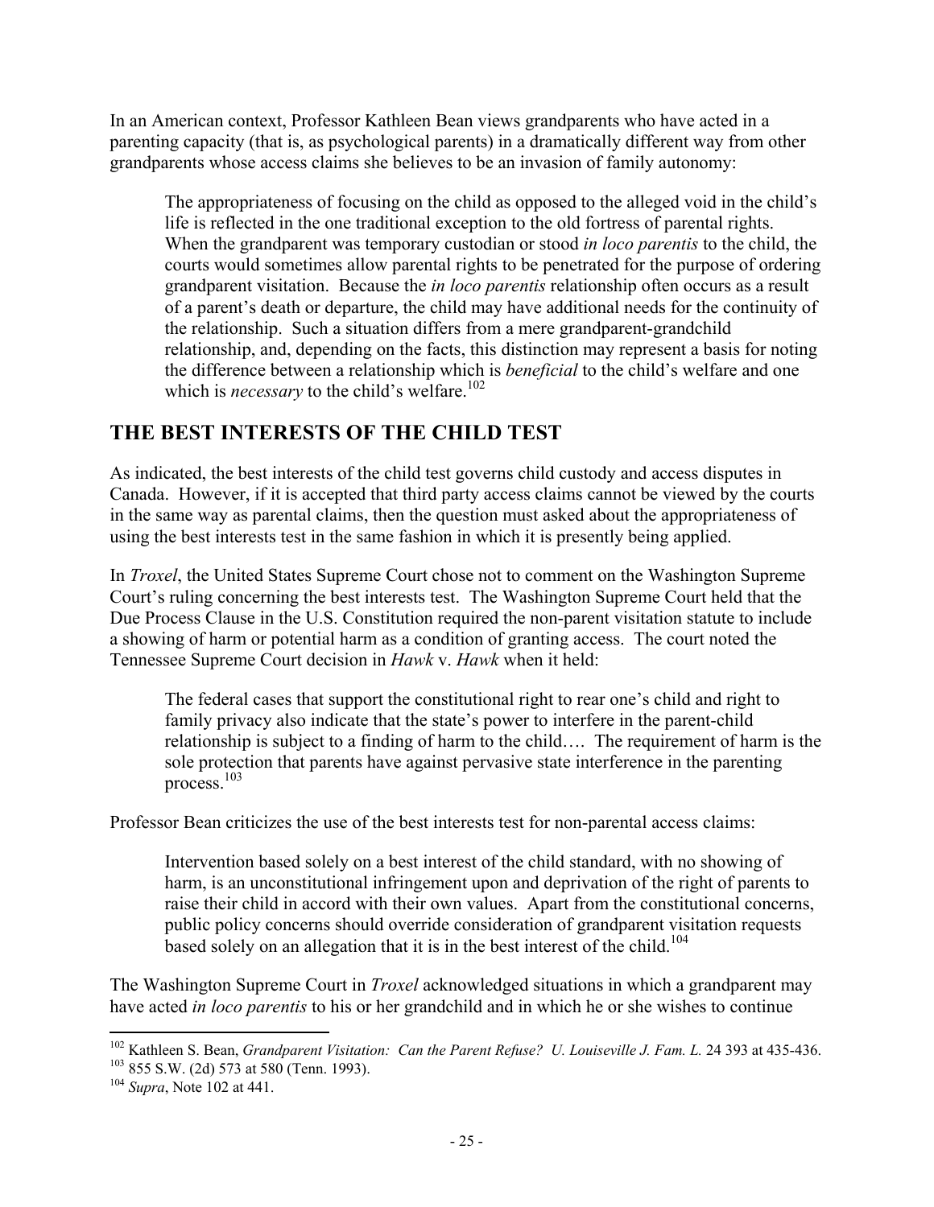In an American context, Professor Kathleen Bean views grandparents who have acted in a parenting capacity (that is, as psychological parents) in a dramatically different way from other grandparents whose access claims she believes to be an invasion of family autonomy:

> The appropriateness of focusing on the child as opposed to the alleged void in the child's life is reflected in the one traditional exception to the old fortress of parental rights. When the grandparent was temporary custodian or stood *in loco parentis* to the child, the courts would sometimes allow parental rights to be penetrated for the purpose of ordering grandparent visitation. Because the *in loco parentis* relationship often occurs as a result of a parent's death or departure, the child may have additional needs for the continuity of the relationship. Such a situation differs from a mere grandparent-grandchild relationship, and, depending on the facts, this distinction may represent a basis for noting the difference between a relationship which is *beneficial* to the child's welfare and one which is *necessary* to the child's welfare.[102]

## THE BEST INTERESTS OF THE CHILD TEST

As indicated, the best interests of the child test governs child custody and access disputes in Canada. However, if it is accepted that third party access claims cannot be viewed by the courts in the same way as parental claims, then the question must asked about the appropriateness of using the best interests test in the same fashion in which it is presently being applied.

In *Troxel*, the United States Supreme Court chose not to comment on the Washington Supreme Court's ruling concerning the best interests test. The Washington Supreme Court held that the Due Process Clause in the U.S. Constitution required the non-parent visitation statute to include a showing of harm or potential harm as a condition of granting access. The court noted the Tennessee Supreme Court decision in *Hawk* v. *Hawk* when it held:

> The federal cases that support the constitutional right to rear one's child and right to family privacy also indicate that the state's power to interfere in the parent-child relationship is subject to a finding of harm to the child…. The requirement of harm is the sole protection that parents have against pervasive state interference in the parenting process.[103]

Professor Bean criticizes the use of the best interests test for non-parental access claims:

> Intervention based solely on a best interest of the child standard, with no showing of harm, is an unconstitutional infringement upon and deprivation of the right of parents to raise their child in accord with their own values. Apart from the constitutional concerns, public policy concerns should override consideration of grandparent visitation requests based solely on an allegation that it is in the best interest of the child.[104]

The Washington Supreme Court in *Troxel* acknowledged situations in which a grandparent may have acted *in loco parentis* to his or her grandchild and in which he or she wishes to continue

---

[102] Kathleen S. Bean, *Grandparent Visitation: Can the Parent Refuse? U. Louiseville J. Fam. L.* 24 393 at 435-436.

[103] 855 S.W. (2d) 573 at 580 (Tenn. 1993).

[104] *Supra*, Note 102 at 441.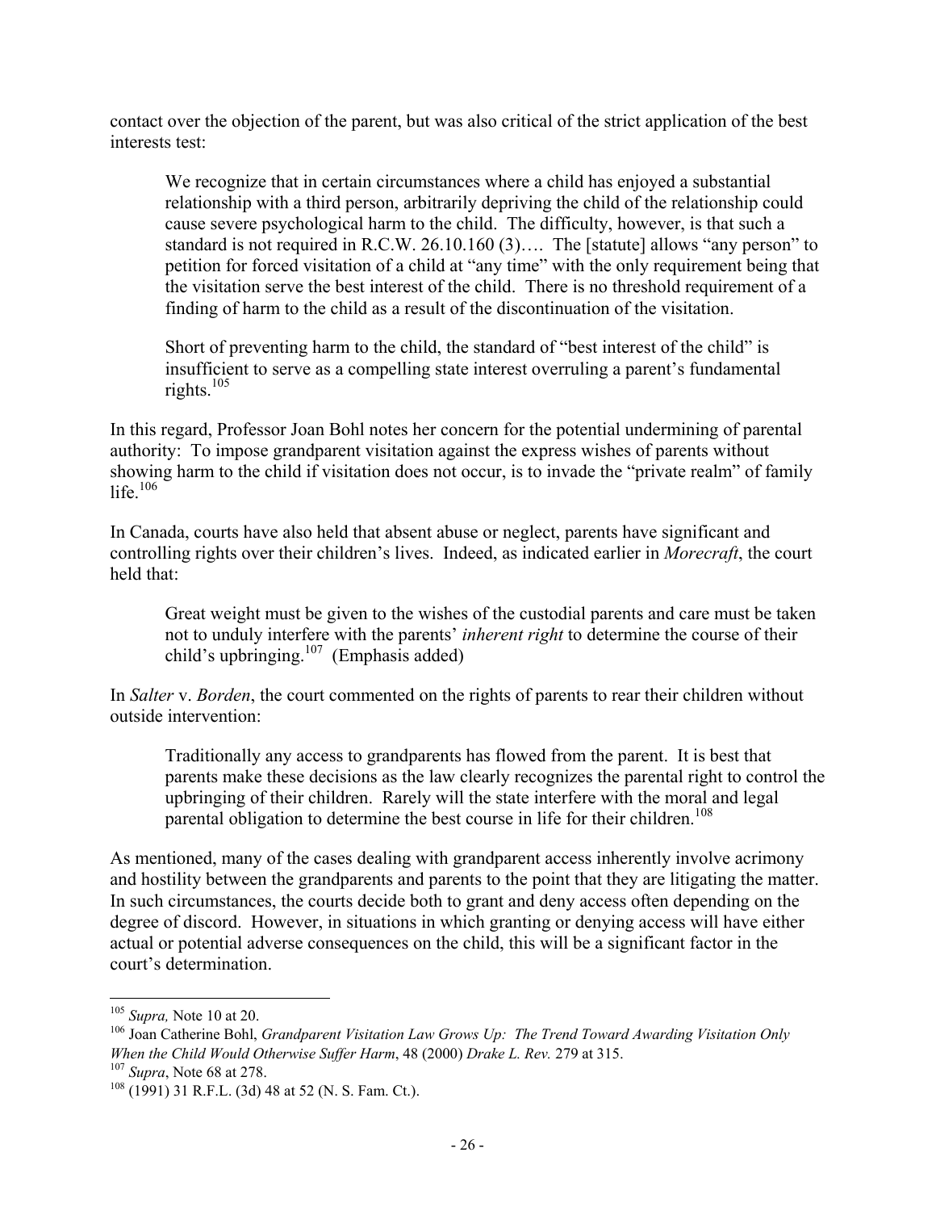contact over the objection of the parent, but was also critical of the strict application of the best interests test:

> We recognize that in certain circumstances where a child has enjoyed a substantial relationship with a third person, arbitrarily depriving the child of the relationship could cause severe psychological harm to the child. The difficulty, however, is that such a standard is not required in R.C.W. 26.10.160 (3)…. The [statute] allows "any person" to petition for forced visitation of a child at "any time" with the only requirement being that the visitation serve the best interest of the child. There is no threshold requirement of a finding of harm to the child as a result of the discontinuation of the visitation.
>
> Short of preventing harm to the child, the standard of "best interest of the child" is insufficient to serve as a compelling state interest overruling a parent's fundamental rights.[105]

In this regard, Professor Joan Bohl notes her concern for the potential undermining of parental authority: To impose grandparent visitation against the express wishes of parents without showing harm to the child if visitation does not occur, is to invade the "private realm" of family life.[106]

In Canada, courts have also held that absent abuse or neglect, parents have significant and controlling rights over their children's lives. Indeed, as indicated earlier in *Morecraft*, the court held that:

> Great weight must be given to the wishes of the custodial parents and care must be taken not to unduly interfere with the parents' *inherent right* to determine the course of their child's upbringing.[107] (Emphasis added)

In *Salter* v. *Borden*, the court commented on the rights of parents to rear their children without outside intervention:

> Traditionally any access to grandparents has flowed from the parent. It is best that parents make these decisions as the law clearly recognizes the parental right to control the upbringing of their children. Rarely will the state interfere with the moral and legal parental obligation to determine the best course in life for their children.[108]

As mentioned, many of the cases dealing with grandparent access inherently involve acrimony and hostility between the grandparents and parents to the point that they are litigating the matter. In such circumstances, the courts decide both to grant and deny access often depending on the degree of discord. However, in situations in which granting or denying access will have either actual or potential adverse consequences on the child, this will be a significant factor in the court's determination.

---

[105] *Supra,* Note 10 at 20.

[106] Joan Catherine Bohl, *Grandparent Visitation Law Grows Up: The Trend Toward Awarding Visitation Only When the Child Would Otherwise Suffer Harm*, 48 (2000) *Drake L. Rev.* 279 at 315.

[107] *Supra*, Note 68 at 278.

[108] (1991) 31 R.F.L. (3d) 48 at 52 (N. S. Fam. Ct.).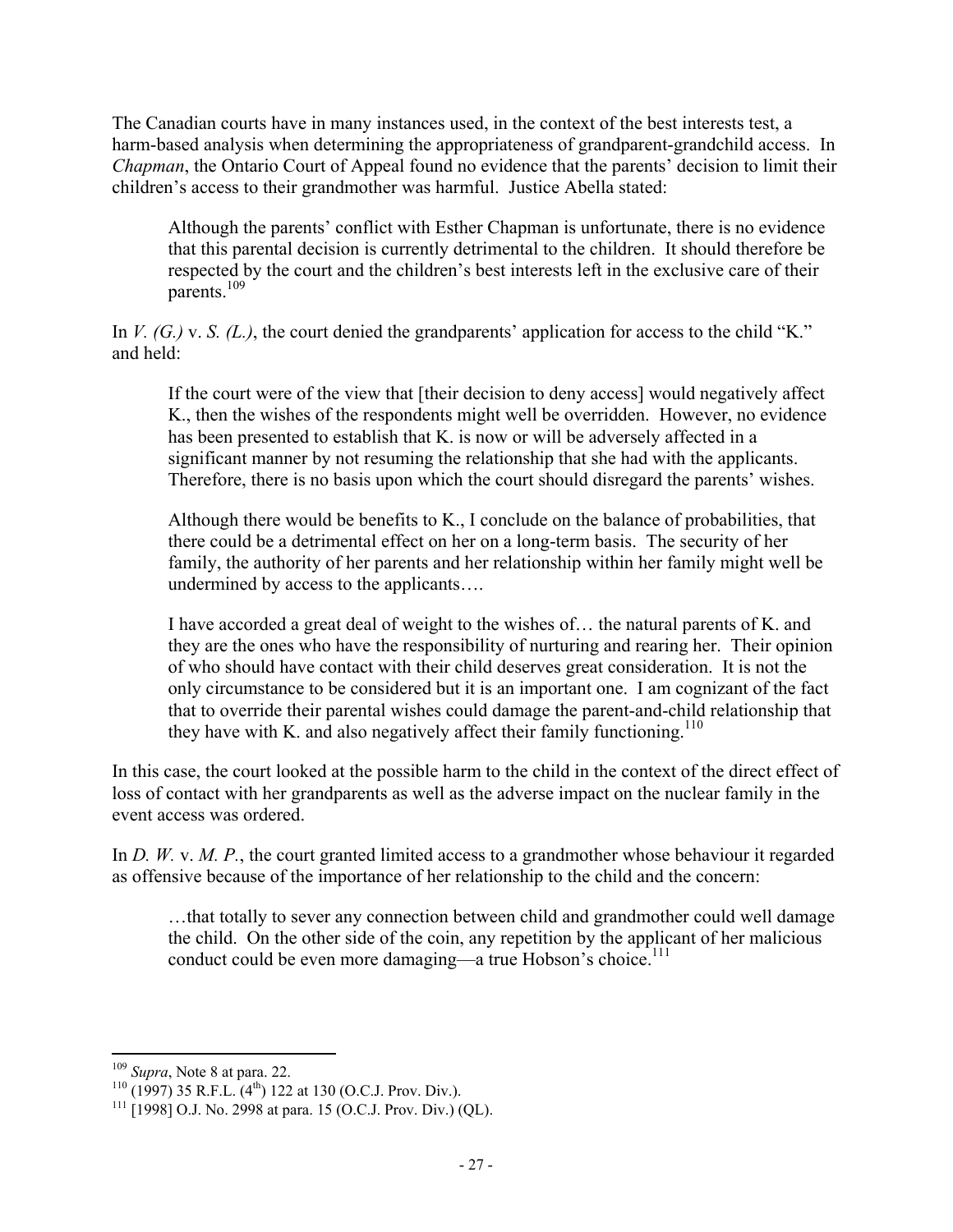The Canadian courts have in many instances used, in the context of the best interests test, a harm-based analysis when determining the appropriateness of grandparent-grandchild access. In *Chapman*, the Ontario Court of Appeal found no evidence that the parents' decision to limit their children's access to their grandmother was harmful. Justice Abella stated:

> Although the parents' conflict with Esther Chapman is unfortunate, there is no evidence that this parental decision is currently detrimental to the children. It should therefore be respected by the court and the children's best interests left in the exclusive care of their parents.[109]

In *V. (G.)* v. *S. (L.)*, the court denied the grandparents' application for access to the child "K." and held:

> If the court were of the view that [their decision to deny access] would negatively affect K., then the wishes of the respondents might well be overridden. However, no evidence has been presented to establish that K. is now or will be adversely affected in a significant manner by not resuming the relationship that she had with the applicants. Therefore, there is no basis upon which the court should disregard the parents' wishes.
>
> Although there would be benefits to K., I conclude on the balance of probabilities, that there could be a detrimental effect on her on a long-term basis. The security of her family, the authority of her parents and her relationship within her family might well be undermined by access to the applicants….
>
> I have accorded a great deal of weight to the wishes of… the natural parents of K. and they are the ones who have the responsibility of nurturing and rearing her. Their opinion of who should have contact with their child deserves great consideration. It is not the only circumstance to be considered but it is an important one. I am cognizant of the fact that to override their parental wishes could damage the parent-and-child relationship that they have with K. and also negatively affect their family functioning.[110]

In this case, the court looked at the possible harm to the child in the context of the direct effect of loss of contact with her grandparents as well as the adverse impact on the nuclear family in the event access was ordered.

In *D. W.* v. *M. P.*, the court granted limited access to a grandmother whose behaviour it regarded as offensive because of the importance of her relationship to the child and the concern:

> …that totally to sever any connection between child and grandmother could well damage the child. On the other side of the coin, any repetition by the applicant of her malicious conduct could be even more damaging—a true Hobson's choice.[111]

---

[109] *Supra*, Note 8 at para. 22.

[110] (1997) 35 R.F.L. (4th) 122 at 130 (O.C.J. Prov. Div.).

[111] [1998] O.J. No. 2998 at para. 15 (O.C.J. Prov. Div.) (QL).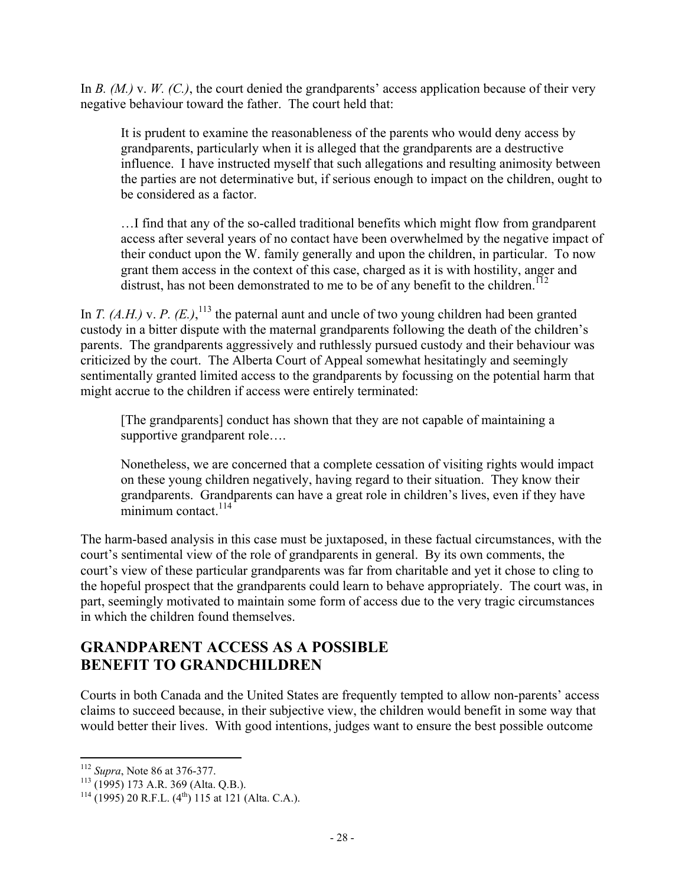In *B. (M.)* v. *W. (C.)*, the court denied the grandparents' access application because of their very negative behaviour toward the father. The court held that:

> It is prudent to examine the reasonableness of the parents who would deny access by grandparents, particularly when it is alleged that the grandparents are a destructive influence. I have instructed myself that such allegations and resulting animosity between the parties are not determinative but, if serious enough to impact on the children, ought to be considered as a factor.
>
> …I find that any of the so-called traditional benefits which might flow from grandparent access after several years of no contact have been overwhelmed by the negative impact of their conduct upon the W. family generally and upon the children, in particular. To now grant them access in the context of this case, charged as it is with hostility, anger and distrust, has not been demonstrated to me to be of any benefit to the children.[112]

In *T. (A.H.)* v. *P. (E.)*,[113] the paternal aunt and uncle of two young children had been granted custody in a bitter dispute with the maternal grandparents following the death of the children's parents. The grandparents aggressively and ruthlessly pursued custody and their behaviour was criticized by the court. The Alberta Court of Appeal somewhat hesitatingly and seemingly sentimentally granted limited access to the grandparents by focussing on the potential harm that might accrue to the children if access were entirely terminated:

> [The grandparents] conduct has shown that they are not capable of maintaining a supportive grandparent role….
>
> Nonetheless, we are concerned that a complete cessation of visiting rights would impact on these young children negatively, having regard to their situation. They know their grandparents. Grandparents can have a great role in children's lives, even if they have minimum contact.[114]

The harm-based analysis in this case must be juxtaposed, in these factual circumstances, with the court's sentimental view of the role of grandparents in general. By its own comments, the court's view of these particular grandparents was far from charitable and yet it chose to cling to the hopeful prospect that the grandparents could learn to behave appropriately. The court was, in part, seemingly motivated to maintain some form of access due to the very tragic circumstances in which the children found themselves.

## GRANDPARENT ACCESS AS A POSSIBLE BENEFIT TO GRANDCHILDREN

Courts in both Canada and the United States are frequently tempted to allow non-parents' access claims to succeed because, in their subjective view, the children would benefit in some way that would better their lives. With good intentions, judges want to ensure the best possible outcome

---

[112] *Supra*, Note 86 at 376-377.

[113] (1995) 173 A.R. 369 (Alta. Q.B.).

[114] (1995) 20 R.F.L. (4th) 115 at 121 (Alta. C.A.).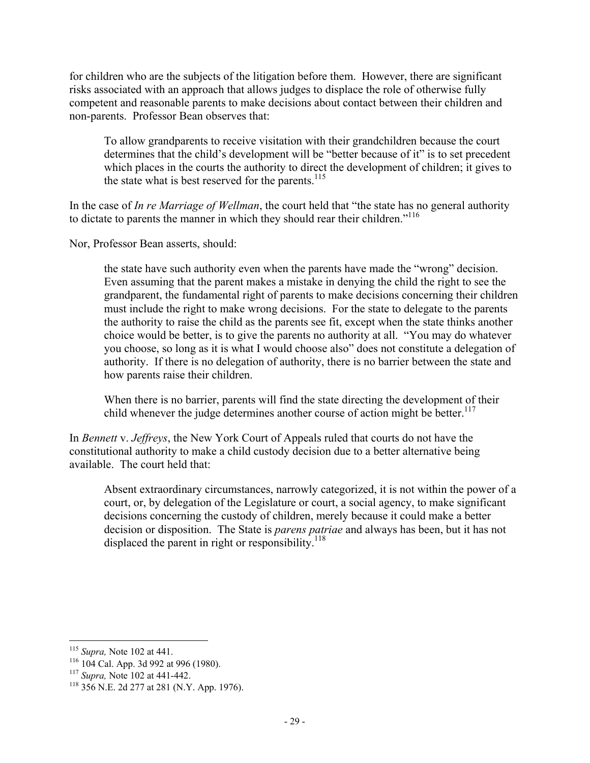for children who are the subjects of the litigation before them. However, there are significant risks associated with an approach that allows judges to displace the role of otherwise fully competent and reasonable parents to make decisions about contact between their children and non-parents. Professor Bean observes that:

> To allow grandparents to receive visitation with their grandchildren because the court determines that the child's development will be "better because of it" is to set precedent which places in the courts the authority to direct the development of children; it gives to the state what is best reserved for the parents.[115]

In the case of *In re Marriage of Wellman*, the court held that "the state has no general authority to dictate to parents the manner in which they should rear their children."[116]

Nor, Professor Bean asserts, should:

> the state have such authority even when the parents have made the "wrong" decision. Even assuming that the parent makes a mistake in denying the child the right to see the grandparent, the fundamental right of parents to make decisions concerning their children must include the right to make wrong decisions. For the state to delegate to the parents the authority to raise the child as the parents see fit, except when the state thinks another choice would be better, is to give the parents no authority at all. "You may do whatever you choose, so long as it is what I would choose also" does not constitute a delegation of authority. If there is no delegation of authority, there is no barrier between the state and how parents raise their children.
>
> When there is no barrier, parents will find the state directing the development of their child whenever the judge determines another course of action might be better.[117]

In *Bennett* v. *Jeffreys*, the New York Court of Appeals ruled that courts do not have the constitutional authority to make a child custody decision due to a better alternative being available. The court held that:

> Absent extraordinary circumstances, narrowly categorized, it is not within the power of a court, or, by delegation of the Legislature or court, a social agency, to make significant decisions concerning the custody of children, merely because it could make a better decision or disposition. The State is *parens patriae* and always has been, but it has not displaced the parent in right or responsibility.[118]

---

[115] *Supra,* Note 102 at 441.

[116] 104 Cal. App. 3d 992 at 996 (1980).

[117] *Supra,* Note 102 at 441-442.

[118] 356 N.E. 2d 277 at 281 (N.Y. App. 1976).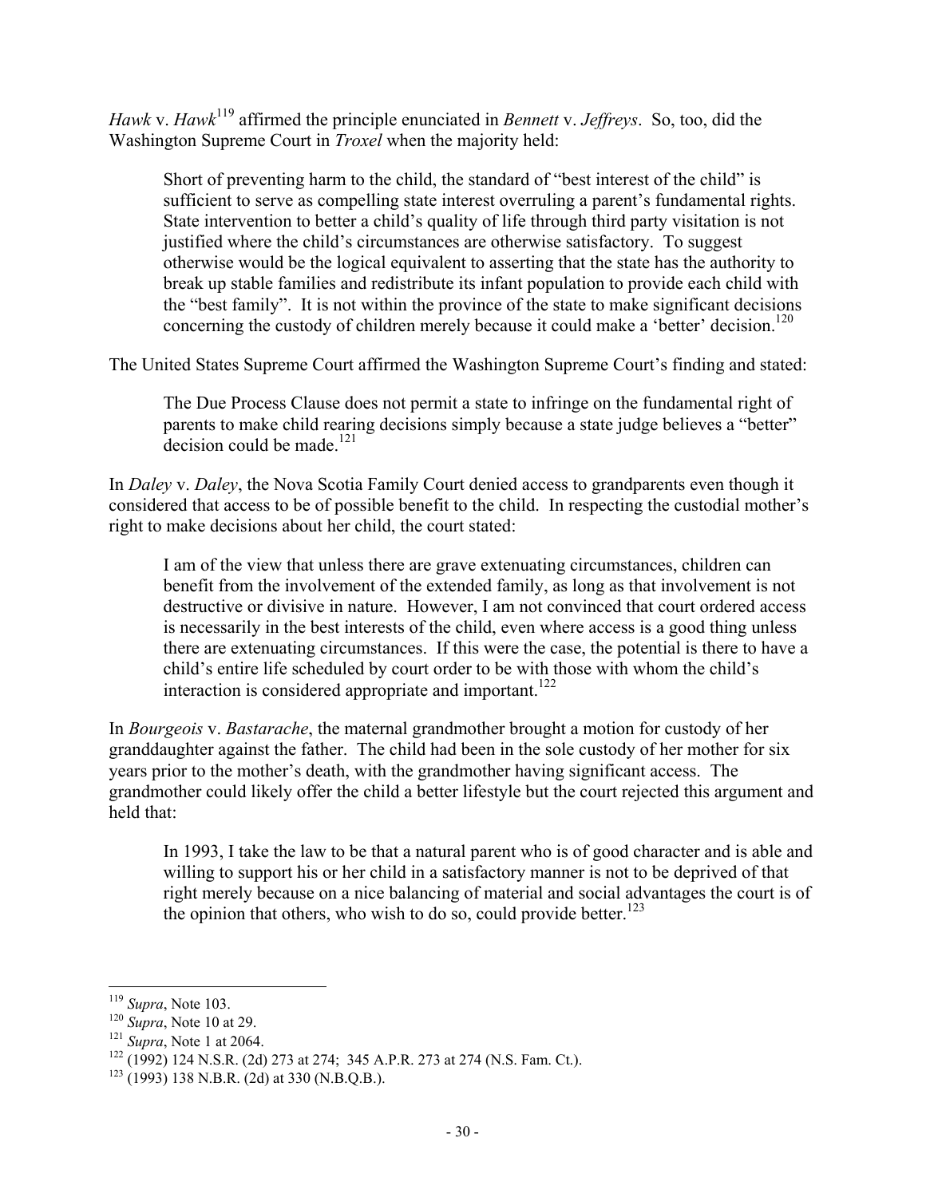*Hawk* v. *Hawk*[119] affirmed the principle enunciated in *Bennett* v. *Jeffreys*. So, too, did the Washington Supreme Court in *Troxel* when the majority held:

> Short of preventing harm to the child, the standard of "best interest of the child" is sufficient to serve as compelling state interest overruling a parent's fundamental rights. State intervention to better a child's quality of life through third party visitation is not justified where the child's circumstances are otherwise satisfactory. To suggest otherwise would be the logical equivalent to asserting that the state has the authority to break up stable families and redistribute its infant population to provide each child with the "best family". It is not within the province of the state to make significant decisions concerning the custody of children merely because it could make a 'better' decision.[120]

The United States Supreme Court affirmed the Washington Supreme Court's finding and stated:

> The Due Process Clause does not permit a state to infringe on the fundamental right of parents to make child rearing decisions simply because a state judge believes a "better" decision could be made.[121]

In *Daley* v. *Daley*, the Nova Scotia Family Court denied access to grandparents even though it considered that access to be of possible benefit to the child. In respecting the custodial mother's right to make decisions about her child, the court stated:

> I am of the view that unless there are grave extenuating circumstances, children can benefit from the involvement of the extended family, as long as that involvement is not destructive or divisive in nature. However, I am not convinced that court ordered access is necessarily in the best interests of the child, even where access is a good thing unless there are extenuating circumstances. If this were the case, the potential is there to have a child's entire life scheduled by court order to be with those with whom the child's interaction is considered appropriate and important.[122]

In *Bourgeois* v. *Bastarache*, the maternal grandmother brought a motion for custody of her granddaughter against the father. The child had been in the sole custody of her mother for six years prior to the mother's death, with the grandmother having significant access. The grandmother could likely offer the child a better lifestyle but the court rejected this argument and held that:

> In 1993, I take the law to be that a natural parent who is of good character and is able and willing to support his or her child in a satisfactory manner is not to be deprived of that right merely because on a nice balancing of material and social advantages the court is of the opinion that others, who wish to do so, could provide better.[123]

---

[119] *Supra*, Note 103.
[120] *Supra*, Note 10 at 29.
[121] *Supra*, Note 1 at 2064.
[122] (1992) 124 N.S.R. (2d) 273 at 274; 345 A.P.R. 273 at 274 (N.S. Fam. Ct.).
[123] (1993) 138 N.B.R. (2d) at 330 (N.B.Q.B.).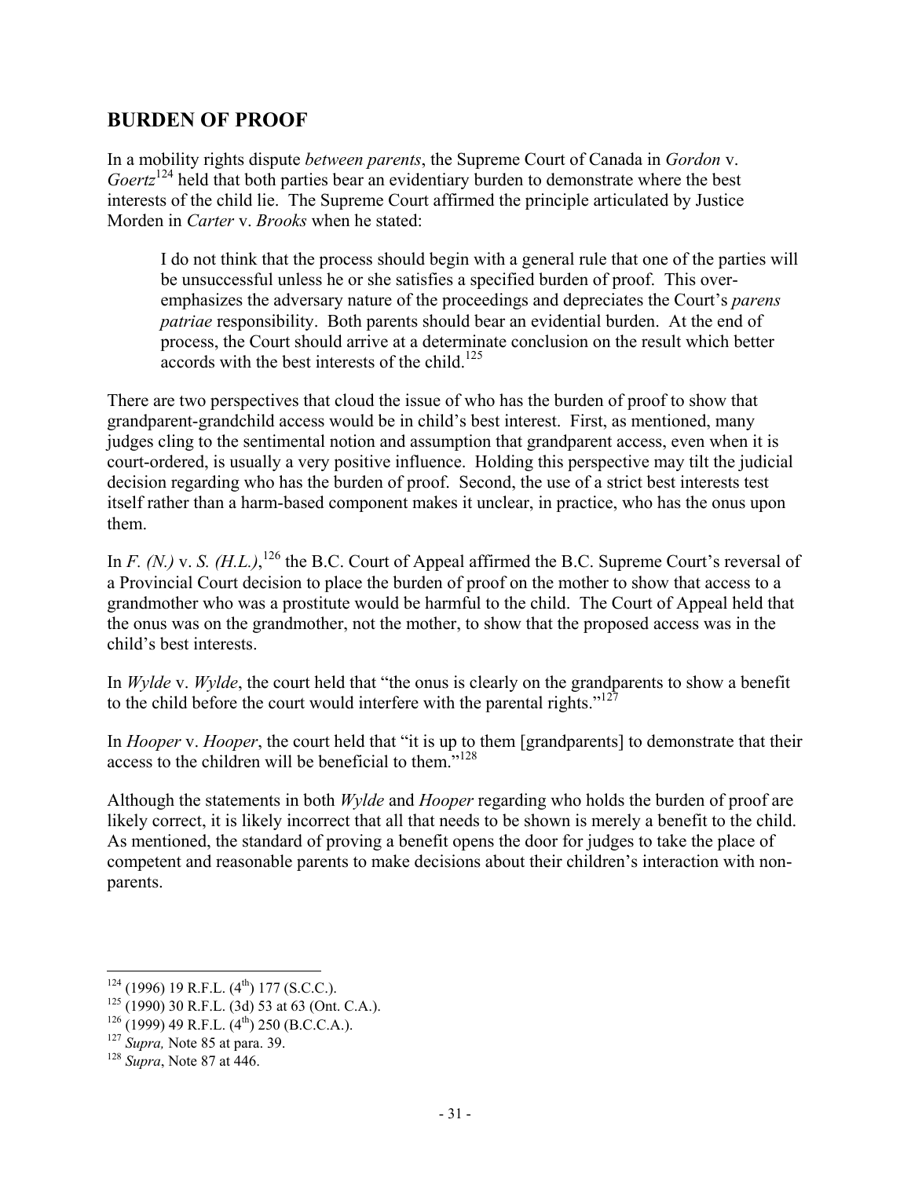## BURDEN OF PROOF

In a mobility rights dispute *between parents*, the Supreme Court of Canada in *Gordon* v. *Goertz*[124] held that both parties bear an evidentiary burden to demonstrate where the best interests of the child lie. The Supreme Court affirmed the principle articulated by Justice Morden in *Carter* v. *Brooks* when he stated:

> I do not think that the process should begin with a general rule that one of the parties will be unsuccessful unless he or she satisfies a specified burden of proof. This over-emphasizes the adversary nature of the proceedings and depreciates the Court's *parens patriae* responsibility. Both parents should bear an evidential burden. At the end of process, the Court should arrive at a determinate conclusion on the result which better accords with the best interests of the child.[125]

There are two perspectives that cloud the issue of who has the burden of proof to show that grandparent-grandchild access would be in child's best interest. First, as mentioned, many judges cling to the sentimental notion and assumption that grandparent access, even when it is court-ordered, is usually a very positive influence. Holding this perspective may tilt the judicial decision regarding who has the burden of proof. Second, the use of a strict best interests test itself rather than a harm-based component makes it unclear, in practice, who has the onus upon them.

In *F. (N.)* v. *S. (H.L.)*,[126] the B.C. Court of Appeal affirmed the B.C. Supreme Court's reversal of a Provincial Court decision to place the burden of proof on the mother to show that access to a grandmother who was a prostitute would be harmful to the child. The Court of Appeal held that the onus was on the grandmother, not the mother, to show that the proposed access was in the child's best interests.

In *Wylde* v. *Wylde*, the court held that "the onus is clearly on the grandparents to show a benefit to the child before the court would interfere with the parental rights."[127]

In *Hooper* v. *Hooper*, the court held that "it is up to them [grandparents] to demonstrate that their access to the children will be beneficial to them."[128]

Although the statements in both *Wylde* and *Hooper* regarding who holds the burden of proof are likely correct, it is likely incorrect that all that needs to be shown is merely a benefit to the child. As mentioned, the standard of proving a benefit opens the door for judges to take the place of competent and reasonable parents to make decisions about their children's interaction with non-parents.

---

[124] (1996) 19 R.F.L. (4th) 177 (S.C.C.).

[125] (1990) 30 R.F.L. (3d) 53 at 63 (Ont. C.A.).

[126] (1999) 49 R.F.L. (4th) 250 (B.C.C.A.).

[127] *Supra,* Note 85 at para. 39.

[128] *Supra*, Note 87 at 446.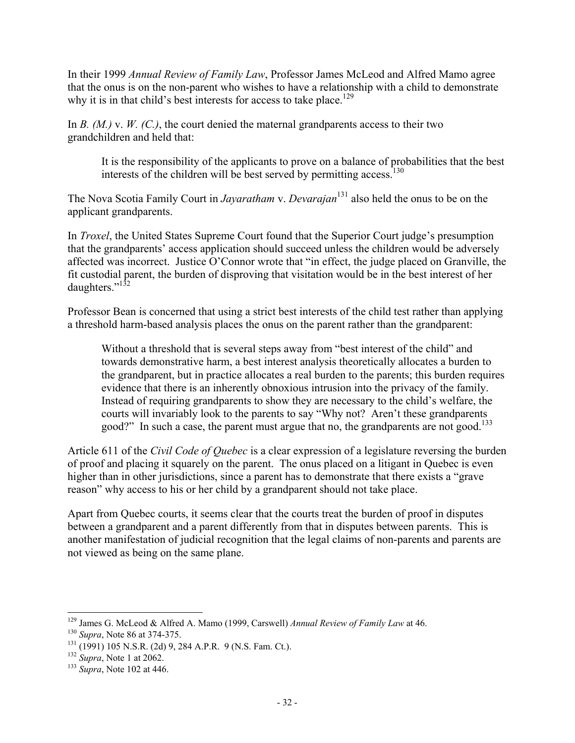In their 1999 *Annual Review of Family Law*, Professor James McLeod and Alfred Mamo agree that the onus is on the non-parent who wishes to have a relationship with a child to demonstrate why it is in that child's best interests for access to take place.[129]

In *B. (M.)* v. *W. (C.)*, the court denied the maternal grandparents access to their two grandchildren and held that:

> It is the responsibility of the applicants to prove on a balance of probabilities that the best interests of the children will be best served by permitting access.[130]

The Nova Scotia Family Court in *Jayaratham* v. *Devarajan*[131] also held the onus to be on the applicant grandparents.

In *Troxel*, the United States Supreme Court found that the Superior Court judge's presumption that the grandparents' access application should succeed unless the children would be adversely affected was incorrect. Justice O'Connor wrote that "in effect, the judge placed on Granville, the fit custodial parent, the burden of disproving that visitation would be in the best interest of her daughters."[132]

Professor Bean is concerned that using a strict best interests of the child test rather than applying a threshold harm-based analysis places the onus on the parent rather than the grandparent:

> Without a threshold that is several steps away from "best interest of the child" and towards demonstrative harm, a best interest analysis theoretically allocates a burden to the grandparent, but in practice allocates a real burden to the parents; this burden requires evidence that there is an inherently obnoxious intrusion into the privacy of the family. Instead of requiring grandparents to show they are necessary to the child's welfare, the courts will invariably look to the parents to say "Why not? Aren't these grandparents good?" In such a case, the parent must argue that no, the grandparents are not good.[133]

Article 611 of the *Civil Code of Quebec* is a clear expression of a legislature reversing the burden of proof and placing it squarely on the parent. The onus placed on a litigant in Quebec is even higher than in other jurisdictions, since a parent has to demonstrate that there exists a "grave reason" why access to his or her child by a grandparent should not take place.

Apart from Quebec courts, it seems clear that the courts treat the burden of proof in disputes between a grandparent and a parent differently from that in disputes between parents. This is another manifestation of judicial recognition that the legal claims of non-parents and parents are not viewed as being on the same plane.

---

[129] James G. McLeod & Alfred A. Mamo (1999, Carswell) *Annual Review of Family Law* at 46.

[130] *Supra*, Note 86 at 374-375.

[131] (1991) 105 N.S.R. (2d) 9, 284 A.P.R. 9 (N.S. Fam. Ct.).

[132] *Supra*, Note 1 at 2062.

[133] *Supra*, Note 102 at 446.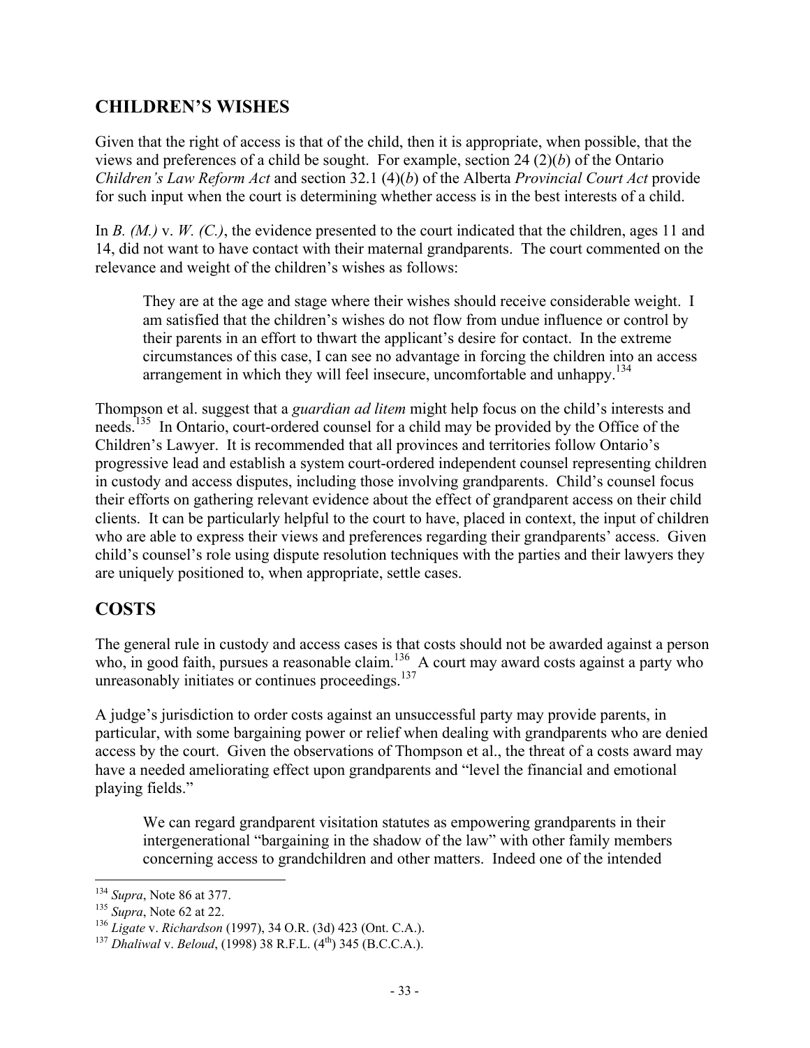## CHILDREN'S WISHES

Given that the right of access is that of the child, then it is appropriate, when possible, that the views and preferences of a child be sought. For example, section 24 (2)(*b*) of the Ontario *Children's Law Reform Act* and section 32.1 (4)(*b*) of the Alberta *Provincial Court Act* provide for such input when the court is determining whether access is in the best interests of a child.

In *B. (M.)* v. *W. (C.)*, the evidence presented to the court indicated that the children, ages 11 and 14, did not want to have contact with their maternal grandparents. The court commented on the relevance and weight of the children's wishes as follows:

> They are at the age and stage where their wishes should receive considerable weight. I am satisfied that the children's wishes do not flow from undue influence or control by their parents in an effort to thwart the applicant's desire for contact. In the extreme circumstances of this case, I can see no advantage in forcing the children into an access arrangement in which they will feel insecure, uncomfortable and unhappy.[134]

Thompson et al. suggest that a *guardian ad litem* might help focus on the child's interests and needs.[135] In Ontario, court-ordered counsel for a child may be provided by the Office of the Children's Lawyer. It is recommended that all provinces and territories follow Ontario's progressive lead and establish a system court-ordered independent counsel representing children in custody and access disputes, including those involving grandparents. Child's counsel focus their efforts on gathering relevant evidence about the effect of grandparent access on their child clients. It can be particularly helpful to the court to have, placed in context, the input of children who are able to express their views and preferences regarding their grandparents' access. Given child's counsel's role using dispute resolution techniques with the parties and their lawyers they are uniquely positioned to, when appropriate, settle cases.

## COSTS

The general rule in custody and access cases is that costs should not be awarded against a person who, in good faith, pursues a reasonable claim.[136] A court may award costs against a party who unreasonably initiates or continues proceedings.[137]

A judge's jurisdiction to order costs against an unsuccessful party may provide parents, in particular, with some bargaining power or relief when dealing with grandparents who are denied access by the court. Given the observations of Thompson et al., the threat of a costs award may have a needed ameliorating effect upon grandparents and "level the financial and emotional playing fields."

> We can regard grandparent visitation statutes as empowering grandparents in their intergenerational "bargaining in the shadow of the law" with other family members concerning access to grandchildren and other matters. Indeed one of the intended

---

[134] *Supra*, Note 86 at 377.

[135] *Supra*, Note 62 at 22.

[136] *Ligate* v. *Richardson* (1997), 34 O.R. (3d) 423 (Ont. C.A.).

[137] *Dhaliwal* v. *Beloud*, (1998) 38 R.F.L. (4th) 345 (B.C.C.A.).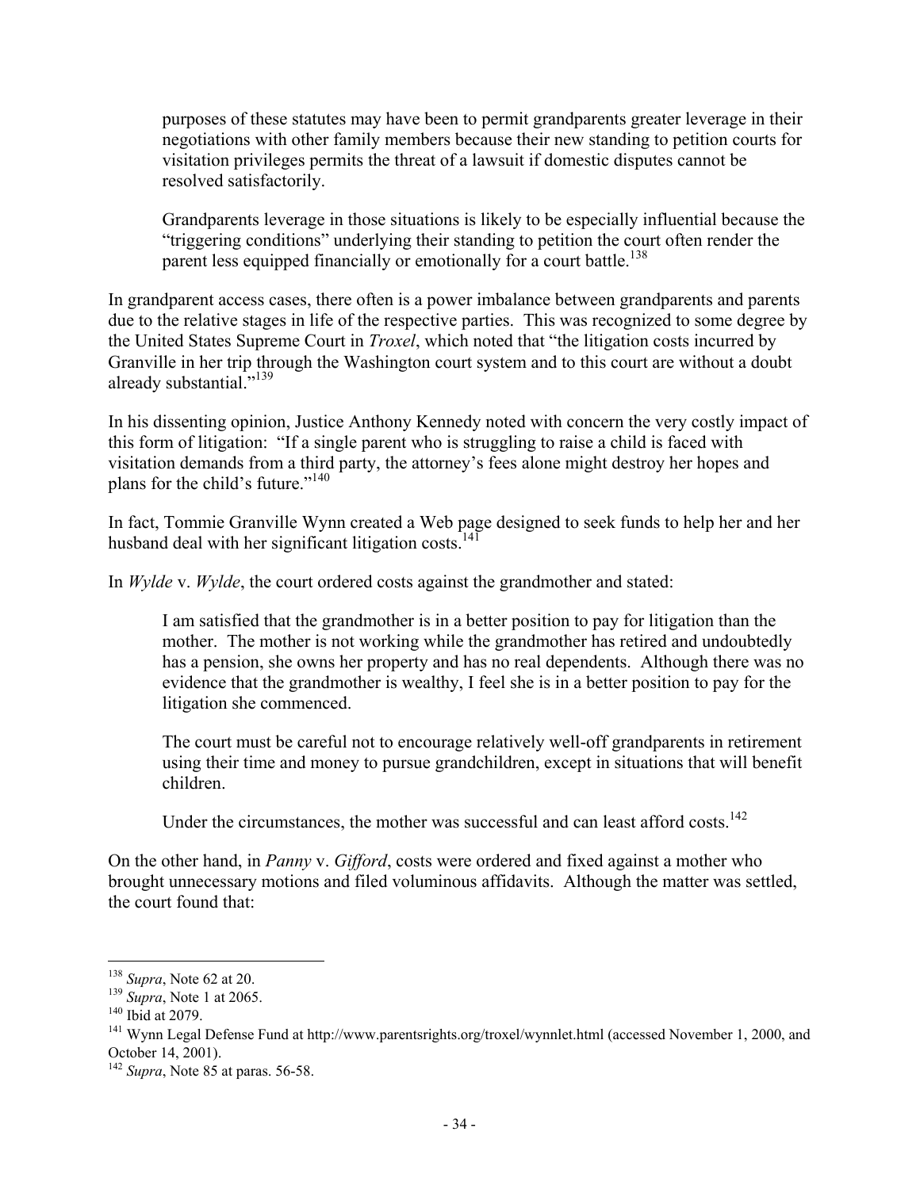> purposes of these statutes may have been to permit grandparents greater leverage in their negotiations with other family members because their new standing to petition courts for visitation privileges permits the threat of a lawsuit if domestic disputes cannot be resolved satisfactorily.
>
> Grandparents leverage in those situations is likely to be especially influential because the "triggering conditions" underlying their standing to petition the court often render the parent less equipped financially or emotionally for a court battle.[138]

In grandparent access cases, there often is a power imbalance between grandparents and parents due to the relative stages in life of the respective parties. This was recognized to some degree by the United States Supreme Court in *Troxel*, which noted that "the litigation costs incurred by Granville in her trip through the Washington court system and to this court are without a doubt already substantial."[139]

In his dissenting opinion, Justice Anthony Kennedy noted with concern the very costly impact of this form of litigation: "If a single parent who is struggling to raise a child is faced with visitation demands from a third party, the attorney's fees alone might destroy her hopes and plans for the child's future."[140]

In fact, Tommie Granville Wynn created a Web page designed to seek funds to help her and her husband deal with her significant litigation costs.[141]

In *Wylde* v. *Wylde*, the court ordered costs against the grandmother and stated:

> I am satisfied that the grandmother is in a better position to pay for litigation than the mother. The mother is not working while the grandmother has retired and undoubtedly has a pension, she owns her property and has no real dependents. Although there was no evidence that the grandmother is wealthy, I feel she is in a better position to pay for the litigation she commenced.
>
> The court must be careful not to encourage relatively well-off grandparents in retirement using their time and money to pursue grandchildren, except in situations that will benefit children.
>
> Under the circumstances, the mother was successful and can least afford costs.[142]

On the other hand, in *Panny* v. *Gifford*, costs were ordered and fixed against a mother who brought unnecessary motions and filed voluminous affidavits. Although the matter was settled, the court found that:

---

[138] *Supra*, Note 62 at 20.

[139] *Supra*, Note 1 at 2065.

[140] Ibid at 2079.

[141] Wynn Legal Defense Fund at http://www.parentsrights.org/troxel/wynnlet.html (accessed November 1, 2000, and October 14, 2001).

[142] *Supra*, Note 85 at paras. 56-58.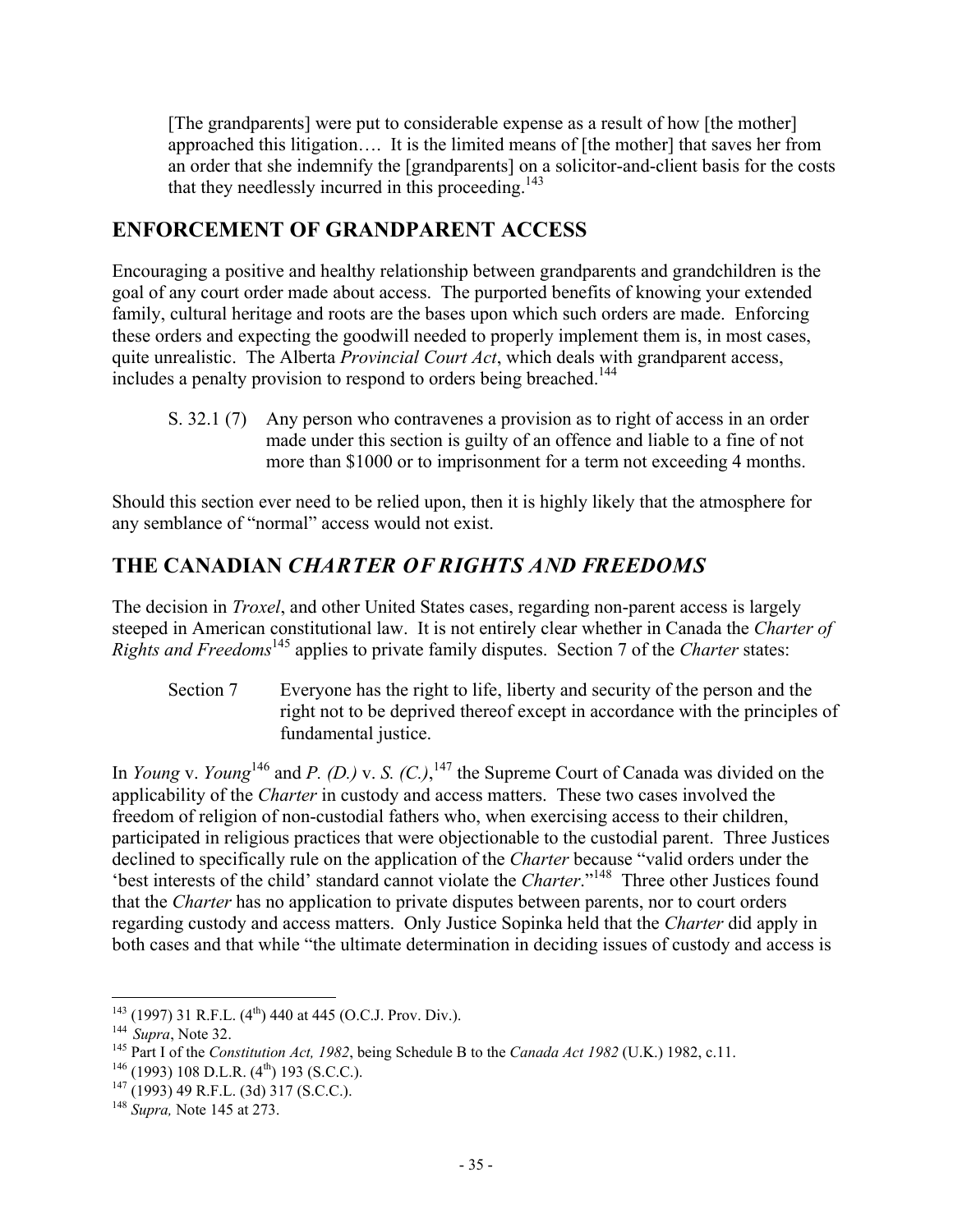> [The grandparents] were put to considerable expense as a result of how [the mother] approached this litigation…. It is the limited means of [the mother] that saves her from an order that she indemnify the [grandparents] on a solicitor-and-client basis for the costs that they needlessly incurred in this proceeding.[143]

## ENFORCEMENT OF GRANDPARENT ACCESS

Encouraging a positive and healthy relationship between grandparents and grandchildren is the goal of any court order made about access. The purported benefits of knowing your extended family, cultural heritage and roots are the bases upon which such orders are made. Enforcing these orders and expecting the goodwill needed to properly implement them is, in most cases, quite unrealistic. The Alberta *Provincial Court Act*, which deals with grandparent access, includes a penalty provision to respond to orders being breached.[144]

> S. 32.1 (7) Any person who contravenes a provision as to right of access in an order made under this section is guilty of an offence and liable to a fine of not more than $1000 or to imprisonment for a term not exceeding 4 months.

Should this section ever need to be relied upon, then it is highly likely that the atmosphere for any semblance of "normal" access would not exist.

## THE CANADIAN *CHARTER OF RIGHTS AND FREEDOMS*

The decision in *Troxel*, and other United States cases, regarding non-parent access is largely steeped in American constitutional law. It is not entirely clear whether in Canada the *Charter of Rights and Freedoms*[145] applies to private family disputes. Section 7 of the *Charter* states:

> Section 7 Everyone has the right to life, liberty and security of the person and the right not to be deprived thereof except in accordance with the principles of fundamental justice.

In *Young* v. *Young*[146] and *P. (D.)* v. *S. (C.)*,[147] the Supreme Court of Canada was divided on the applicability of the *Charter* in custody and access matters. These two cases involved the freedom of religion of non-custodial fathers who, when exercising access to their children, participated in religious practices that were objectionable to the custodial parent. Three Justices declined to specifically rule on the application of the *Charter* because "valid orders under the 'best interests of the child' standard cannot violate the *Charter*."[148] Three other Justices found that the *Charter* has no application to private disputes between parents, nor to court orders regarding custody and access matters. Only Justice Sopinka held that the *Charter* did apply in both cases and that while "the ultimate determination in deciding issues of custody and access is

---

[143] (1997) 31 R.F.L. (4th) 440 at 445 (O.C.J. Prov. Div.).

[144] *Supra*, Note 32.

[145] Part I of the *Constitution Act, 1982*, being Schedule B to the *Canada Act 1982* (U.K.) 1982, c.11.

[146] (1993) 108 D.L.R. (4th) 193 (S.C.C.).

[147] (1993) 49 R.F.L. (3d) 317 (S.C.C.).

[148] *Supra,* Note 145 at 273.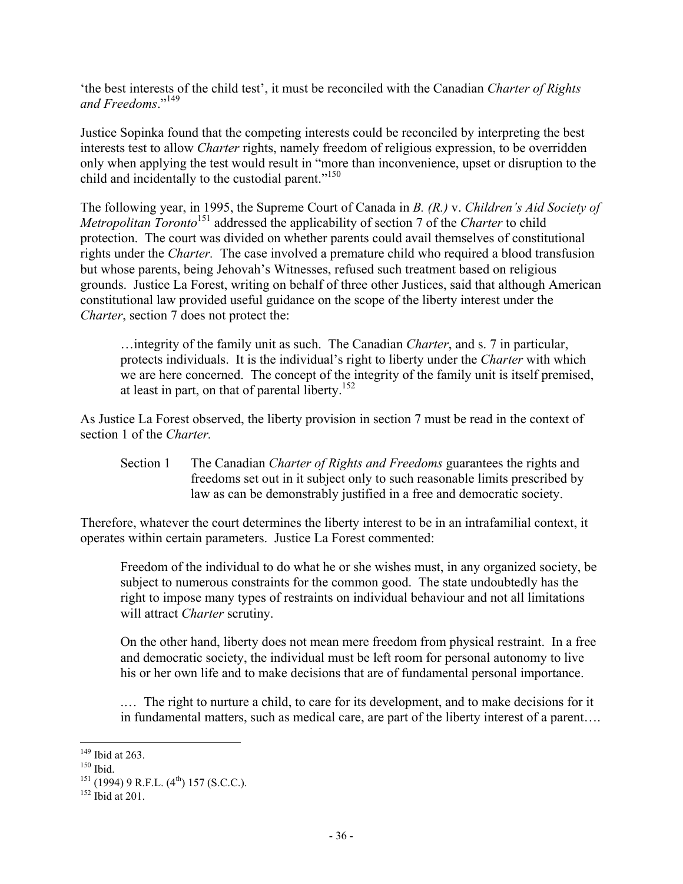'the best interests of the child test', it must be reconciled with the Canadian *Charter of Rights and Freedoms*."[149]

Justice Sopinka found that the competing interests could be reconciled by interpreting the best interests test to allow *Charter* rights, namely freedom of religious expression, to be overridden only when applying the test would result in "more than inconvenience, upset or disruption to the child and incidentally to the custodial parent."[150]

The following year, in 1995, the Supreme Court of Canada in *B. (R.)* v. *Children's Aid Society of Metropolitan Toronto*[151] addressed the applicability of section 7 of the *Charter* to child protection. The court was divided on whether parents could avail themselves of constitutional rights under the *Charter.* The case involved a premature child who required a blood transfusion but whose parents, being Jehovah's Witnesses, refused such treatment based on religious grounds. Justice La Forest, writing on behalf of three other Justices, said that although American constitutional law provided useful guidance on the scope of the liberty interest under the *Charter*, section 7 does not protect the:

> …integrity of the family unit as such. The Canadian *Charter*, and s. 7 in particular, protects individuals. It is the individual's right to liberty under the *Charter* with which we are here concerned. The concept of the integrity of the family unit is itself premised, at least in part, on that of parental liberty.[152]

As Justice La Forest observed, the liberty provision in section 7 must be read in the context of section 1 of the *Charter.*

> Section 1 The Canadian *Charter of Rights and Freedoms* guarantees the rights and freedoms set out in it subject only to such reasonable limits prescribed by law as can be demonstrably justified in a free and democratic society.

Therefore, whatever the court determines the liberty interest to be in an intrafamilial context, it operates within certain parameters. Justice La Forest commented:

> Freedom of the individual to do what he or she wishes must, in any organized society, be subject to numerous constraints for the common good. The state undoubtedly has the right to impose many types of restraints on individual behaviour and not all limitations will attract *Charter* scrutiny.
>
> On the other hand, liberty does not mean mere freedom from physical restraint. In a free and democratic society, the individual must be left room for personal autonomy to live his or her own life and to make decisions that are of fundamental personal importance.
>
> .… The right to nurture a child, to care for its development, and to make decisions for it in fundamental matters, such as medical care, are part of the liberty interest of a parent….

---

[149] Ibid at 263.

[150] Ibid.

[151] (1994) 9 R.F.L. (4th) 157 (S.C.C.).

[152] Ibid at 201.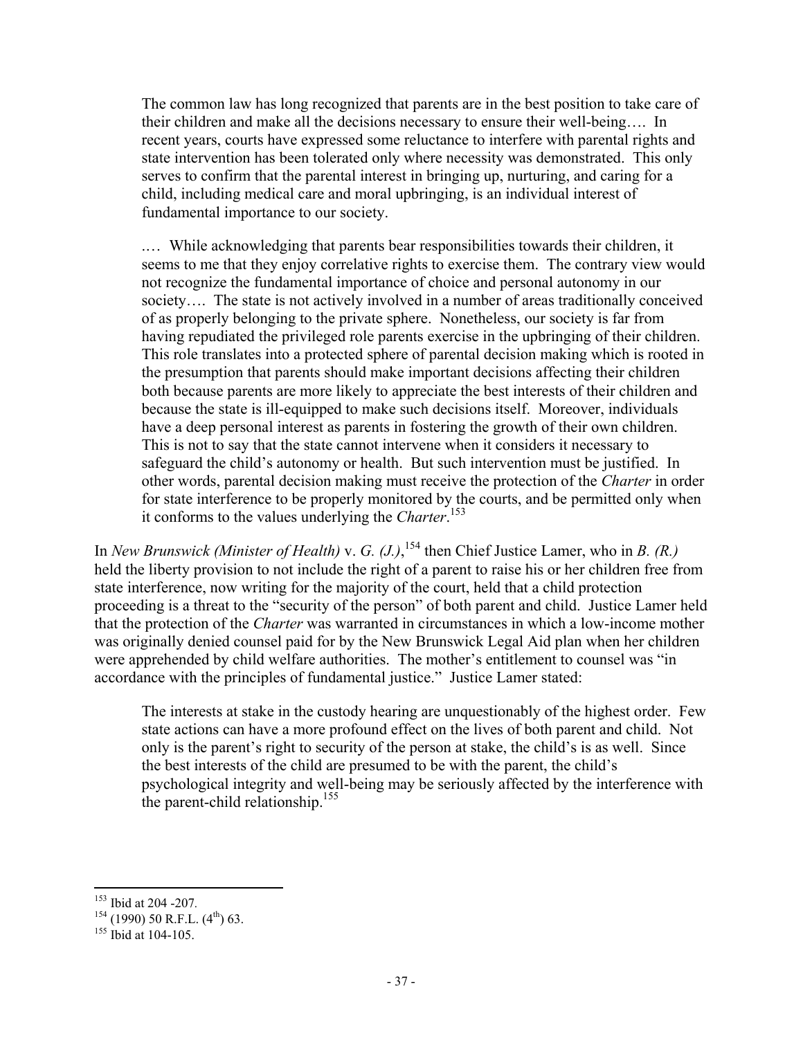> The common law has long recognized that parents are in the best position to take care of their children and make all the decisions necessary to ensure their well-being…. In recent years, courts have expressed some reluctance to interfere with parental rights and state intervention has been tolerated only where necessity was demonstrated. This only serves to confirm that the parental interest in bringing up, nurturing, and caring for a child, including medical care and moral upbringing, is an individual interest of fundamental importance to our society.
>
> .… While acknowledging that parents bear responsibilities towards their children, it seems to me that they enjoy correlative rights to exercise them. The contrary view would not recognize the fundamental importance of choice and personal autonomy in our society…. The state is not actively involved in a number of areas traditionally conceived of as properly belonging to the private sphere. Nonetheless, our society is far from having repudiated the privileged role parents exercise in the upbringing of their children. This role translates into a protected sphere of parental decision making which is rooted in the presumption that parents should make important decisions affecting their children both because parents are more likely to appreciate the best interests of their children and because the state is ill-equipped to make such decisions itself. Moreover, individuals have a deep personal interest as parents in fostering the growth of their own children. This is not to say that the state cannot intervene when it considers it necessary to safeguard the child's autonomy or health. But such intervention must be justified. In other words, parental decision making must receive the protection of the *Charter* in order for state interference to be properly monitored by the courts, and be permitted only when it conforms to the values underlying the *Charter*.[153]

In *New Brunswick (Minister of Health)* v. *G. (J.)*,[154] then Chief Justice Lamer, who in *B. (R.)* held the liberty provision to not include the right of a parent to raise his or her children free from state interference, now writing for the majority of the court, held that a child protection proceeding is a threat to the "security of the person" of both parent and child. Justice Lamer held that the protection of the *Charter* was warranted in circumstances in which a low-income mother was originally denied counsel paid for by the New Brunswick Legal Aid plan when her children were apprehended by child welfare authorities. The mother's entitlement to counsel was "in accordance with the principles of fundamental justice." Justice Lamer stated:

> The interests at stake in the custody hearing are unquestionably of the highest order. Few state actions can have a more profound effect on the lives of both parent and child. Not only is the parent's right to security of the person at stake, the child's is as well. Since the best interests of the child are presumed to be with the parent, the child's psychological integrity and well-being may be seriously affected by the interference with the parent-child relationship.[155]

---

[153] Ibid at 204 -207.

[154] (1990) 50 R.F.L. (4th) 63.

[155] Ibid at 104-105.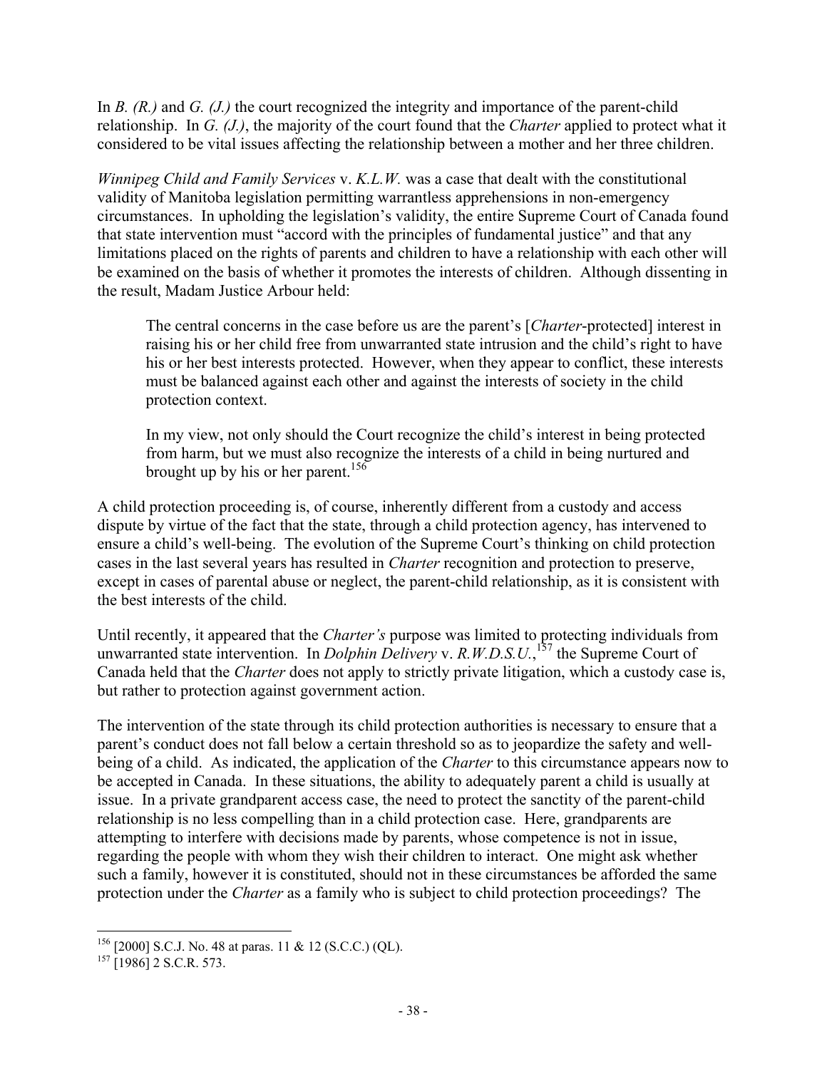In *B. (R.)* and *G. (J.)* the court recognized the integrity and importance of the parent-child relationship. In *G. (J.)*, the majority of the court found that the *Charter* applied to protect what it considered to be vital issues affecting the relationship between a mother and her three children.

*Winnipeg Child and Family Services* v. *K.L.W.* was a case that dealt with the constitutional validity of Manitoba legislation permitting warrantless apprehensions in non-emergency circumstances. In upholding the legislation's validity, the entire Supreme Court of Canada found that state intervention must "accord with the principles of fundamental justice" and that any limitations placed on the rights of parents and children to have a relationship with each other will be examined on the basis of whether it promotes the interests of children. Although dissenting in the result, Madam Justice Arbour held:

> The central concerns in the case before us are the parent's [*Charter*-protected] interest in raising his or her child free from unwarranted state intrusion and the child's right to have his or her best interests protected. However, when they appear to conflict, these interests must be balanced against each other and against the interests of society in the child protection context.
>
> In my view, not only should the Court recognize the child's interest in being protected from harm, but we must also recognize the interests of a child in being nurtured and brought up by his or her parent.[156]

A child protection proceeding is, of course, inherently different from a custody and access dispute by virtue of the fact that the state, through a child protection agency, has intervened to ensure a child's well-being. The evolution of the Supreme Court's thinking on child protection cases in the last several years has resulted in *Charter* recognition and protection to preserve, except in cases of parental abuse or neglect, the parent-child relationship, as it is consistent with the best interests of the child.

Until recently, it appeared that the *Charter's* purpose was limited to protecting individuals from unwarranted state intervention. In *Dolphin Delivery* v. *R.W.D.S.U.*,[157] the Supreme Court of Canada held that the *Charter* does not apply to strictly private litigation, which a custody case is, but rather to protection against government action.

The intervention of the state through its child protection authorities is necessary to ensure that a parent's conduct does not fall below a certain threshold so as to jeopardize the safety and well-being of a child. As indicated, the application of the *Charter* to this circumstance appears now to be accepted in Canada. In these situations, the ability to adequately parent a child is usually at issue. In a private grandparent access case, the need to protect the sanctity of the parent-child relationship is no less compelling than in a child protection case. Here, grandparents are attempting to interfere with decisions made by parents, whose competence is not in issue, regarding the people with whom they wish their children to interact. One might ask whether such a family, however it is constituted, should not in these circumstances be afforded the same protection under the *Charter* as a family who is subject to child protection proceedings? The

---

[156] [2000] S.C.J. No. 48 at paras. 11 & 12 (S.C.C.) (QL).

[157] [1986] 2 S.C.R. 573.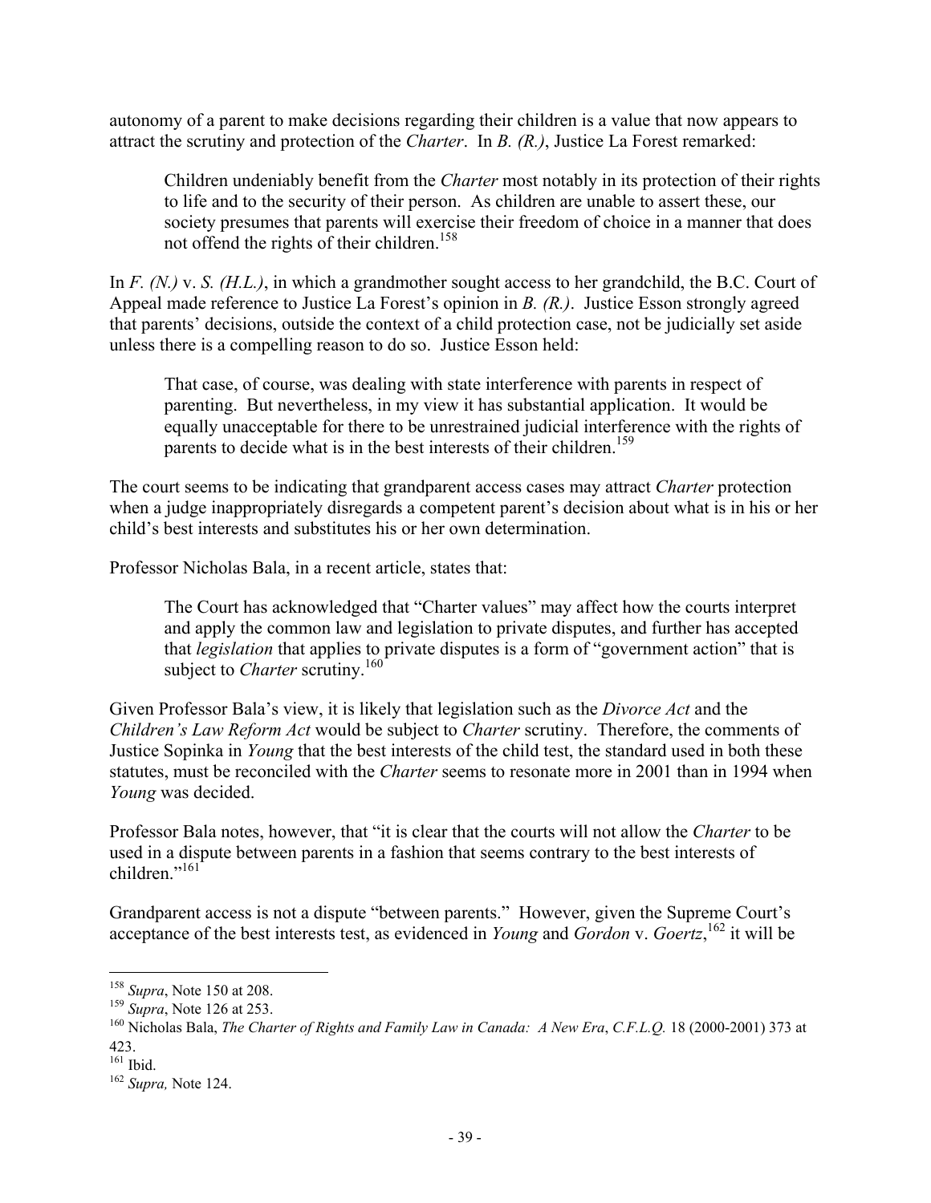autonomy of a parent to make decisions regarding their children is a value that now appears to attract the scrutiny and protection of the *Charter*. In *B. (R.)*, Justice La Forest remarked:

> Children undeniably benefit from the *Charter* most notably in its protection of their rights to life and to the security of their person. As children are unable to assert these, our society presumes that parents will exercise their freedom of choice in a manner that does not offend the rights of their children.[158]

In *F. (N.)* v. *S. (H.L.)*, in which a grandmother sought access to her grandchild, the B.C. Court of Appeal made reference to Justice La Forest's opinion in *B. (R.)*. Justice Esson strongly agreed that parents' decisions, outside the context of a child protection case, not be judicially set aside unless there is a compelling reason to do so. Justice Esson held:

> That case, of course, was dealing with state interference with parents in respect of parenting. But nevertheless, in my view it has substantial application. It would be equally unacceptable for there to be unrestrained judicial interference with the rights of parents to decide what is in the best interests of their children.[159]

The court seems to be indicating that grandparent access cases may attract *Charter* protection when a judge inappropriately disregards a competent parent's decision about what is in his or her child's best interests and substitutes his or her own determination.

Professor Nicholas Bala, in a recent article, states that:

> The Court has acknowledged that "Charter values" may affect how the courts interpret and apply the common law and legislation to private disputes, and further has accepted that *legislation* that applies to private disputes is a form of "government action" that is subject to *Charter* scrutiny.[160]

Given Professor Bala's view, it is likely that legislation such as the *Divorce Act* and the *Children's Law Reform Act* would be subject to *Charter* scrutiny. Therefore, the comments of Justice Sopinka in *Young* that the best interests of the child test, the standard used in both these statutes, must be reconciled with the *Charter* seems to resonate more in 2001 than in 1994 when *Young* was decided.

Professor Bala notes, however, that "it is clear that the courts will not allow the *Charter* to be used in a dispute between parents in a fashion that seems contrary to the best interests of children."[161]

Grandparent access is not a dispute "between parents." However, given the Supreme Court's acceptance of the best interests test, as evidenced in *Young* and *Gordon* v. *Goertz*,[162] it will be

---

[158] *Supra*, Note 150 at 208.

[159] *Supra*, Note 126 at 253.

[160] Nicholas Bala, *The Charter of Rights and Family Law in Canada: A New Era*, *C.F.L.Q.* 18 (2000-2001) 373 at 423.

[161] Ibid.

[162] *Supra,* Note 124.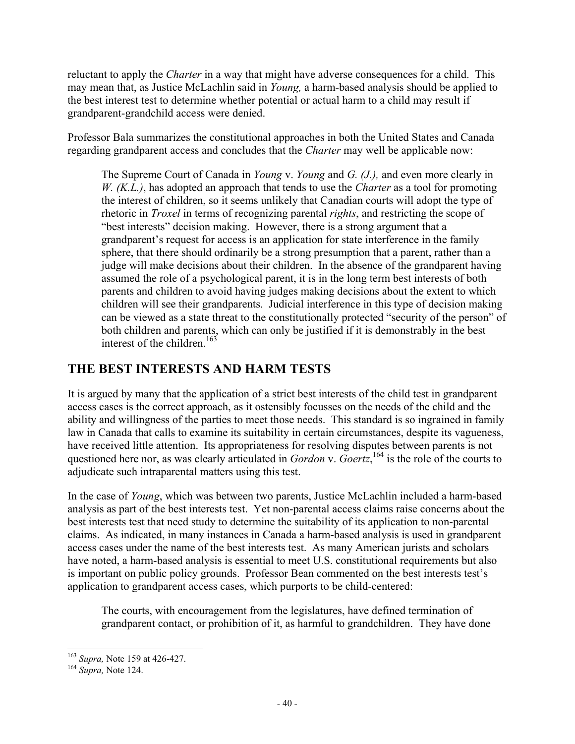reluctant to apply the *Charter* in a way that might have adverse consequences for a child. This may mean that, as Justice McLachlin said in *Young,* a harm-based analysis should be applied to the best interest test to determine whether potential or actual harm to a child may result if grandparent-grandchild access were denied.

Professor Bala summarizes the constitutional approaches in both the United States and Canada regarding grandparent access and concludes that the *Charter* may well be applicable now:

> The Supreme Court of Canada in *Young* v. *Young* and *G. (J.),* and even more clearly in *W. (K.L.)*, has adopted an approach that tends to use the *Charter* as a tool for promoting the interest of children, so it seems unlikely that Canadian courts will adopt the type of rhetoric in *Troxel* in terms of recognizing parental *rights*, and restricting the scope of "best interests" decision making. However, there is a strong argument that a grandparent's request for access is an application for state interference in the family sphere, that there should ordinarily be a strong presumption that a parent, rather than a judge will make decisions about their children. In the absence of the grandparent having assumed the role of a psychological parent, it is in the long term best interests of both parents and children to avoid having judges making decisions about the extent to which children will see their grandparents. Judicial interference in this type of decision making can be viewed as a state threat to the constitutionally protected "security of the person" of both children and parents, which can only be justified if it is demonstrably in the best interest of the children.[163]

## THE BEST INTERESTS AND HARM TESTS

It is argued by many that the application of a strict best interests of the child test in grandparent access cases is the correct approach, as it ostensibly focusses on the needs of the child and the ability and willingness of the parties to meet those needs. This standard is so ingrained in family law in Canada that calls to examine its suitability in certain circumstances, despite its vagueness, have received little attention. Its appropriateness for resolving disputes between parents is not questioned here nor, as was clearly articulated in *Gordon* v. *Goertz*,[164] is the role of the courts to adjudicate such intraparental matters using this test.

In the case of *Young*, which was between two parents, Justice McLachlin included a harm-based analysis as part of the best interests test. Yet non-parental access claims raise concerns about the best interests test that need study to determine the suitability of its application to non-parental claims. As indicated, in many instances in Canada a harm-based analysis is used in grandparent access cases under the name of the best interests test. As many American jurists and scholars have noted, a harm-based analysis is essential to meet U.S. constitutional requirements but also is important on public policy grounds. Professor Bean commented on the best interests test's application to grandparent access cases, which purports to be child-centered:

> The courts, with encouragement from the legislatures, have defined termination of grandparent contact, or prohibition of it, as harmful to grandchildren. They have done

---

[163] *Supra,* Note 159 at 426-427.

[164] *Supra,* Note 124.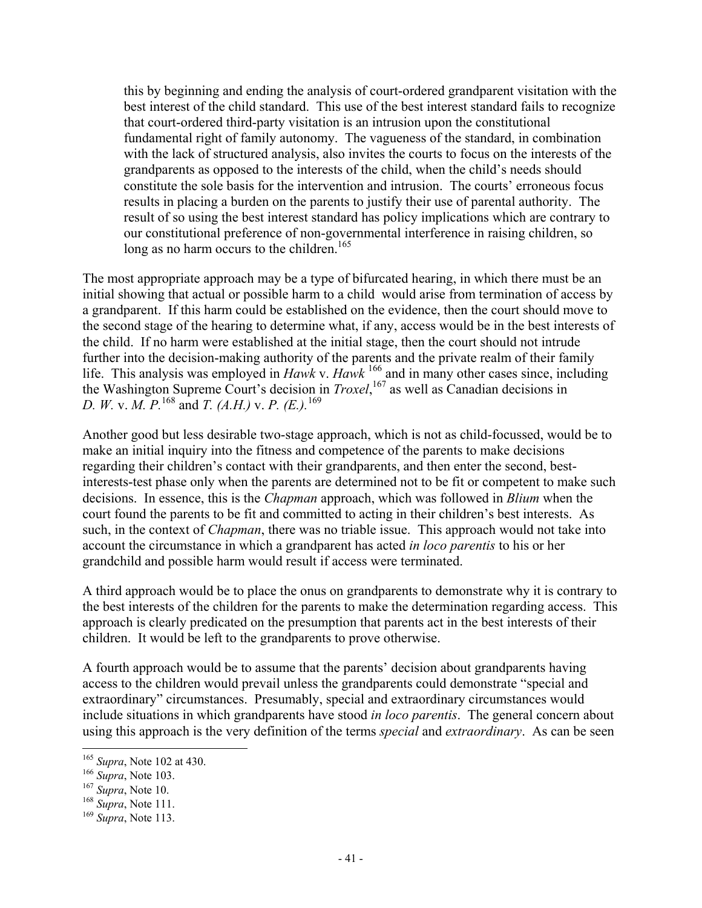> this by beginning and ending the analysis of court-ordered grandparent visitation with the best interest of the child standard. This use of the best interest standard fails to recognize that court-ordered third-party visitation is an intrusion upon the constitutional fundamental right of family autonomy. The vagueness of the standard, in combination with the lack of structured analysis, also invites the courts to focus on the interests of the grandparents as opposed to the interests of the child, when the child's needs should constitute the sole basis for the intervention and intrusion. The courts' erroneous focus results in placing a burden on the parents to justify their use of parental authority. The result of so using the best interest standard has policy implications which are contrary to our constitutional preference of non-governmental interference in raising children, so long as no harm occurs to the children.[165]

The most appropriate approach may be a type of bifurcated hearing, in which there must be an initial showing that actual or possible harm to a child would arise from termination of access by a grandparent. If this harm could be established on the evidence, then the court should move to the second stage of the hearing to determine what, if any, access would be in the best interests of the child. If no harm were established at the initial stage, then the court should not intrude further into the decision-making authority of the parents and the private realm of their family life. This analysis was employed in *Hawk* v. *Hawk*[166] and in many other cases since, including the Washington Supreme Court's decision in *Troxel*,[167] as well as Canadian decisions in *D. W.* v. *M. P.*[168] and *T. (A.H.)* v. *P. (E.)*.[169]

Another good but less desirable two-stage approach, which is not as child-focussed, would be to make an initial inquiry into the fitness and competence of the parents to make decisions regarding their children's contact with their grandparents, and then enter the second, best-interests-test phase only when the parents are determined not to be fit or competent to make such decisions. In essence, this is the *Chapman* approach, which was followed in *Blium* when the court found the parents to be fit and committed to acting in their children's best interests. As such, in the context of *Chapman*, there was no triable issue. This approach would not take into account the circumstance in which a grandparent has acted *in loco parentis* to his or her grandchild and possible harm would result if access were terminated.

A third approach would be to place the onus on grandparents to demonstrate why it is contrary to the best interests of the children for the parents to make the determination regarding access. This approach is clearly predicated on the presumption that parents act in the best interests of their children. It would be left to the grandparents to prove otherwise.

A fourth approach would be to assume that the parents' decision about grandparents having access to the children would prevail unless the grandparents could demonstrate "special and extraordinary" circumstances. Presumably, special and extraordinary circumstances would include situations in which grandparents have stood *in loco parentis*. The general concern about using this approach is the very definition of the terms *special* and *extraordinary*. As can be seen

---

[165] *Supra*, Note 102 at 430.
[166] *Supra*, Note 103.
[167] *Supra*, Note 10.
[168] *Supra*, Note 111.
[169] *Supra*, Note 113.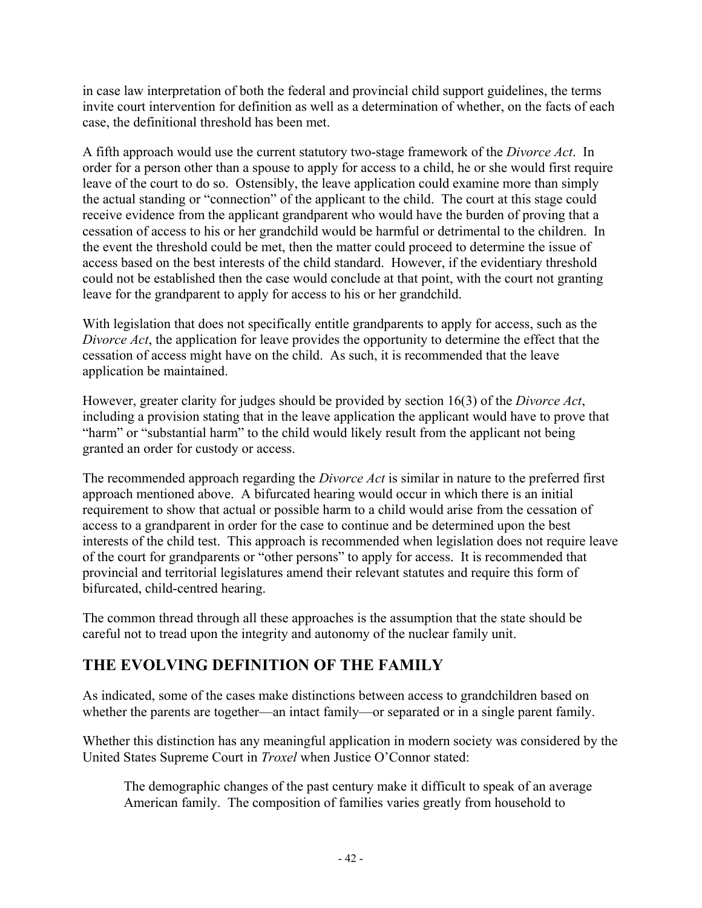in case law interpretation of both the federal and provincial child support guidelines, the terms invite court intervention for definition as well as a determination of whether, on the facts of each case, the definitional threshold has been met.

A fifth approach would use the current statutory two-stage framework of the *Divorce Act*. In order for a person other than a spouse to apply for access to a child, he or she would first require leave of the court to do so. Ostensibly, the leave application could examine more than simply the actual standing or "connection" of the applicant to the child. The court at this stage could receive evidence from the applicant grandparent who would have the burden of proving that a cessation of access to his or her grandchild would be harmful or detrimental to the children. In the event the threshold could be met, then the matter could proceed to determine the issue of access based on the best interests of the child standard. However, if the evidentiary threshold could not be established then the case would conclude at that point, with the court not granting leave for the grandparent to apply for access to his or her grandchild.

With legislation that does not specifically entitle grandparents to apply for access, such as the *Divorce Act*, the application for leave provides the opportunity to determine the effect that the cessation of access might have on the child. As such, it is recommended that the leave application be maintained.

However, greater clarity for judges should be provided by section 16(3) of the *Divorce Act*, including a provision stating that in the leave application the applicant would have to prove that "harm" or "substantial harm" to the child would likely result from the applicant not being granted an order for custody or access.

The recommended approach regarding the *Divorce Act* is similar in nature to the preferred first approach mentioned above. A bifurcated hearing would occur in which there is an initial requirement to show that actual or possible harm to a child would arise from the cessation of access to a grandparent in order for the case to continue and be determined upon the best interests of the child test. This approach is recommended when legislation does not require leave of the court for grandparents or "other persons" to apply for access. It is recommended that provincial and territorial legislatures amend their relevant statutes and require this form of bifurcated, child-centred hearing.

The common thread through all these approaches is the assumption that the state should be careful not to tread upon the integrity and autonomy of the nuclear family unit.

## THE EVOLVING DEFINITION OF THE FAMILY

As indicated, some of the cases make distinctions between access to grandchildren based on whether the parents are together—an intact family—or separated or in a single parent family.

Whether this distinction has any meaningful application in modern society was considered by the United States Supreme Court in *Troxel* when Justice O'Connor stated:

> The demographic changes of the past century make it difficult to speak of an average American family. The composition of families varies greatly from household to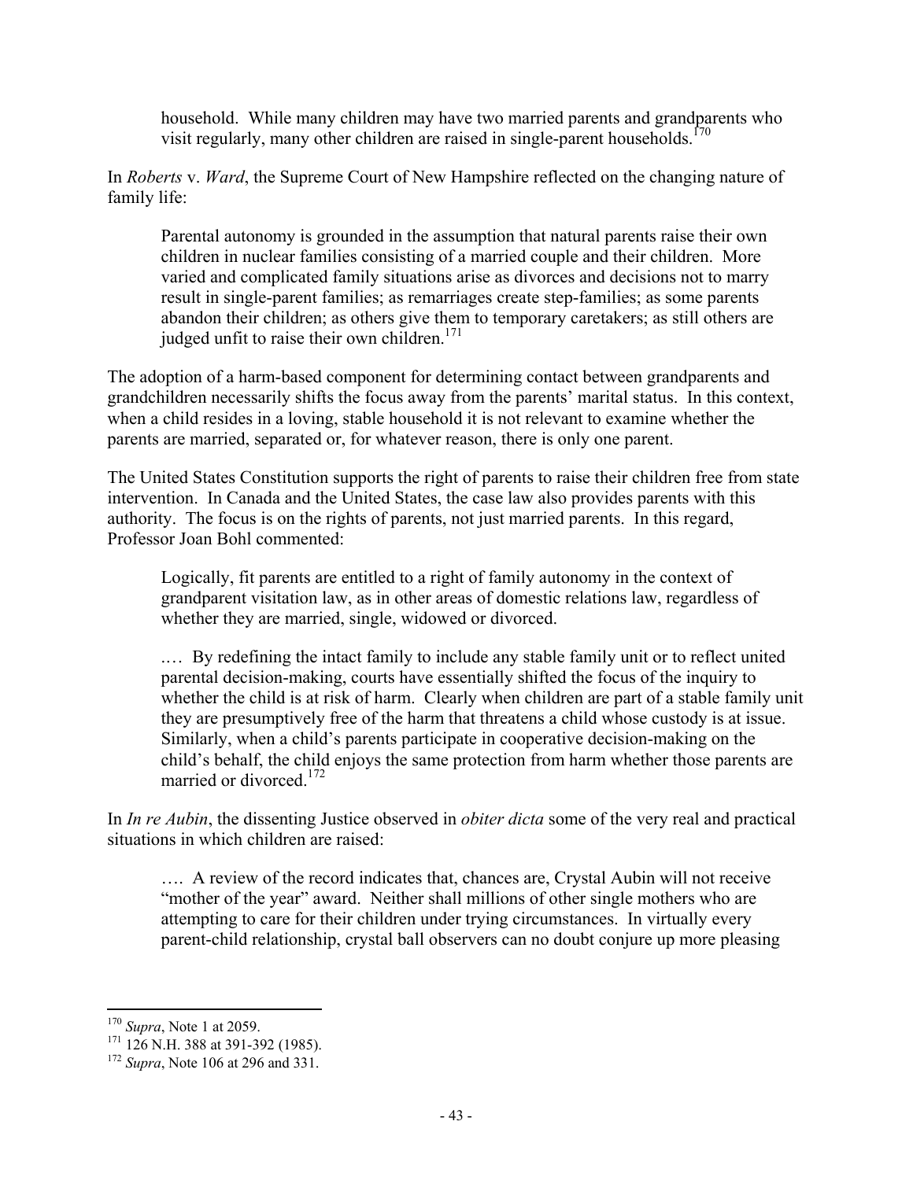> household. While many children may have two married parents and grandparents who visit regularly, many other children are raised in single-parent households.[170]

In *Roberts* v. *Ward*, the Supreme Court of New Hampshire reflected on the changing nature of family life:

> Parental autonomy is grounded in the assumption that natural parents raise their own children in nuclear families consisting of a married couple and their children. More varied and complicated family situations arise as divorces and decisions not to marry result in single-parent families; as remarriages create step-families; as some parents abandon their children; as others give them to temporary caretakers; as still others are judged unfit to raise their own children.[171]

The adoption of a harm-based component for determining contact between grandparents and grandchildren necessarily shifts the focus away from the parents' marital status. In this context, when a child resides in a loving, stable household it is not relevant to examine whether the parents are married, separated or, for whatever reason, there is only one parent.

The United States Constitution supports the right of parents to raise their children free from state intervention. In Canada and the United States, the case law also provides parents with this authority. The focus is on the rights of parents, not just married parents. In this regard, Professor Joan Bohl commented:

> Logically, fit parents are entitled to a right of family autonomy in the context of grandparent visitation law, as in other areas of domestic relations law, regardless of whether they are married, single, widowed or divorced.
>
> .… By redefining the intact family to include any stable family unit or to reflect united parental decision-making, courts have essentially shifted the focus of the inquiry to whether the child is at risk of harm. Clearly when children are part of a stable family unit they are presumptively free of the harm that threatens a child whose custody is at issue. Similarly, when a child's parents participate in cooperative decision-making on the child's behalf, the child enjoys the same protection from harm whether those parents are married or divorced.[172]

In *In re Aubin*, the dissenting Justice observed in *obiter dicta* some of the very real and practical situations in which children are raised:

> …. A review of the record indicates that, chances are, Crystal Aubin will not receive "mother of the year" award. Neither shall millions of other single mothers who are attempting to care for their children under trying circumstances. In virtually every parent-child relationship, crystal ball observers can no doubt conjure up more pleasing

[170] *Supra*, Note 1 at 2059.

[171] 126 N.H. 388 at 391-392 (1985).

[172] *Supra*, Note 106 at 296 and 331.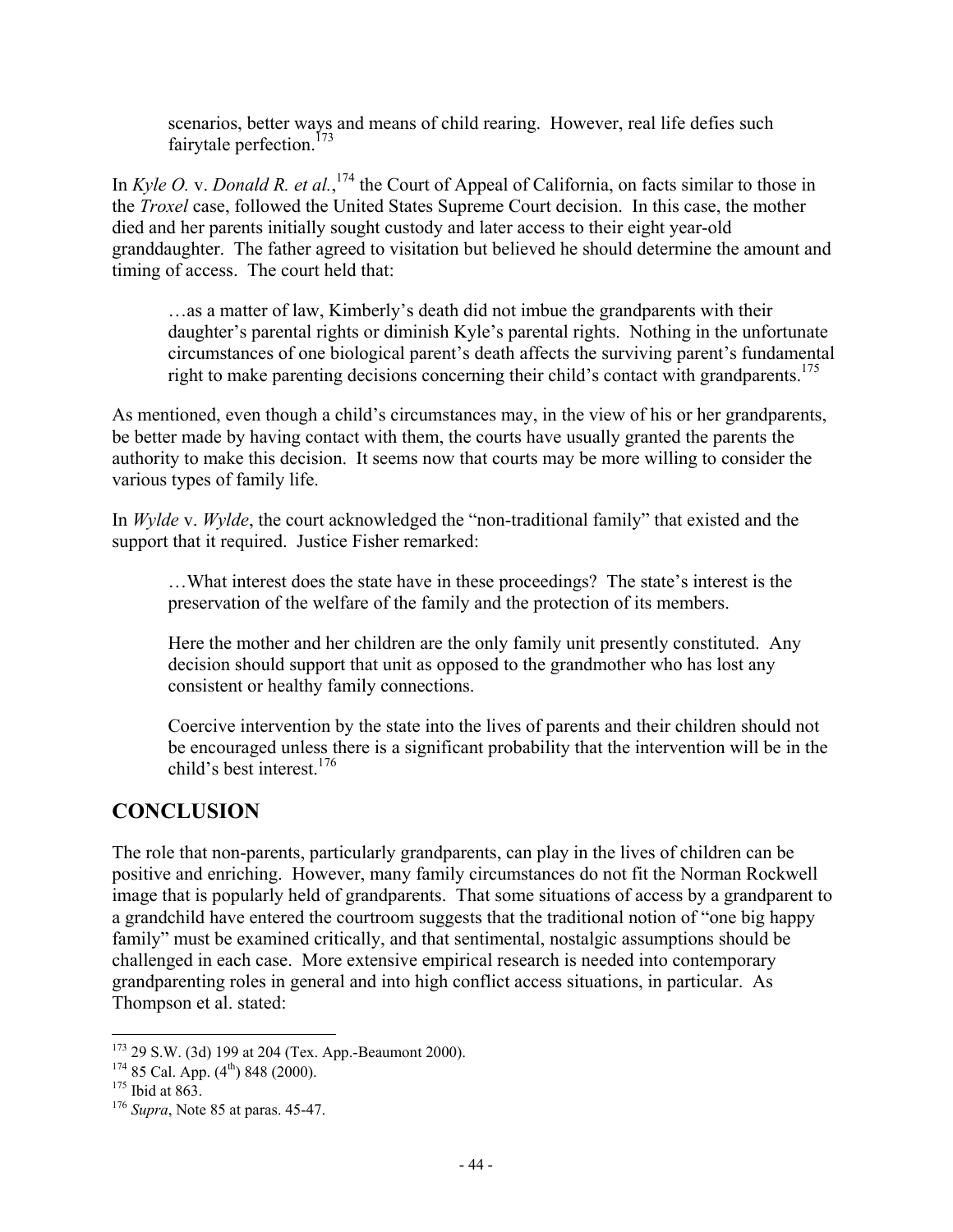> scenarios, better ways and means of child rearing. However, real life defies such fairytale perfection.[173]

In *Kyle O.* v. *Donald R. et al.*,[174] the Court of Appeal of California, on facts similar to those in the *Troxel* case, followed the United States Supreme Court decision. In this case, the mother died and her parents initially sought custody and later access to their eight year-old granddaughter. The father agreed to visitation but believed he should determine the amount and timing of access. The court held that:

> …as a matter of law, Kimberly's death did not imbue the grandparents with their daughter's parental rights or diminish Kyle's parental rights. Nothing in the unfortunate circumstances of one biological parent's death affects the surviving parent's fundamental right to make parenting decisions concerning their child's contact with grandparents.[175]

As mentioned, even though a child's circumstances may, in the view of his or her grandparents, be better made by having contact with them, the courts have usually granted the parents the authority to make this decision. It seems now that courts may be more willing to consider the various types of family life.

In *Wylde* v. *Wylde*, the court acknowledged the "non-traditional family" that existed and the support that it required. Justice Fisher remarked:

> …What interest does the state have in these proceedings? The state's interest is the preservation of the welfare of the family and the protection of its members.
>
> Here the mother and her children are the only family unit presently constituted. Any decision should support that unit as opposed to the grandmother who has lost any consistent or healthy family connections.
>
> Coercive intervention by the state into the lives of parents and their children should not be encouraged unless there is a significant probability that the intervention will be in the child's best interest.[176]

## CONCLUSION

The role that non-parents, particularly grandparents, can play in the lives of children can be positive and enriching. However, many family circumstances do not fit the Norman Rockwell image that is popularly held of grandparents. That some situations of access by a grandparent to a grandchild have entered the courtroom suggests that the traditional notion of "one big happy family" must be examined critically, and that sentimental, nostalgic assumptions should be challenged in each case. More extensive empirical research is needed into contemporary grandparenting roles in general and into high conflict access situations, in particular. As Thompson et al. stated:

---

[173] 29 S.W. (3d) 199 at 204 (Tex. App.-Beaumont 2000).

[174] 85 Cal. App. (4th) 848 (2000).

[175] Ibid at 863.

[176] *Supra*, Note 85 at paras. 45-47.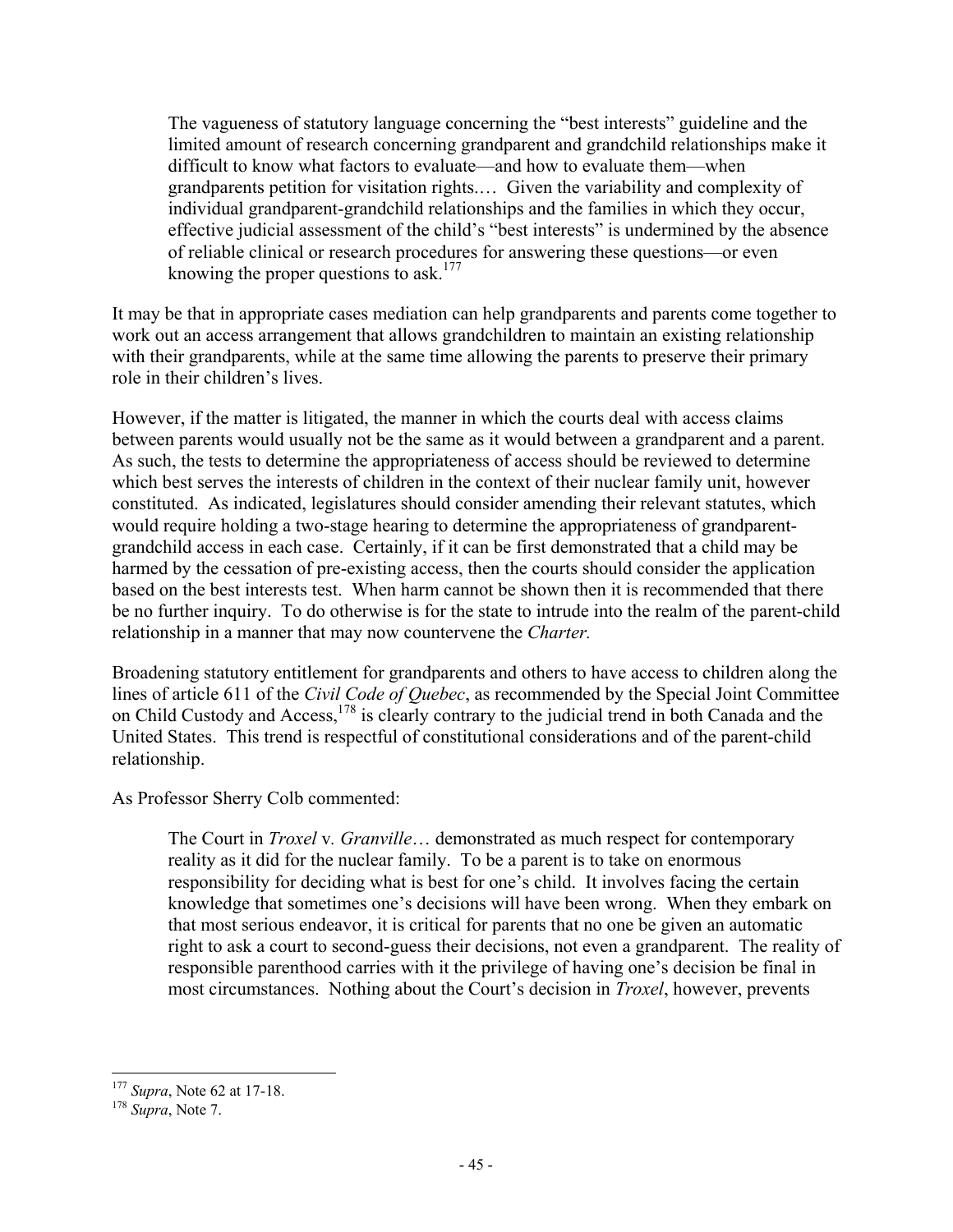> The vagueness of statutory language concerning the "best interests" guideline and the limited amount of research concerning grandparent and grandchild relationships make it difficult to know what factors to evaluate—and how to evaluate them—when grandparents petition for visitation rights.… Given the variability and complexity of individual grandparent-grandchild relationships and the families in which they occur, effective judicial assessment of the child's "best interests" is undermined by the absence of reliable clinical or research procedures for answering these questions—or even knowing the proper questions to ask.[177]

It may be that in appropriate cases mediation can help grandparents and parents come together to work out an access arrangement that allows grandchildren to maintain an existing relationship with their grandparents, while at the same time allowing the parents to preserve their primary role in their children's lives.

However, if the matter is litigated, the manner in which the courts deal with access claims between parents would usually not be the same as it would between a grandparent and a parent. As such, the tests to determine the appropriateness of access should be reviewed to determine which best serves the interests of children in the context of their nuclear family unit, however constituted. As indicated, legislatures should consider amending their relevant statutes, which would require holding a two-stage hearing to determine the appropriateness of grandparent-grandchild access in each case. Certainly, if it can be first demonstrated that a child may be harmed by the cessation of pre-existing access, then the courts should consider the application based on the best interests test. When harm cannot be shown then it is recommended that there be no further inquiry. To do otherwise is for the state to intrude into the realm of the parent-child relationship in a manner that may now countervene the *Charter.*

Broadening statutory entitlement for grandparents and others to have access to children along the lines of article 611 of the *Civil Code of Quebec*, as recommended by the Special Joint Committee on Child Custody and Access,[178] is clearly contrary to the judicial trend in both Canada and the United States. This trend is respectful of constitutional considerations and of the parent-child relationship.

As Professor Sherry Colb commented:

> The Court in *Troxel* v*. Granville*… demonstrated as much respect for contemporary reality as it did for the nuclear family. To be a parent is to take on enormous responsibility for deciding what is best for one's child. It involves facing the certain knowledge that sometimes one's decisions will have been wrong. When they embark on that most serious endeavor, it is critical for parents that no one be given an automatic right to ask a court to second-guess their decisions, not even a grandparent. The reality of responsible parenthood carries with it the privilege of having one's decision be final in most circumstances. Nothing about the Court's decision in *Troxel*, however, prevents

---

[177] *Supra*, Note 62 at 17-18.

[178] *Supra*, Note 7.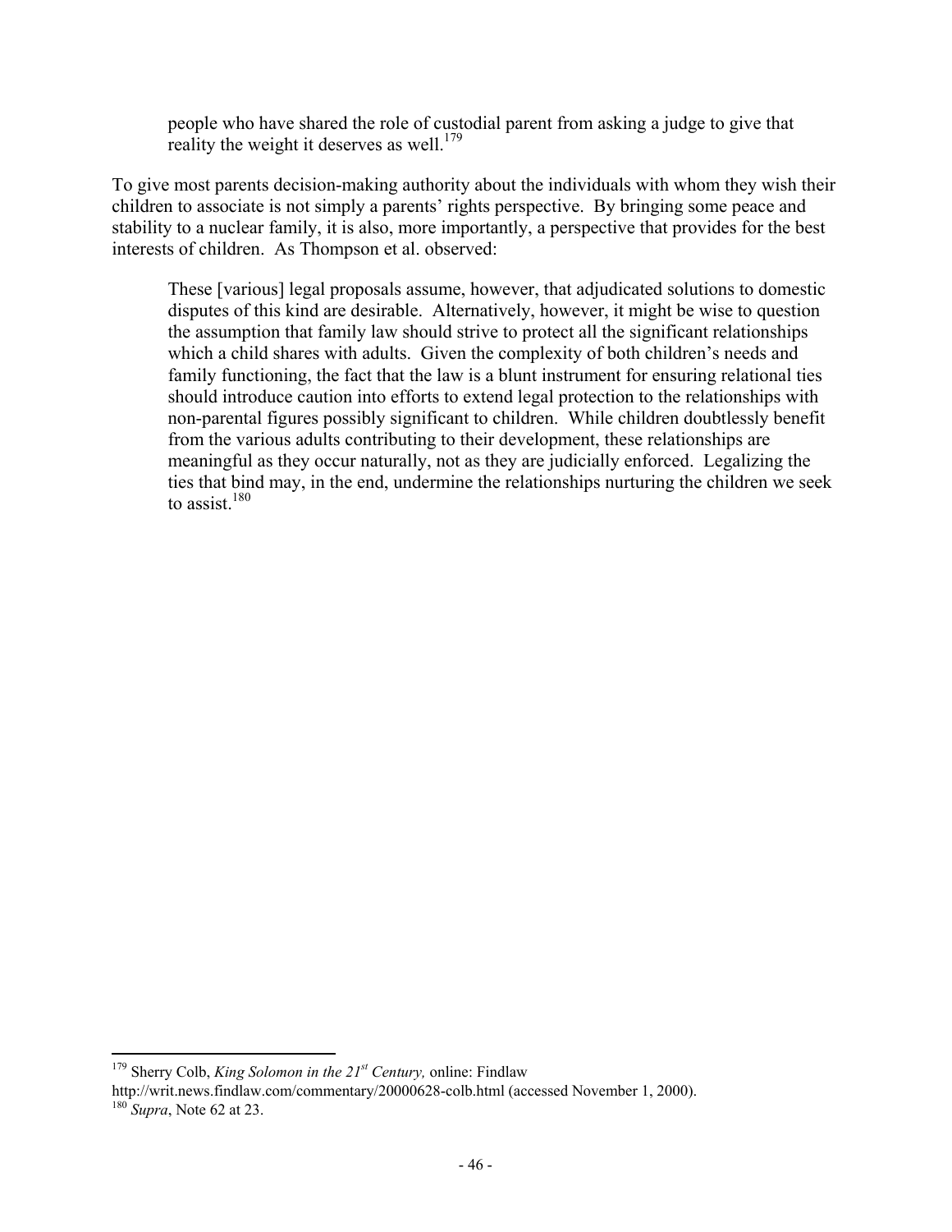> people who have shared the role of custodial parent from asking a judge to give that reality the weight it deserves as well.[179]

To give most parents decision-making authority about the individuals with whom they wish their children to associate is not simply a parents' rights perspective. By bringing some peace and stability to a nuclear family, it is also, more importantly, a perspective that provides for the best interests of children. As Thompson et al. observed:

> These [various] legal proposals assume, however, that adjudicated solutions to domestic disputes of this kind are desirable. Alternatively, however, it might be wise to question the assumption that family law should strive to protect all the significant relationships which a child shares with adults. Given the complexity of both children's needs and family functioning, the fact that the law is a blunt instrument for ensuring relational ties should introduce caution into efforts to extend legal protection to the relationships with non-parental figures possibly significant to children. While children doubtlessly benefit from the various adults contributing to their development, these relationships are meaningful as they occur naturally, not as they are judicially enforced. Legalizing the ties that bind may, in the end, undermine the relationships nurturing the children we seek to assist.[180]

---

[179] Sherry Colb, *King Solomon in the 21st Century,* online: Findlaw http://writ.news.findlaw.com/commentary/20000628-colb.html (accessed November 1, 2000).

[180] *Supra*, Note 62 at 23.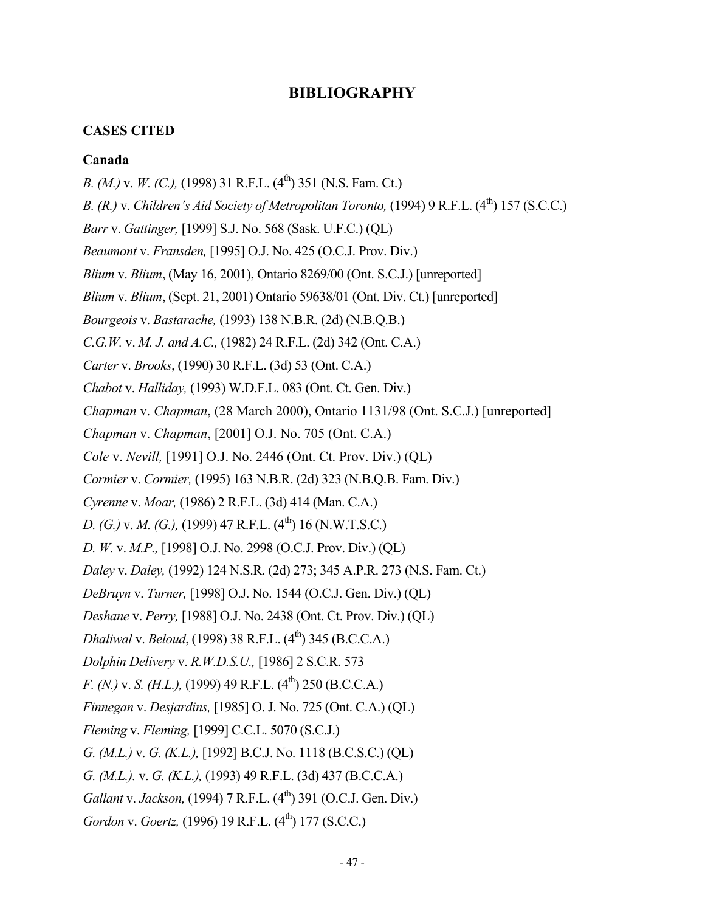# BIBLIOGRAPHY

## CASES CITED

### Canada

*B. (M.)* v. *W. (C.),* (1998) 31 R.F.L. (4th) 351 (N.S. Fam. Ct.)

*B. (R.)* v. *Children's Aid Society of Metropolitan Toronto,* (1994) 9 R.F.L. (4th) 157 (S.C.C.)

*Barr* v. *Gattinger,* [1999] S.J. No. 568 (Sask. U.F.C.) (QL)

*Beaumont* v. *Fransden,* [1995] O.J. No. 425 (O.C.J. Prov. Div.)

*Blium* v. *Blium*, (May 16, 2001), Ontario 8269/00 (Ont. S.C.J.) [unreported]

*Blium* v. *Blium*, (Sept. 21, 2001) Ontario 59638/01 (Ont. Div. Ct.) [unreported]

*Bourgeois* v. *Bastarache,* (1993) 138 N.B.R. (2d) (N.B.Q.B.)

*C.G.W.* v. *M. J. and A.C.,* (1982) 24 R.F.L. (2d) 342 (Ont. C.A.)

*Carter* v. *Brooks*, (1990) 30 R.F.L. (3d) 53 (Ont. C.A.)

*Chabot* v. *Halliday,* (1993) W.D.F.L. 083 (Ont. Ct. Gen. Div.)

*Chapman* v. *Chapman*, (28 March 2000), Ontario 1131/98 (Ont. S.C.J.) [unreported]

*Chapman* v. *Chapman*, [2001] O.J. No. 705 (Ont. C.A.)

*Cole* v. *Nevill,* [1991] O.J. No. 2446 (Ont. Ct. Prov. Div.) (QL)

*Cormier* v. *Cormier,* (1995) 163 N.B.R. (2d) 323 (N.B.Q.B. Fam. Div.)

*Cyrenne* v. *Moar,* (1986) 2 R.F.L. (3d) 414 (Man. C.A.)

*D. (G.)* v. *M. (G.),* (1999) 47 R.F.L. (4th) 16 (N.W.T.S.C.)

*D. W.* v. *M.P.,* [1998] O.J. No. 2998 (O.C.J. Prov. Div.) (QL)

*Daley* v. *Daley,* (1992) 124 N.S.R. (2d) 273; 345 A.P.R. 273 (N.S. Fam. Ct.)

*DeBruyn* v. *Turner,* [1998] O.J. No. 1544 (O.C.J. Gen. Div.) (QL)

*Deshane* v. *Perry,* [1988] O.J. No. 2438 (Ont. Ct. Prov. Div.) (QL)

*Dhaliwal* v. *Beloud*, (1998) 38 R.F.L. (4th) 345 (B.C.C.A.)

*Dolphin Delivery* v. *R.W.D.S.U.,* [1986] 2 S.C.R. 573

*F. (N.)* v. *S. (H.L.),* (1999) 49 R.F.L. (4th) 250 (B.C.C.A.)

*Finnegan* v. *Desjardins,* [1985] O. J. No. 725 (Ont. C.A.) (QL)

*Fleming* v. *Fleming,* [1999] C.C.L. 5070 (S.C.J.)

*G. (M.L.)* v. *G. (K.L.),* [1992] B.C.J. No. 1118 (B.C.S.C.) (QL)

*G. (M.L.).* v. *G. (K.L.),* (1993) 49 R.F.L. (3d) 437 (B.C.C.A.)

*Gallant* v. *Jackson,* (1994) 7 R.F.L. (4th) 391 (O.C.J. Gen. Div.)

*Gordon* v. *Goertz,* (1996) 19 R.F.L. (4th) 177 (S.C.C.)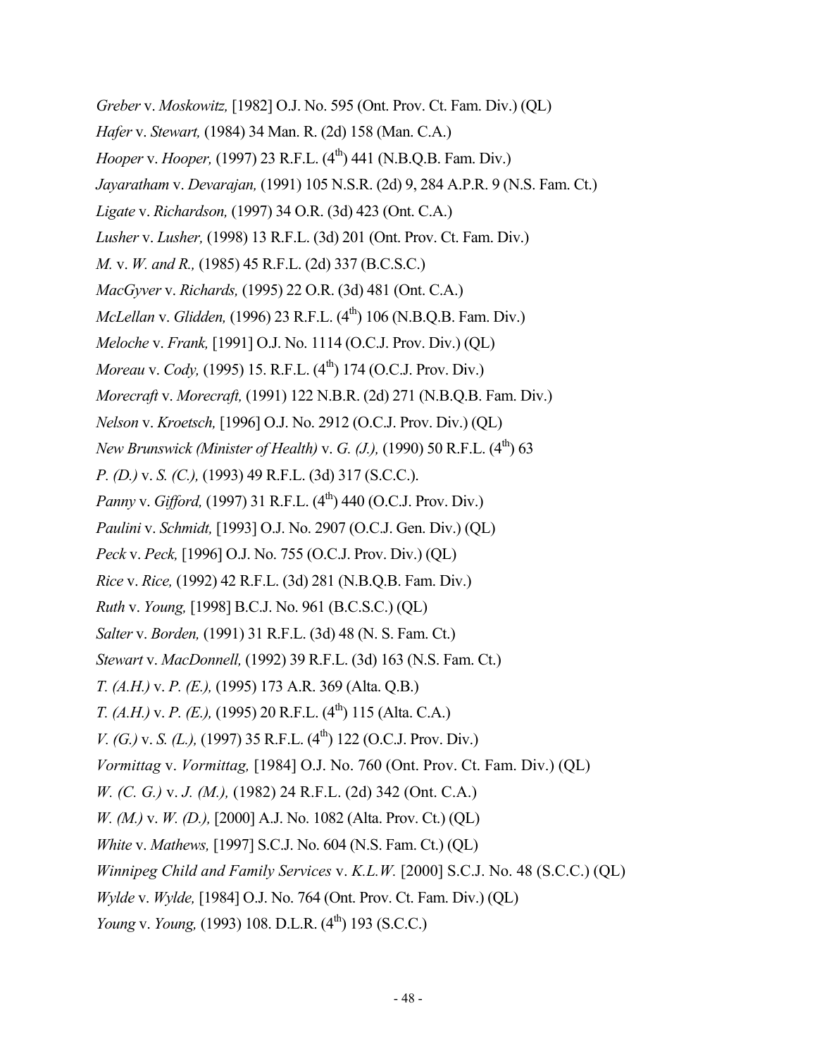*Greber* v. *Moskowitz,* [1982] O.J. No. 595 (Ont. Prov. Ct. Fam. Div.) (QL)

*Hafer* v. *Stewart,* (1984) 34 Man. R. (2d) 158 (Man. C.A.)

*Hooper* v. *Hooper,* (1997) 23 R.F.L. (4th) 441 (N.B.Q.B. Fam. Div.)

*Jayaratham* v. *Devarajan,* (1991) 105 N.S.R. (2d) 9, 284 A.P.R. 9 (N.S. Fam. Ct.)

*Ligate* v. *Richardson,* (1997) 34 O.R. (3d) 423 (Ont. C.A.)

*Lusher* v. *Lusher,* (1998) 13 R.F.L. (3d) 201 (Ont. Prov. Ct. Fam. Div.)

*M.* v. *W. and R.,* (1985) 45 R.F.L. (2d) 337 (B.C.S.C.)

*MacGyver* v. *Richards,* (1995) 22 O.R. (3d) 481 (Ont. C.A.)

*McLellan* v. *Glidden,* (1996) 23 R.F.L. (4th) 106 (N.B.Q.B. Fam. Div.)

*Meloche* v. *Frank,* [1991] O.J. No. 1114 (O.C.J. Prov. Div.) (QL)

*Moreau* v. *Cody,* (1995) 15. R.F.L. (4th) 174 (O.C.J. Prov. Div.)

*Morecraft* v. *Morecraft,* (1991) 122 N.B.R. (2d) 271 (N.B.Q.B. Fam. Div.)

*Nelson* v. *Kroetsch,* [1996] O.J. No. 2912 (O.C.J. Prov. Div.) (QL)

*New Brunswick (Minister of Health)* v. *G. (J.),* (1990) 50 R.F.L. (4th) 63

*P. (D.)* v. *S. (C.),* (1993) 49 R.F.L. (3d) 317 (S.C.C.).

*Panny* v. *Gifford,* (1997) 31 R.F.L. (4th) 440 (O.C.J. Prov. Div.)

*Paulini* v. *Schmidt,* [1993] O.J. No. 2907 (O.C.J. Gen. Div.) (QL)

*Peck* v. *Peck,* [1996] O.J. No. 755 (O.C.J. Prov. Div.) (QL)

*Rice* v. *Rice,* (1992) 42 R.F.L. (3d) 281 (N.B.Q.B. Fam. Div.)

*Ruth* v. *Young,* [1998] B.C.J. No. 961 (B.C.S.C.) (QL)

*Salter* v. *Borden,* (1991) 31 R.F.L. (3d) 48 (N. S. Fam. Ct.)

*Stewart* v. *MacDonnell,* (1992) 39 R.F.L. (3d) 163 (N.S. Fam. Ct.)

*T. (A.H.)* v. *P. (E.),* (1995) 173 A.R. 369 (Alta. Q.B.)

*T. (A.H.)* v. *P. (E.),* (1995) 20 R.F.L. (4th) 115 (Alta. C.A.)

*V. (G.)* v. *S. (L.),* (1997) 35 R.F.L. (4th) 122 (O.C.J. Prov. Div.)

*Vormittag* v. *Vormittag,* [1984] O.J. No. 760 (Ont. Prov. Ct. Fam. Div.) (QL)

*W. (C. G.)* v. *J. (M.),* (1982) 24 R.F.L. (2d) 342 (Ont. C.A.)

*W. (M.)* v. *W. (D.),* [2000] A.J. No. 1082 (Alta. Prov. Ct.) (QL)

*White* v. *Mathews,* [1997] S.C.J. No. 604 (N.S. Fam. Ct.) (QL)

*Winnipeg Child and Family Services* v. *K.L.W.* [2000] S.C.J. No. 48 (S.C.C.) (QL)

*Wylde* v. *Wylde,* [1984] O.J. No. 764 (Ont. Prov. Ct. Fam. Div.) (QL)

*Young* v. *Young,* (1993) 108. D.L.R. (4th) 193 (S.C.C.)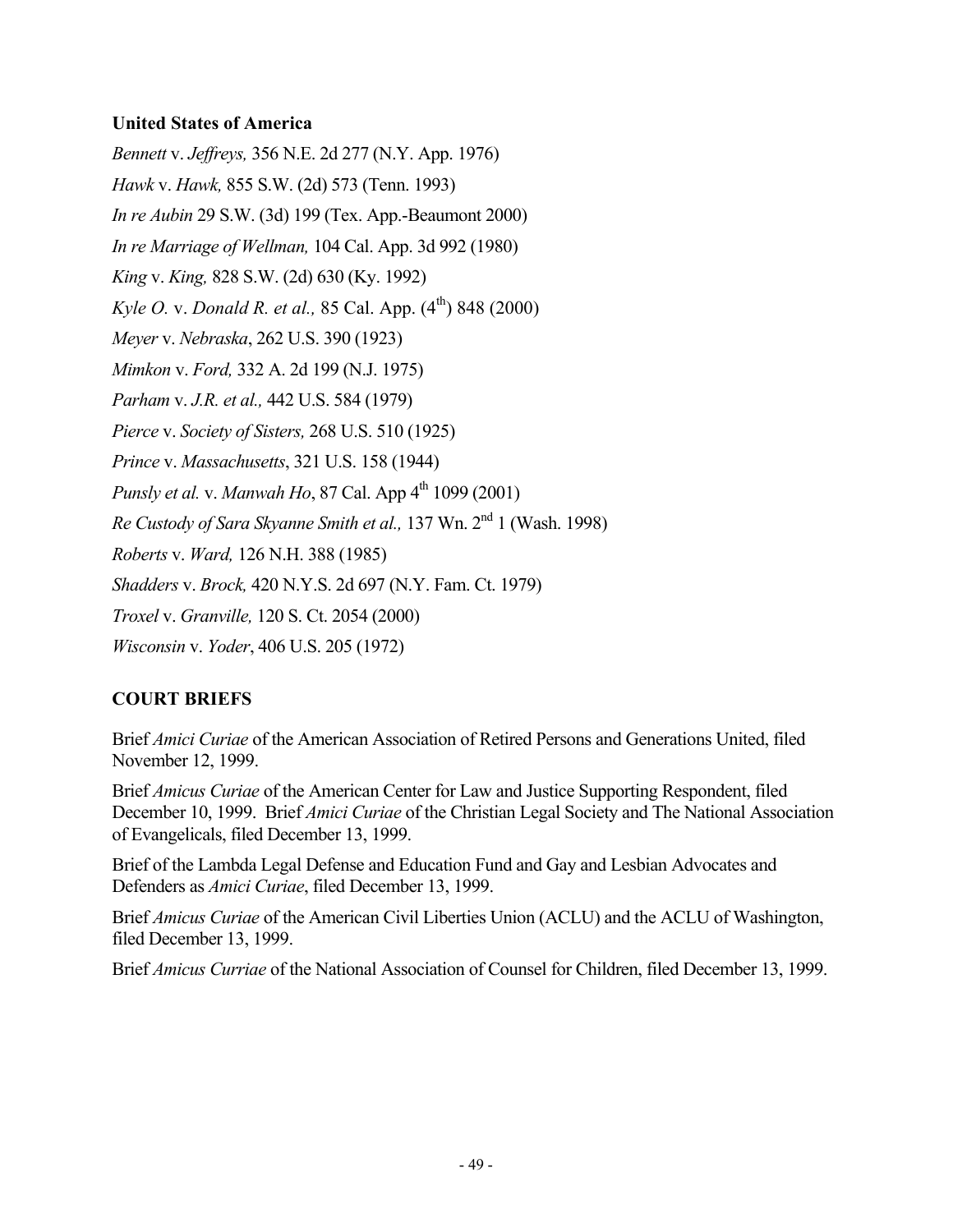**United States of America**

*Bennett* v. *Jeffreys,* 356 N.E. 2d 277 (N.Y. App. 1976)

*Hawk* v. *Hawk,* 855 S.W. (2d) 573 (Tenn. 1993)

*In re Aubin* 29 S.W. (3d) 199 (Tex. App.-Beaumont 2000)

*In re Marriage of Wellman,* 104 Cal. App. 3d 992 (1980)

*King* v. *King,* 828 S.W. (2d) 630 (Ky. 1992)

*Kyle O.* v. *Donald R. et al.,* 85 Cal. App. (4th) 848 (2000)

*Meyer* v. *Nebraska*, 262 U.S. 390 (1923)

*Mimkon* v. *Ford,* 332 A. 2d 199 (N.J. 1975)

*Parham* v. *J.R. et al.,* 442 U.S. 584 (1979)

*Pierce* v. *Society of Sisters,* 268 U.S. 510 (1925)

*Prince* v. *Massachusetts*, 321 U.S. 158 (1944)

*Punsly et al.* v. *Manwah Ho*, 87 Cal. App 4th 1099 (2001)

*Re Custody of Sara Skyanne Smith et al.,* 137 Wn. 2nd 1 (Wash. 1998)

*Roberts* v. *Ward,* 126 N.H. 388 (1985)

*Shadders* v. *Brock,* 420 N.Y.S. 2d 697 (N.Y. Fam. Ct. 1979)

*Troxel* v. *Granville,* 120 S. Ct. 2054 (2000)

*Wisconsin* v. *Yoder*, 406 U.S. 205 (1972)

## COURT BRIEFS

Brief *Amici Curiae* of the American Association of Retired Persons and Generations United, filed November 12, 1999.

Brief *Amicus Curiae* of the American Center for Law and Justice Supporting Respondent, filed December 10, 1999. Brief *Amici Curiae* of the Christian Legal Society and The National Association of Evangelicals, filed December 13, 1999.

Brief of the Lambda Legal Defense and Education Fund and Gay and Lesbian Advocates and Defenders as *Amici Curiae*, filed December 13, 1999.

Brief *Amicus Curiae* of the American Civil Liberties Union (ACLU) and the ACLU of Washington, filed December 13, 1999.

Brief *Amicus Curriae* of the National Association of Counsel for Children, filed December 13, 1999.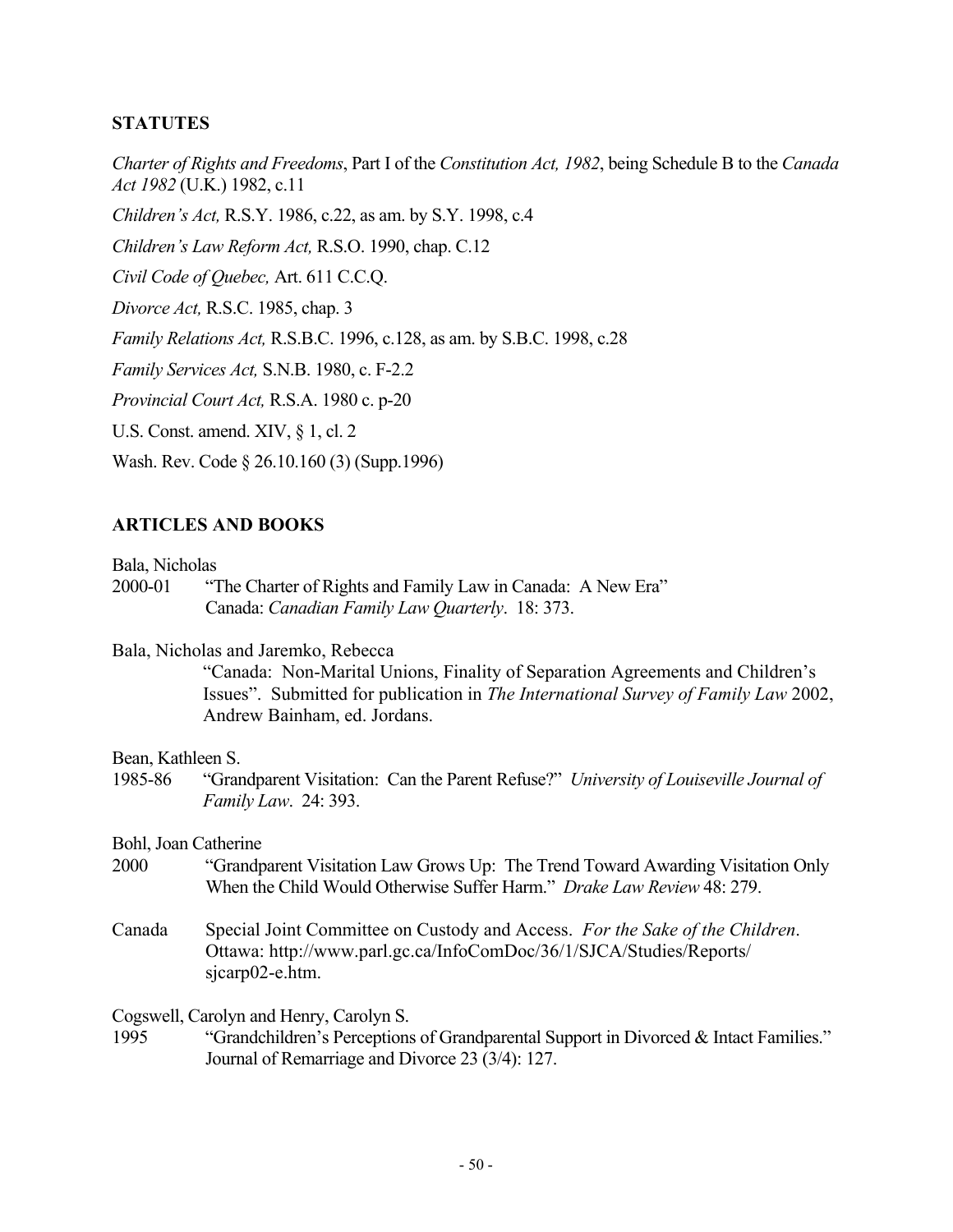## STATUTES

*Charter of Rights and Freedoms*, Part I of the *Constitution Act, 1982*, being Schedule B to the *Canada Act 1982* (U.K.) 1982, c.11

*Children's Act,* R.S.Y. 1986, c.22, as am. by S.Y. 1998, c.4

*Children's Law Reform Act,* R.S.O. 1990, chap. C.12

*Civil Code of Quebec,* Art. 611 C.C.Q.

*Divorce Act,* R.S.C. 1985, chap. 3

*Family Relations Act,* R.S.B.C. 1996, c.128, as am. by S.B.C. 1998, c.28

*Family Services Act,* S.N.B. 1980, c. F-2.2

*Provincial Court Act,* R.S.A. 1980 c. p-20

U.S. Const. amend. XIV, § 1, cl. 2

Wash. Rev. Code § 26.10.160 (3) (Supp.1996)

## ARTICLES AND BOOKS

Bala, Nicholas

2000-01 "The Charter of Rights and Family Law in Canada: A New Era" Canada: *Canadian Family Law Quarterly*. 18: 373.

Bala, Nicholas and Jaremko, Rebecca

"Canada: Non-Marital Unions, Finality of Separation Agreements and Children's Issues". Submitted for publication in *The International Survey of Family Law* 2002, Andrew Bainham, ed. Jordans.

Bean, Kathleen S.

1985-86 "Grandparent Visitation: Can the Parent Refuse?" *University of Louiseville Journal of Family Law*. 24: 393.

Bohl, Joan Catherine

2000 "Grandparent Visitation Law Grows Up: The Trend Toward Awarding Visitation Only When the Child Would Otherwise Suffer Harm." *Drake Law Review* 48: 279.

Canada Special Joint Committee on Custody and Access. *For the Sake of the Children*. Ottawa: http://www.parl.gc.ca/InfoComDoc/36/1/SJCA/Studies/Reports/sjcarp02-e.htm.

Cogswell, Carolyn and Henry, Carolyn S.

1995 "Grandchildren's Perceptions of Grandparental Support in Divorced & Intact Families." Journal of Remarriage and Divorce 23 (3/4): 127.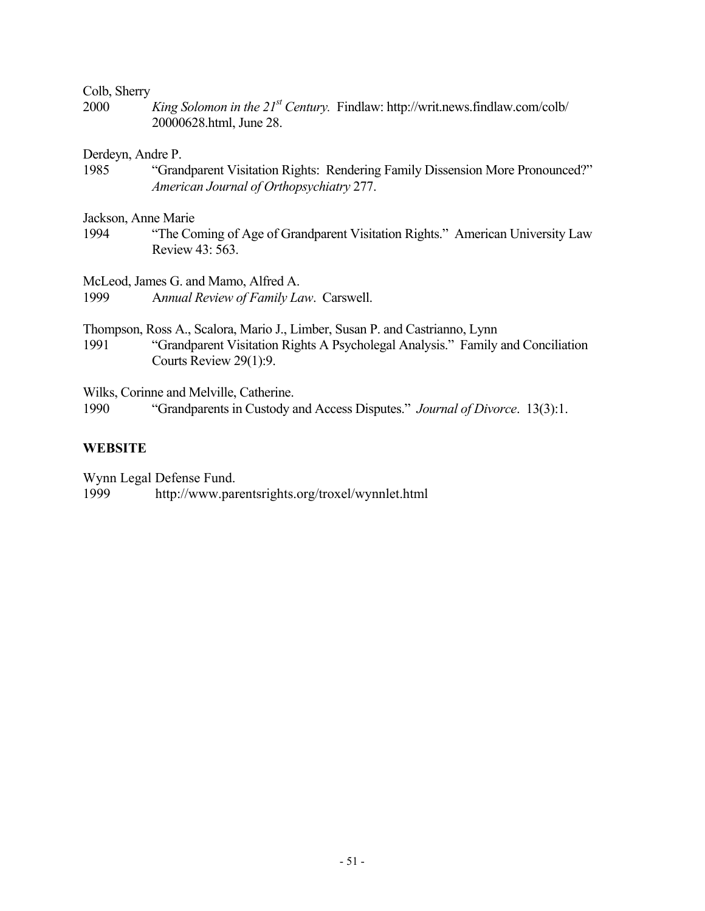Colb, Sherry
2000 *King Solomon in the 21st Century.* Findlaw: http://writ.news.findlaw.com/colb/20000628.html, June 28.

Derdeyn, Andre P.
1985 "Grandparent Visitation Rights: Rendering Family Dissension More Pronounced?" *American Journal of Orthopsychiatry* 277.

Jackson, Anne Marie
1994 "The Coming of Age of Grandparent Visitation Rights." American University Law Review 43: 563.

McLeod, James G. and Mamo, Alfred A.
1999 A*nnual Review of Family Law*. Carswell.

Thompson, Ross A., Scalora, Mario J., Limber, Susan P. and Castrianno, Lynn
1991 "Grandparent Visitation Rights A Psycholegal Analysis." Family and Conciliation Courts Review 29(1):9.

Wilks, Corinne and Melville, Catherine.
1990 "Grandparents in Custody and Access Disputes." *Journal of Divorce*. 13(3):1.

## WEBSITE

Wynn Legal Defense Fund.
1999 http://www.parentsrights.org/troxel/wynnlet.html